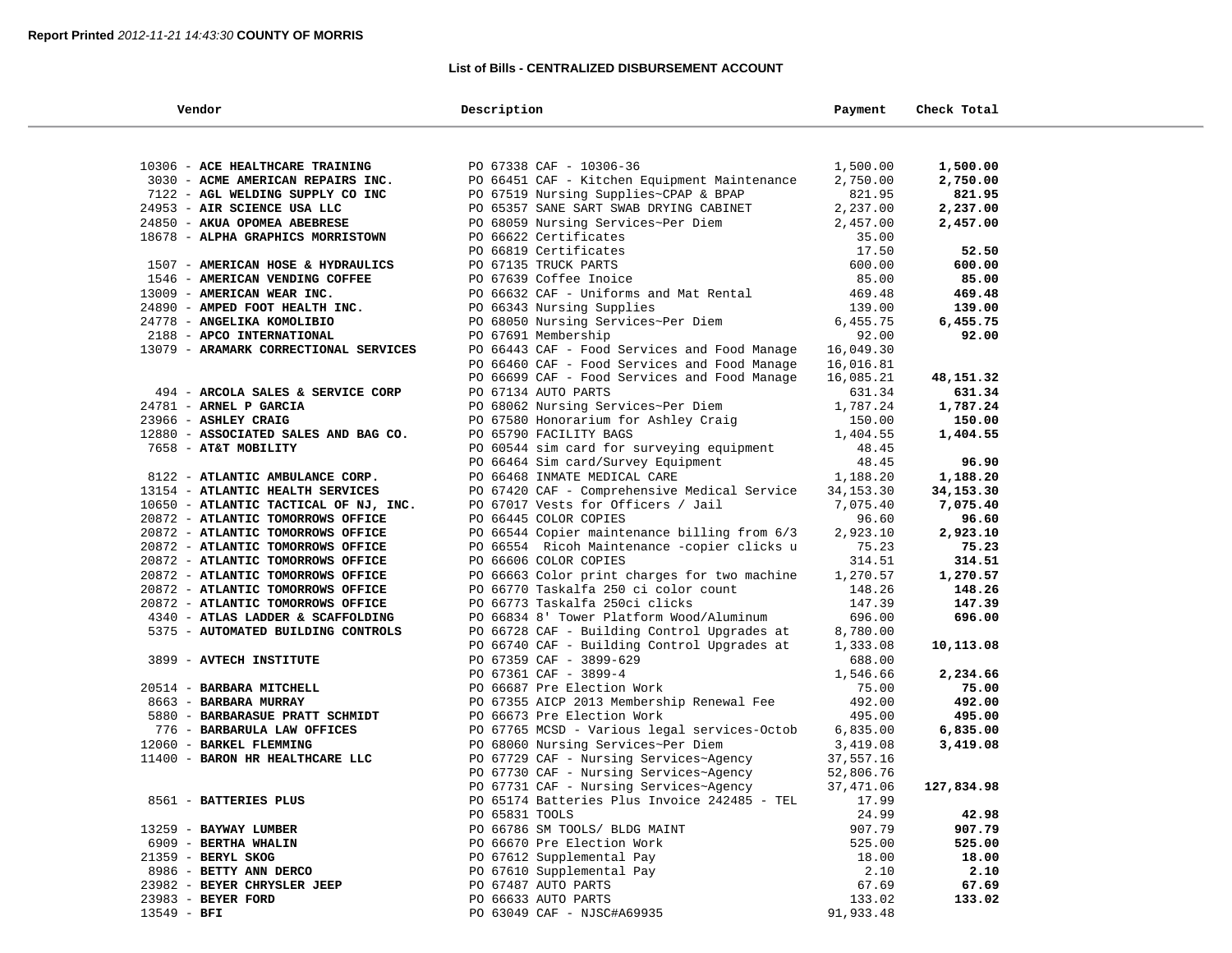**Report Printed** *2012-11-21 14:43:30* **COUNTY OF MORRIS**

### List of Bills - CENTRALIZED DISBURSEMENT ACCOUNT

| Vendor | Description | Payment | Check Total |
|---|---|---|---|
| 10306 - **ACE HEALTHCARE TRAINING** | PO 67338 CAF - 10306-36 | 1,500.00 | **1,500.00** |
| 3030 - **ACME AMERICAN REPAIRS INC.** | PO 66451 CAF - Kitchen Equipment Maintenance | 2,750.00 | **2,750.00** |
| 7122 - **AGL WELDING SUPPLY CO INC** | PO 67519 Nursing Supplies~CPAP & BPAP | 821.95 | **821.95** |
| 24953 - **AIR SCIENCE USA LLC** | PO 65357 SANE SART SWAB DRYING CABINET | 2,237.00 | **2,237.00** |
| 24850 - **AKUA OPOMEA ABEBRESE** | PO 68059 Nursing Services~Per Diem | 2,457.00 | **2,457.00** |
| 18678 - **ALPHA GRAPHICS MORRISTOWN** | PO 66622 Certificates | 35.00 | |
| | PO 66819 Certificates | 17.50 | **52.50** |
| 1507 - **AMERICAN HOSE & HYDRAULICS** | PO 67135 TRUCK PARTS | 600.00 | **600.00** |
| 1546 - **AMERICAN VENDING COFFEE** | PO 67639 Coffee Inoice | 85.00 | **85.00** |
| 13009 - **AMERICAN WEAR INC.** | PO 66632 CAF - Uniforms and Mat Rental | 469.48 | **469.48** |
| 24890 - **AMPED FOOT HEALTH INC.** | PO 66343 Nursing Supplies | 139.00 | **139.00** |
| 24778 - **ANGELIKA KOMOLIBIO** | PO 68050 Nursing Services~Per Diem | 6,455.75 | **6,455.75** |
| 2188 - **APCO INTERNATIONAL** | PO 67691 Membership | 92.00 | **92.00** |
| 13079 - **ARAMARK CORRECTIONAL SERVICES** | PO 66443 CAF - Food Services and Food Manage | 16,049.30 | |
| | PO 66460 CAF - Food Services and Food Manage | 16,016.81 | |
| | PO 66699 CAF - Food Services and Food Manage | 16,085.21 | **48,151.32** |
| 494 - **ARCOLA SALES & SERVICE CORP** | PO 67134 AUTO PARTS | 631.34 | **631.34** |
| 24781 - **ARNEL P GARCIA** | PO 68062 Nursing Services~Per Diem | 1,787.24 | **1,787.24** |
| 23966 - **ASHLEY CRAIG** | PO 67580 Honorarium for Ashley Craig | 150.00 | **150.00** |
| 12880 - **ASSOCIATED SALES AND BAG CO.** | PO 65790 FACILITY BAGS | 1,404.55 | **1,404.55** |
| 7658 - **AT&T MOBILITY** | PO 60544 sim card for surveying equipment | 48.45 | |
| | PO 66464 Sim card/Survey Equipment | 48.45 | **96.90** |
| 8122 - **ATLANTIC AMBULANCE CORP.** | PO 66468 INMATE MEDICAL CARE | 1,188.20 | **1,188.20** |
| 13154 - **ATLANTIC HEALTH SERVICES** | PO 67420 CAF - Comprehensive Medical Service | 34,153.30 | **34,153.30** |
| 10650 - **ATLANTIC TACTICAL OF NJ, INC.** | PO 67017 Vests for Officers / Jail | 7,075.40 | **7,075.40** |
| 20872 - **ATLANTIC TOMORROWS OFFICE** | PO 66445 COLOR COPIES | 96.60 | **96.60** |
| 20872 - **ATLANTIC TOMORROWS OFFICE** | PO 66544 Copier maintenance billing from 6/3 | 2,923.10 | **2,923.10** |
| 20872 - **ATLANTIC TOMORROWS OFFICE** | PO 66554 Ricoh Maintenance -copier clicks u | 75.23 | **75.23** |
| 20872 - **ATLANTIC TOMORROWS OFFICE** | PO 66606 COLOR COPIES | 314.51 | **314.51** |
| 20872 - **ATLANTIC TOMORROWS OFFICE** | PO 66663 Color print charges for two machine | 1,270.57 | **1,270.57** |
| 20872 - **ATLANTIC TOMORROWS OFFICE** | PO 66770 Taskalfa 250 ci color count | 148.26 | **148.26** |
| 20872 - **ATLANTIC TOMORROWS OFFICE** | PO 66773 Taskalfa 250ci clicks | 147.39 | **147.39** |
| 4340 - **ATLAS LADDER & SCAFFOLDING** | PO 66834 8' Tower Platform Wood/Aluminum | 696.00 | **696.00** |
| 5375 - **AUTOMATED BUILDING CONTROLS** | PO 66728 CAF - Building Control Upgrades at | 8,780.00 | |
| | PO 66740 CAF - Building Control Upgrades at | 1,333.08 | **10,113.08** |
| 3899 - **AVTECH INSTITUTE** | PO 67359 CAF - 3899-629 | 688.00 | |
| | PO 67361 CAF - 3899-4 | 1,546.66 | **2,234.66** |
| 20514 - **BARBARA MITCHELL** | PO 66687 Pre Election Work | 75.00 | **75.00** |
| 8663 - **BARBARA MURRAY** | PO 67355 AICP 2013 Membership Renewal Fee | 492.00 | **492.00** |
| 5880 - **BARBARASUE PRATT SCHMIDT** | PO 66673 Pre Election Work | 495.00 | **495.00** |
| 776 - **BARBARULA LAW OFFICES** | PO 67765 MCSD - Various legal services-Octob | 6,835.00 | **6,835.00** |
| 12060 - **BARKEL FLEMMING** | PO 68060 Nursing Services~Per Diem | 3,419.08 | **3,419.08** |
| 11400 - **BARON HR HEALTHCARE LLC** | PO 67729 CAF - Nursing Services~Agency | 37,557.16 | |
| | PO 67730 CAF - Nursing Services~Agency | 52,806.76 | |
| | PO 67731 CAF - Nursing Services~Agency | 37,471.06 | **127,834.98** |
| 8561 - **BATTERIES PLUS** | PO 65174 Batteries Plus Invoice 242485 - TEL | 17.99 | |
| | PO 65831 TOOLS | 24.99 | **42.98** |
| 13259 - **BAYWAY LUMBER** | PO 66786 SM TOOLS/ BLDG MAINT | 907.79 | **907.79** |
| 6909 - **BERTHA WHALIN** | PO 66670 Pre Election Work | 525.00 | **525.00** |
| 21359 - **BERYL SKOG** | PO 67612 Supplemental Pay | 18.00 | **18.00** |
| 8986 - **BETTY ANN DERCO** | PO 67610 Supplemental Pay | 2.10 | **2.10** |
| 23982 - **BEYER CHRYSLER JEEP** | PO 67487 AUTO PARTS | 67.69 | **67.69** |
| 23983 - **BEYER FORD** | PO 66633 AUTO PARTS | 133.02 | **133.02** |
| 13549 - **BFI** | PO 63049 CAF - NJSC#A69935 | 91,933.48 | |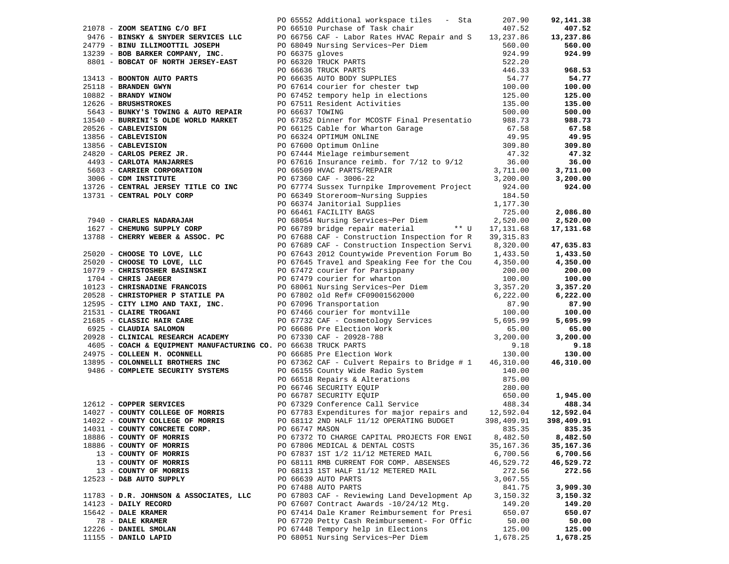| Vendor | PO / Description | Amount | Total |
|---|---|---|---|
| | PO 65552 Additional workspace tiles - Sta | 207.90 | **92,141.38** |
| 21078 - **ZOOM SEATING C/O BFI** | PO 66510 Purchase of Task chair | 407.52 | **407.52** |
| 9476 - **BINSKY & SNYDER SERVICES LLC** | PO 66756 CAF - Labor Rates HVAC Repair and S | 13,237.86 | **13,237.86** |
| 24779 - **BINU ILLIMOOTTIL JOSEPH** | PO 68049 Nursing Services~Per Diem | 560.00 | **560.00** |
| 13239 - **BOB BARKER COMPANY, INC.** | PO 66375 gloves | 924.99 | **924.99** |
| 8801 - **BOBCAT OF NORTH JERSEY-EAST** | PO 66320 TRUCK PARTS | 522.20 | |
| | PO 66636 TRUCK PARTS | 446.33 | **968.53** |
| 13413 - **BOONTON AUTO PARTS** | PO 66635 AUTO BODY SUPPLIES | 54.77 | **54.77** |
| 25118 - **BRANDEN GWYN** | PO 67614 courier for chester twp | 100.00 | **100.00** |
| 10882 - **BRANDY WINOW** | PO 67452 tempory help in elections | 125.00 | **125.00** |
| 12626 - **BRUSHSTROKES** | PO 67511 Resident Activities | 135.00 | **135.00** |
| 5643 - **BUNKY'S TOWING & AUTO REPAIR** | PO 66637 TOWING | 500.00 | **500.00** |
| 13540 - **BURRINI'S OLDE WORLD MARKET** | PO 67352 Dinner for MCOSTF Final Presentatio | 988.73 | **988.73** |
| 20526 - **CABLEVISION** | PO 66125 Cable for Wharton Garage | 67.58 | **67.58** |
| 13856 - **CABLEVISION** | PO 66324 OPTIMUM ONLINE | 49.95 | **49.95** |
| 13856 - **CABLEVISION** | PO 67600 Optimum Online | 309.80 | **309.80** |
| 24820 - **CARLOS PEREZ JR.** | PO 67444 Mielage reimbursement | 47.32 | **47.32** |
| 4493 - **CARLOTA MANJARRES** | PO 67616 Insurance reimb. for 7/12 to 9/12 | 36.00 | **36.00** |
| 5603 - **CARRIER CORPORATION** | PO 66509 HVAC PARTS/REPAIR | 3,711.00 | **3,711.00** |
| 3006 - **CDM INSTITUTE** | PO 67360 CAF - 3006-22 | 3,200.00 | **3,200.00** |
| 13726 - **CENTRAL JERSEY TITLE CO INC** | PO 67774 Sussex Turnpike Improvement Project | 924.00 | **924.00** |
| 13731 - **CENTRAL POLY CORP** | PO 66349 Storeroom~Nursing Suppies | 184.50 | |
| | PO 66374 Janitorial Supplies | 1,177.30 | |
| | PO 66461 FACILITY BAGS | 725.00 | **2,086.80** |
| 7940 - **CHARLES NADARAJAH** | PO 68054 Nursing Services~Per Diem | 2,520.00 | **2,520.00** |
| 1627 - **CHEMUNG SUPPLY CORP** | PO 66789 bridge repair material ** U | 17,131.68 | **17,131.68** |
| 13788 - **CHERRY WEBER & ASSOC. PC** | PO 67688 CAF - Construction Inspection for R | 39,315.83 | |
| | PO 67689 CAF - Construction Inspection Servi | 8,320.00 | **47,635.83** |
| 25020 - **CHOOSE TO LOVE, LLC** | PO 67643 2012 Countywide Prevention Forum Bo | 1,433.50 | **1,433.50** |
| 25020 - **CHOOSE TO LOVE, LLC** | PO 67645 Travel and Speaking Fee for the Cou | 4,350.00 | **4,350.00** |
| 10779 - **CHRISTOSHER BASINSKI** | PO 67472 courier for Parsippany | 200.00 | **200.00** |
| 1704 - **CHRIS JAEGER** | PO 67479 courier for wharton | 100.00 | **100.00** |
| 10123 - **CHRISNADINE FRANCOIS** | PO 68061 Nursing Services~Per Diem | 3,357.20 | **3,357.20** |
| 20528 - **CHRISTOPHER P STATILE PA** | PO 67802 old Ref# CF09001562000 | 6,222.00 | **6,222.00** |
| 12595 - **CITY LIMO AND TAXI, INC.** | PO 67096 Transportation | 87.90 | **87.90** |
| 21531 - **CLAIRE TROGANI** | PO 67466 courier for montville | 100.00 | **100.00** |
| 21685 - **CLASSIC HAIR CARE** | PO 67732 CAF - Cosmetology Services | 5,695.99 | **5,695.99** |
| 6925 - **CLAUDIA SALOMON** | PO 66686 Pre Election Work | 65.00 | **65.00** |
| 20928 - **CLINICAL RESEARCH ACADEMY** | PO 67330 CAF - 20928-788 | 3,200.00 | **3,200.00** |
| 4605 - **COACH & EQUIPMENT MANUFACTURING CO.** | PO 66638 TRUCK PARTS | 9.18 | **9.18** |
| 24975 - **COLLEEN M. OCONNELL** | PO 66685 Pre Election Work | 130.00 | **130.00** |
| 13895 - **COLONNELLI BROTHERS INC** | PO 67362 CAF - Culvert Repairs to Bridge # 1 | 46,310.00 | **46,310.00** |
| 9486 - **COMPLETE SECURITY SYSTEMS** | PO 66155 County Wide Radio System | 140.00 | |
| | PO 66518 Repairs & Alterations | 875.00 | |
| | PO 66746 SECURITY EQUIP | 280.00 | |
| | PO 66787 SECURITY EQUIP | 650.00 | **1,945.00** |
| 12612 - **COPPER SERVICES** | PO 67329 Conference Call Service | 488.34 | **488.34** |
| 14027 - **COUNTY COLLEGE OF MORRIS** | PO 67783 Expenditures for major repairs and | 12,592.04 | **12,592.04** |
| 14022 - **COUNTY COLLEGE OF MORRIS** | PO 68112 2ND HALF 11/12 OPERATING BUDGET | 398,409.91 | **398,409.91** |
| 14031 - **COUNTY CONCRETE CORP.** | PO 66747 MASON | 835.35 | **835.35** |
| 18886 - **COUNTY OF MORRIS** | PO 67372 TO CHARGE CAPITAL PROJECTS FOR ENGI | 8,482.50 | **8,482.50** |
| 18886 - **COUNTY OF MORRIS** | PO 67806 MEDICAL & DENTAL COSTS | 35,167.36 | **35,167.36** |
| 13 - **COUNTY OF MORRIS** | PO 67837 1ST 1/2 11/12 METERED MAIL | 6,700.56 | **6,700.56** |
| 13 - **COUNTY OF MORRIS** | PO 68111 RMB CURRENT FOR COMP. ABSENSES | 46,529.72 | **46,529.72** |
| 13 - **COUNTY OF MORRIS** | PO 68113 1ST HALF 11/12 METERED MAIL | 272.56 | **272.56** |
| 12523 - **D&B AUTO SUPPLY** | PO 66639 AUTO PARTS | 3,067.55 | |
| | PO 67488 AUTO PARTS | 841.75 | **3,909.30** |
| 11783 - **D.R. JOHNSON & ASSOCIATES, LLC** | PO 67803 CAF - Reviewing Land Development Ap | 3,150.32 | **3,150.32** |
| 14123 - **DAILY RECORD** | PO 67607 Contract Awards -10/24/12 Mtg. | 149.20 | **149.20** |
| 15642 - **DALE KRAMER** | PO 67414 Dale Kramer Reimbursement for Presi | 650.07 | **650.07** |
| 78 - **DALE KRAMER** | PO 67720 Petty Cash Reimbursement- For Offic | 50.00 | **50.00** |
| 12226 - **DANIEL SMOLAN** | PO 67448 Tempory help in Elections | 125.00 | **125.00** |
| 11155 - **DANILO LAPID** | PO 68051 Nursing Services~Per Diem | 1,678.25 | **1,678.25** |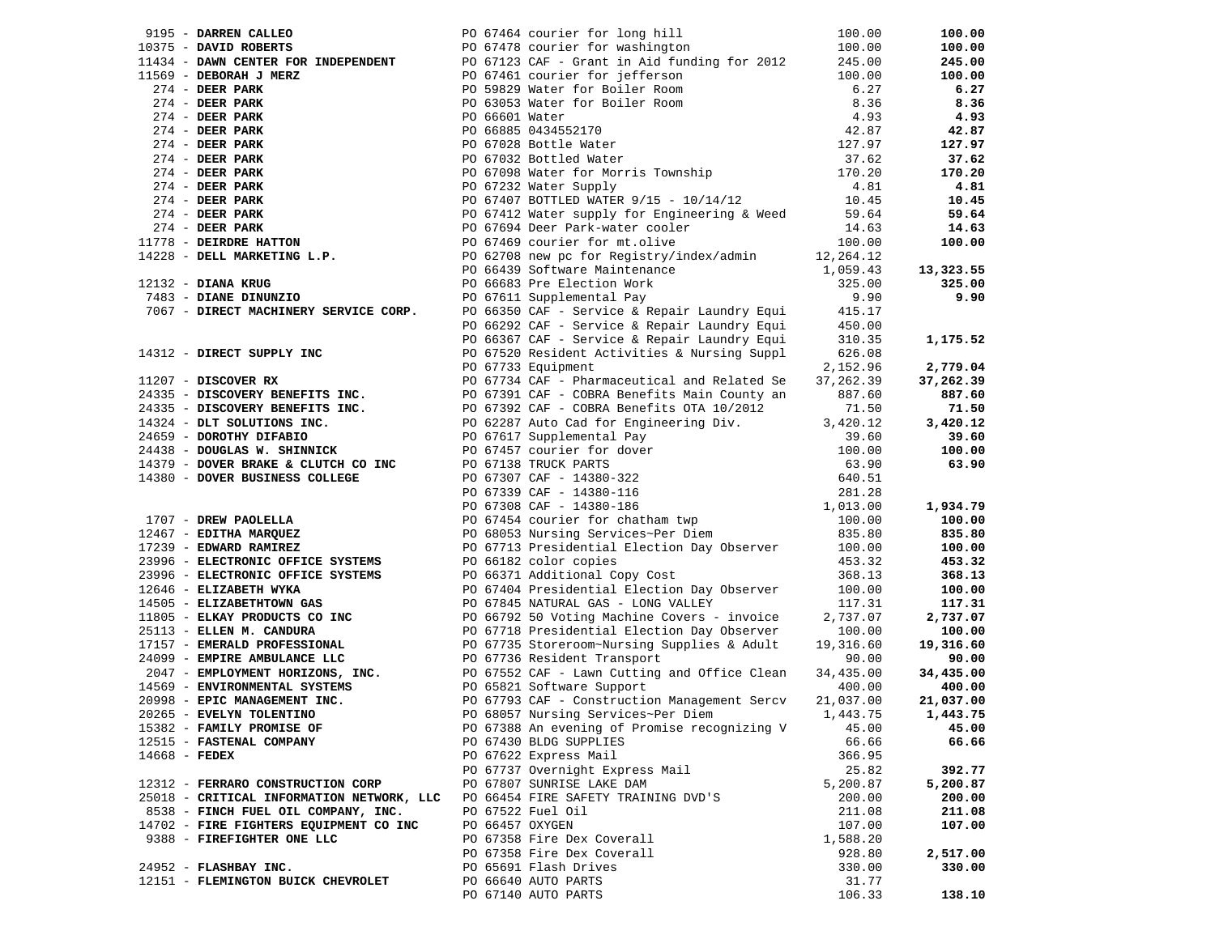| Vendor | Description | Amount | Total |
|---|---|---|---|
| 9195 - **DARREN CALLEO** | PO 67464 courier for long hill | 100.00 | **100.00** |
| 10375 - **DAVID ROBERTS** | PO 67478 courier for washington | 100.00 | **100.00** |
| 11434 - **DAWN CENTER FOR INDEPENDENT** | PO 67123 CAF - Grant in Aid funding for 2012 | 245.00 | **245.00** |
| 11569 - **DEBORAH J MERZ** | PO 67461 courier for jefferson | 100.00 | **100.00** |
| 274 - **DEER PARK** | PO 59829 Water for Boiler Room | 6.27 | **6.27** |
| 274 - **DEER PARK** | PO 63053 Water for Boiler Room | 8.36 | **8.36** |
| 274 - **DEER PARK** | PO 66601 Water | 4.93 | **4.93** |
| 274 - **DEER PARK** | PO 66885 0434552170 | 42.87 | **42.87** |
| 274 - **DEER PARK** | PO 67028 Bottle Water | 127.97 | **127.97** |
| 274 - **DEER PARK** | PO 67032 Bottled Water | 37.62 | **37.62** |
| 274 - **DEER PARK** | PO 67098 Water for Morris Township | 170.20 | **170.20** |
| 274 - **DEER PARK** | PO 67232 Water Supply | 4.81 | **4.81** |
| 274 - **DEER PARK** | PO 67407 BOTTLED WATER 9/15 - 10/14/12 | 10.45 | **10.45** |
| 274 - **DEER PARK** | PO 67412 Water supply for Engineering & Weed | 59.64 | **59.64** |
| 274 - **DEER PARK** | PO 67694 Deer Park-water cooler | 14.63 | **14.63** |
| 11778 - **DEIRDRE HATTON** | PO 67469 courier for mt.olive | 100.00 | **100.00** |
| 14228 - **DELL MARKETING L.P.** | PO 62708 new pc for Registry/index/admin | 12,264.12 | |
| | PO 66439 Software Maintenance | 1,059.43 | **13,323.55** |
| 12132 - **DIANA KRUG** | PO 66683 Pre Election Work | 325.00 | **325.00** |
| 7483 - **DIANE DINUNZIO** | PO 67611 Supplemental Pay | 9.90 | **9.90** |
| 7067 - **DIRECT MACHINERY SERVICE CORP.** | PO 66350 CAF - Service & Repair Laundry Equi | 415.17 | |
| | PO 66292 CAF - Service & Repair Laundry Equi | 450.00 | |
| | PO 66367 CAF - Service & Repair Laundry Equi | 310.35 | **1,175.52** |
| 14312 - **DIRECT SUPPLY INC** | PO 67520 Resident Activities & Nursing Suppl | 626.08 | |
| | PO 67733 Equipment | 2,152.96 | **2,779.04** |
| 11207 - **DISCOVER RX** | PO 67734 CAF - Pharmaceutical and Related Se | 37,262.39 | **37,262.39** |
| 24335 - **DISCOVERY BENEFITS INC.** | PO 67391 CAF - COBRA Benefits Main County an | 887.60 | **887.60** |
| 24335 - **DISCOVERY BENEFITS INC.** | PO 67392 CAF - COBRA Benefits OTA 10/2012 | 71.50 | **71.50** |
| 14324 - **DLT SOLUTIONS INC.** | PO 62287 Auto Cad for Engineering Div. | 3,420.12 | **3,420.12** |
| 24659 - **DOROTHY DIFABIO** | PO 67617 Supplemental Pay | 39.60 | **39.60** |
| 24438 - **DOUGLAS W. SHINNICK** | PO 67457 courier for dover | 100.00 | **100.00** |
| 14379 - **DOVER BRAKE & CLUTCH CO INC** | PO 67138 TRUCK PARTS | 63.90 | **63.90** |
| 14380 - **DOVER BUSINESS COLLEGE** | PO 67307 CAF - 14380-322 | 640.51 | |
| | PO 67339 CAF - 14380-116 | 281.28 | |
| | PO 67308 CAF - 14380-186 | 1,013.00 | **1,934.79** |
| 1707 - **DREW PAOLELLA** | PO 67454 courier for chatham twp | 100.00 | **100.00** |
| 12467 - **EDITHA MARQUEZ** | PO 68053 Nursing Services~Per Diem | 835.80 | **835.80** |
| 17239 - **EDWARD RAMIREZ** | PO 67713 Presidential Election Day Observer | 100.00 | **100.00** |
| 23996 - **ELECTRONIC OFFICE SYSTEMS** | PO 66182 color copies | 453.32 | **453.32** |
| 23996 - **ELECTRONIC OFFICE SYSTEMS** | PO 66371 Additional Copy Cost | 368.13 | **368.13** |
| 12646 - **ELIZABETH WYKA** | PO 67404 Presidential Election Day Observer | 100.00 | **100.00** |
| 14505 - **ELIZABETHTOWN GAS** | PO 67845 NATURAL GAS - LONG VALLEY | 117.31 | **117.31** |
| 11805 - **ELKAY PRODUCTS CO INC** | PO 66792 50 Voting Machine Covers - invoice | 2,737.07 | **2,737.07** |
| 25113 - **ELLEN M. CANDURA** | PO 67718 Presidential Election Day Observer | 100.00 | **100.00** |
| 17157 - **EMERALD PROFESSIONAL** | PO 67735 Storeroom~Nursing Supplies & Adult | 19,316.60 | **19,316.60** |
| 24099 - **EMPIRE AMBULANCE LLC** | PO 67736 Resident Transport | 90.00 | **90.00** |
| 2047 - **EMPLOYMENT HORIZONS, INC.** | PO 67552 CAF - Lawn Cutting and Office Clean | 34,435.00 | **34,435.00** |
| 14569 - **ENVIRONMENTAL SYSTEMS** | PO 65821 Software Support | 400.00 | **400.00** |
| 20998 - **EPIC MANAGEMENT INC.** | PO 67793 CAF - Construction Management Sercv | 21,037.00 | **21,037.00** |
| 20265 - **EVELYN TOLENTINO** | PO 68057 Nursing Services~Per Diem | 1,443.75 | **1,443.75** |
| 15382 - **FAMILY PROMISE OF** | PO 67388 An evening of Promise recognizing V | 45.00 | **45.00** |
| 12515 - **FASTENAL COMPANY** | PO 67430 BLDG SUPPLIES | 66.66 | **66.66** |
| 14668 - **FEDEX** | PO 67622 Express Mail | 366.95 | |
| | PO 67737 Overnight Express Mail | 25.82 | **392.77** |
| 12312 - **FERRARO CONSTRUCTION CORP** | PO 67807 SUNRISE LAKE DAM | 5,200.87 | **5,200.87** |
| 25018 - **CRITICAL INFORMATION NETWORK, LLC** | PO 66454 FIRE SAFETY TRAINING DVD'S | 200.00 | **200.00** |
| 8538 - **FINCH FUEL OIL COMPANY, INC.** | PO 67522 Fuel Oil | 211.08 | **211.08** |
| 14702 - **FIRE FIGHTERS EQUIPMENT CO INC** | PO 66457 OXYGEN | 107.00 | **107.00** |
| 9388 - **FIREFIGHTER ONE LLC** | PO 67358 Fire Dex Coverall | 1,588.20 | |
| | PO 67358 Fire Dex Coverall | 928.80 | **2,517.00** |
| 24952 - **FLASHBAY INC.** | PO 65691 Flash Drives | 330.00 | **330.00** |
| 12151 - **FLEMINGTON BUICK CHEVROLET** | PO 66640 AUTO PARTS | 31.77 | |
| | PO 67140 AUTO PARTS | 106.33 | **138.10** |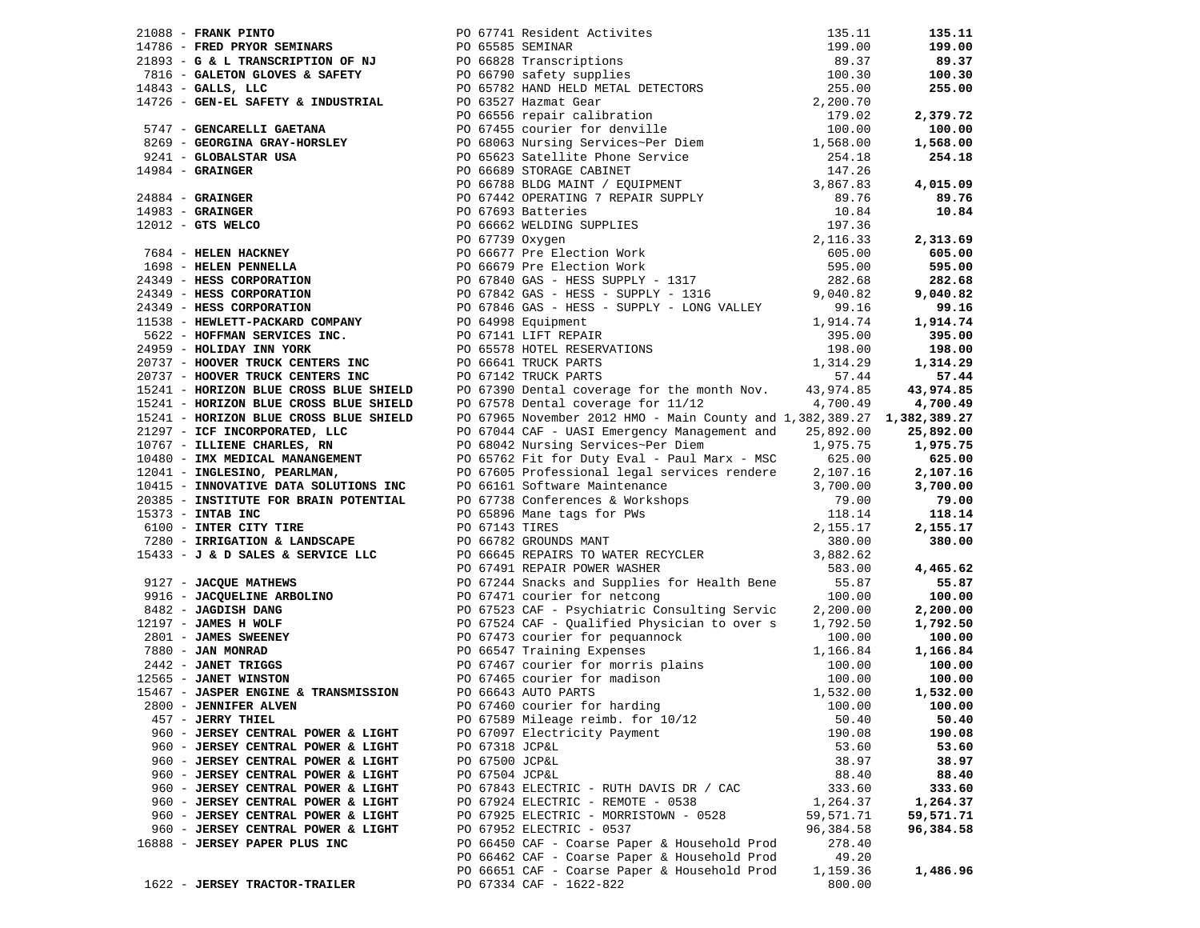| Vendor | PO / Description | Amount | Total |
|---|---|---|---|
| 21088 - **FRANK PINTO** | PO 67741 Resident Activites | 135.11 | **135.11** |
| 14786 - **FRED PRYOR SEMINARS** | PO 65585 SEMINAR | 199.00 | **199.00** |
| 21893 - **G & L TRANSCRIPTION OF NJ** | PO 66828 Transcriptions | 89.37 | **89.37** |
| 7816 - **GALETON GLOVES & SAFETY** | PO 66790 safety supplies | 100.30 | **100.30** |
| 14843 - **GALLS, LLC** | PO 65782 HAND HELD METAL DETECTORS | 255.00 | **255.00** |
| 14726 - **GEN-EL SAFETY & INDUSTRIAL** | PO 63527 Hazmat Gear | 2,200.70 | |
| | PO 66556 repair calibration | 179.02 | **2,379.72** |
| 5747 - **GENCARELLI GAETANA** | PO 67455 courier for denville | 100.00 | **100.00** |
| 8269 - **GEORGINA GRAY-HORSLEY** | PO 68063 Nursing Services~Per Diem | 1,568.00 | **1,568.00** |
| 9241 - **GLOBALSTAR USA** | PO 65623 Satellite Phone Service | 254.18 | **254.18** |
| 14984 - **GRAINGER** | PO 66689 STORAGE CABINET | 147.26 | |
| | PO 66788 BLDG MAINT / EQUIPMENT | 3,867.83 | **4,015.09** |
| 24884 - **GRAINGER** | PO 67442 OPERATING 7 REPAIR SUPPLY | 89.76 | **89.76** |
| 14983 - **GRAINGER** | PO 67693 Batteries | 10.84 | **10.84** |
| 12012 - **GTS WELCO** | PO 66662 WELDING SUPPLIES | 197.36 | |
| | PO 67739 Oxygen | 2,116.33 | **2,313.69** |
| 7684 - **HELEN HACKNEY** | PO 66677 Pre Election Work | 605.00 | **605.00** |
| 1698 - **HELEN PENNELLA** | PO 66679 Pre Election Work | 595.00 | **595.00** |
| 24349 - **HESS CORPORATION** | PO 67840 GAS - HESS SUPPLY - 1317 | 282.68 | **282.68** |
| 24349 - **HESS CORPORATION** | PO 67842 GAS - HESS - SUPPLY - 1316 | 9,040.82 | **9,040.82** |
| 24349 - **HESS CORPORATION** | PO 67846 GAS - HESS - SUPPLY - LONG VALLEY | 99.16 | **99.16** |
| 11538 - **HEWLETT-PACKARD COMPANY** | PO 64998 Equipment | 1,914.74 | **1,914.74** |
| 5622 - **HOFFMAN SERVICES INC.** | PO 67141 LIFT REPAIR | 395.00 | **395.00** |
| 24959 - **HOLIDAY INN YORK** | PO 65578 HOTEL RESERVATIONS | 198.00 | **198.00** |
| 20737 - **HOOVER TRUCK CENTERS INC** | PO 66641 TRUCK PARTS | 1,314.29 | **1,314.29** |
| 20737 - **HOOVER TRUCK CENTERS INC** | PO 67142 TRUCK PARTS | 57.44 | **57.44** |
| 15241 - **HORIZON BLUE CROSS BLUE SHIELD** | PO 67390 Dental coverage for the month Nov. | 43,974.85 | **43,974.85** |
| 15241 - **HORIZON BLUE CROSS BLUE SHIELD** | PO 67578 Dental coverage for 11/12 | 4,700.49 | **4,700.49** |
| 15241 - **HORIZON BLUE CROSS BLUE SHIELD** | PO 67965 November 2012 HMO - Main County and | 1,382,389.27 | **1,382,389.27** |
| 21297 - **ICF INCORPORATED, LLC** | PO 67044 CAF - UASI Emergency Management and | 25,892.00 | **25,892.00** |
| 10767 - **ILLIENE CHARLES, RN** | PO 68042 Nursing Services~Per Diem | 1,975.75 | **1,975.75** |
| 10480 - **IMX MEDICAL MANANGEMENT** | PO 65762 Fit for Duty Eval - Paul Marx - MSC | 625.00 | **625.00** |
| 12041 - **INGLESINO, PEARLMAN,** | PO 67605 Professional legal services rendere | 2,107.16 | **2,107.16** |
| 10415 - **INNOVATIVE DATA SOLUTIONS INC** | PO 66161 Software Maintenance | 3,700.00 | **3,700.00** |
| 20385 - **INSTITUTE FOR BRAIN POTENTIAL** | PO 67738 Conferences & Workshops | 79.00 | **79.00** |
| 15373 - **INTAB INC** | PO 65896 Mane tags for PWs | 118.14 | **118.14** |
| 6100 - **INTER CITY TIRE** | PO 67143 TIRES | 2,155.17 | **2,155.17** |
| 7280 - **IRRIGATION & LANDSCAPE** | PO 66782 GROUNDS MANT | 380.00 | **380.00** |
| 15433 - **J & D SALES & SERVICE LLC** | PO 66645 REPAIRS TO WATER RECYCLER | 3,882.62 | |
| | PO 67491 REPAIR POWER WASHER | 583.00 | **4,465.62** |
| 9127 - **JACQUE MATHEWS** | PO 67244 Snacks and Supplies for Health Bene | 55.87 | **55.87** |
| 9916 - **JACQUELINE ARBOLINO** | PO 67471 courier for netcong | 100.00 | **100.00** |
| 8482 - **JAGDISH DANG** | PO 67523 CAF - Psychiatric Consulting Servic | 2,200.00 | **2,200.00** |
| 12197 - **JAMES H WOLF** | PO 67524 CAF - Qualified Physician to over s | 1,792.50 | **1,792.50** |
| 2801 - **JAMES SWEENEY** | PO 67473 courier for pequannock | 100.00 | **100.00** |
| 7880 - **JAN MONRAD** | PO 66547 Training Expenses | 1,166.84 | **1,166.84** |
| 2442 - **JANET TRIGGS** | PO 67467 courier for morris plains | 100.00 | **100.00** |
| 12565 - **JANET WINSTON** | PO 67465 courier for madison | 100.00 | **100.00** |
| 15467 - **JASPER ENGINE & TRANSMISSION** | PO 66643 AUTO PARTS | 1,532.00 | **1,532.00** |
| 2800 - **JENNIFER ALVEN** | PO 67460 courier for harding | 100.00 | **100.00** |
| 457 - **JERRY THIEL** | PO 67589 Mileage reimb. for 10/12 | 50.40 | **50.40** |
| 960 - **JERSEY CENTRAL POWER & LIGHT** | PO 67097 Electricity Payment | 190.08 | **190.08** |
| 960 - **JERSEY CENTRAL POWER & LIGHT** | PO 67318 JCP&L | 53.60 | **53.60** |
| 960 - **JERSEY CENTRAL POWER & LIGHT** | PO 67500 JCP&L | 38.97 | **38.97** |
| 960 - **JERSEY CENTRAL POWER & LIGHT** | PO 67504 JCP&L | 88.40 | **88.40** |
| 960 - **JERSEY CENTRAL POWER & LIGHT** | PO 67843 ELECTRIC - RUTH DAVIS DR / CAC | 333.60 | **333.60** |
| 960 - **JERSEY CENTRAL POWER & LIGHT** | PO 67924 ELECTRIC - REMOTE - 0538 | 1,264.37 | **1,264.37** |
| 960 - **JERSEY CENTRAL POWER & LIGHT** | PO 67925 ELECTRIC - MORRISTOWN - 0528 | 59,571.71 | **59,571.71** |
| 960 - **JERSEY CENTRAL POWER & LIGHT** | PO 67952 ELECTRIC - 0537 | 96,384.58 | **96,384.58** |
| 16888 - **JERSEY PAPER PLUS INC** | PO 66450 CAF - Coarse Paper & Household Prod | 278.40 | |
| | PO 66462 CAF - Coarse Paper & Household Prod | 49.20 | |
| | PO 66651 CAF - Coarse Paper & Household Prod | 1,159.36 | **1,486.96** |
| 1622 - **JERSEY TRACTOR-TRAILER** | PO 67334 CAF - 1622-822 | 800.00 | |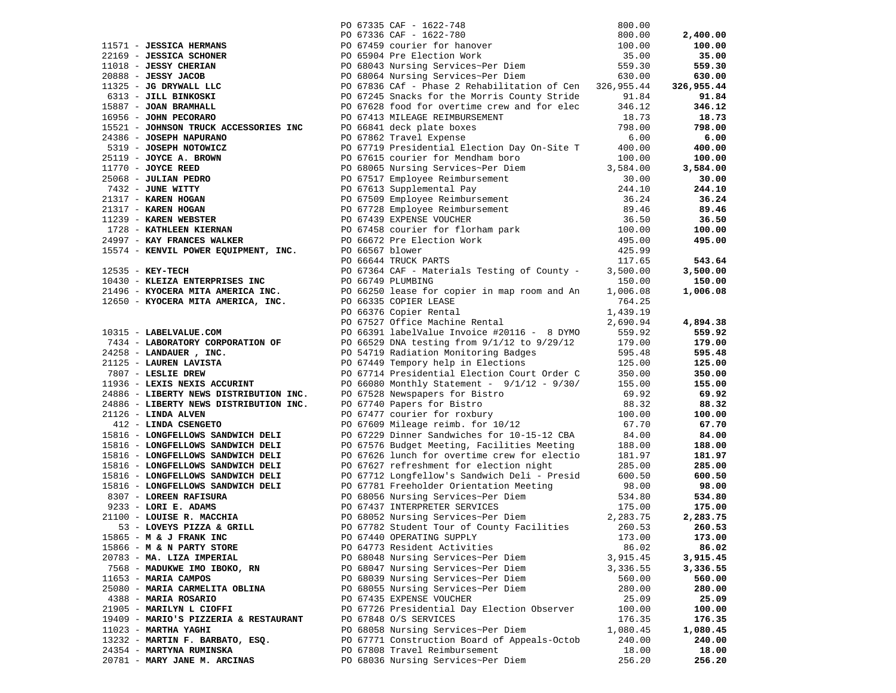| Vendor | PO / Description | Amount | Total |
|---|---|---|---|
| | PO 67335 CAF - 1622-748 | 800.00 | |
| | PO 67336 CAF - 1622-780 | 800.00 | **2,400.00** |
| 11571 - **JESSICA HERMANS** | PO 67459 courier for hanover | 100.00 | **100.00** |
| 22169 - **JESSICA SCHONER** | PO 65904 Pre Election Work | 35.00 | **35.00** |
| 11018 - **JESSY CHERIAN** | PO 68043 Nursing Services~Per Diem | 559.30 | **559.30** |
| 20888 - **JESSY JACOB** | PO 68064 Nursing Services~Per Diem | 630.00 | **630.00** |
| 11325 - **JG DRYWALL LLC** | PO 67836 CAf - Phase 2 Rehabilitation of Cen | 326,955.44 | **326,955.44** |
| 6313 - **JILL BINKOSKI** | PO 67245 Snacks for the Morris County Stride | 91.84 | **91.84** |
| 15887 - **JOAN BRAMHALL** | PO 67628 food for overtime crew and for elec | 346.12 | **346.12** |
| 16956 - **JOHN PECORARO** | PO 67413 MILEAGE REIMBURSEMENT | 18.73 | **18.73** |
| 15521 - **JOHNSON TRUCK ACCESSORIES INC** | PO 66841 deck plate boxes | 798.00 | **798.00** |
| 24386 - **JOSEPH NAPURANO** | PO 67862 Travel Expense | 6.00 | **6.00** |
| 5319 - **JOSEPH NOTOWICZ** | PO 67719 Presidential Election Day On-Site T | 400.00 | **400.00** |
| 25119 - **JOYCE A. BROWN** | PO 67615 courier for Mendham boro | 100.00 | **100.00** |
| 11770 - **JOYCE REED** | PO 68065 Nursing Services~Per Diem | 3,584.00 | **3,584.00** |
| 25068 - **JULIAN PEDRO** | PO 67517 Employee Reimbursement | 30.00 | **30.00** |
| 7432 - **JUNE WITTY** | PO 67613 Supplemental Pay | 244.10 | **244.10** |
| 21317 - **KAREN HOGAN** | PO 67509 Employee Reimbursement | 36.24 | **36.24** |
| 21317 - **KAREN HOGAN** | PO 67728 Employee Reimbursement | 89.46 | **89.46** |
| 11239 - **KAREN WEBSTER** | PO 67439 EXPENSE VOUCHER | 36.50 | **36.50** |
| 1728 - **KATHLEEN KIERNAN** | PO 67458 courier for florham park | 100.00 | **100.00** |
| 24997 - **KAY FRANCES WALKER** | PO 66672 Pre Election Work | 495.00 | **495.00** |
| 15574 - **KENVIL POWER EQUIPMENT, INC.** | PO 66567 blower | 425.99 | |
| | PO 66644 TRUCK PARTS | 117.65 | **543.64** |
| 12535 - **KEY-TECH** | PO 67364 CAF - Materials Testing of County - | 3,500.00 | **3,500.00** |
| 10430 - **KLEIZA ENTERPRISES INC** | PO 66749 PLUMBING | 150.00 | **150.00** |
| 21496 - **KYOCERA MITA AMERICA INC.** | PO 66250 lease for copier in map room and An | 1,006.08 | **1,006.08** |
| 12650 - **KYOCERA MITA AMERICA, INC.** | PO 66335 COPIER LEASE | 764.25 | |
| | PO 66376 Copier Rental | 1,439.19 | |
| | PO 67527 Office Machine Rental | 2,690.94 | **4,894.38** |
| 10315 - **LABELVALUE.COM** | PO 66391 labelValue Invoice #20116 - 8 DYMO | 559.92 | **559.92** |
| 7434 - **LABORATORY CORPORATION OF** | PO 66529 DNA testing from 9/1/12 to 9/29/12 | 179.00 | **179.00** |
| 24258 - **LANDAUER , INC.** | PO 54719 Radiation Monitoring Badges | 595.48 | **595.48** |
| 21125 - **LAUREN LAVISTA** | PO 67449 Tempory help in Elections | 125.00 | **125.00** |
| 7807 - **LESLIE DREW** | PO 67714 Presidential Election Court Order C | 350.00 | **350.00** |
| 11936 - **LEXIS NEXIS ACCURINT** | PO 66080 Monthly Statement - 9/1/12 - 9/30/ | 155.00 | **155.00** |
| 24886 - **LIBERTY NEWS DISTRIBUTION INC.** | PO 67528 Newspapers for Bistro | 69.92 | **69.92** |
| 24886 - **LIBERTY NEWS DISTRIBUTION INC.** | PO 67740 Papers for Bistro | 88.32 | **88.32** |
| 21126 - **LINDA ALVEN** | PO 67477 courier for roxbury | 100.00 | **100.00** |
| 412 - **LINDA CSENGETO** | PO 67609 Mileage reimb. for 10/12 | 67.70 | **67.70** |
| 15816 - **LONGFELLOWS SANDWICH DELI** | PO 67229 Dinner Sandwiches for 10-15-12 CBA | 84.00 | **84.00** |
| 15816 - **LONGFELLOWS SANDWICH DELI** | PO 67576 Budget Meeting, Facilities Meeting | 188.00 | **188.00** |
| 15816 - **LONGFELLOWS SANDWICH DELI** | PO 67626 lunch for overtime crew for electio | 181.97 | **181.97** |
| 15816 - **LONGFELLOWS SANDWICH DELI** | PO 67627 refreshment for election night | 285.00 | **285.00** |
| 15816 - **LONGFELLOWS SANDWICH DELI** | PO 67712 Longfellow's Sandwich Deli - Presid | 600.50 | **600.50** |
| 15816 - **LONGFELLOWS SANDWICH DELI** | PO 67781 Freeholder Orientation Meeting | 98.00 | **98.00** |
| 8307 - **LOREEN RAFISURA** | PO 68056 Nursing Services~Per Diem | 534.80 | **534.80** |
| 9233 - **LORI E. ADAMS** | PO 67437 INTERPRETER SERVICES | 175.00 | **175.00** |
| 21100 - **LOUISE R. MACCHIA** | PO 68052 Nursing Services~Per Diem | 2,283.75 | **2,283.75** |
| 53 - **LOVEYS PIZZA & GRILL** | PO 67782 Student Tour of County Facilities | 260.53 | **260.53** |
| 15865 - **M & J FRANK INC** | PO 67440 OPERATING SUPPLY | 173.00 | **173.00** |
| 15866 - **M & N PARTY STORE** | PO 64773 Resident Activities | 86.02 | **86.02** |
| 20783 - **MA. LIZA IMPERIAL** | PO 68048 Nursing Services~Per Diem | 3,915.45 | **3,915.45** |
| 7568 - **MADUKWE IMO IBOKO, RN** | PO 68047 Nursing Services~Per Diem | 3,336.55 | **3,336.55** |
| 11653 - **MARIA CAMPOS** | PO 68039 Nursing Services~Per Diem | 560.00 | **560.00** |
| 25080 - **MARIA CARMELITA OBLINA** | PO 68055 Nursing Services~Per Diem | 280.00 | **280.00** |
| 4388 - **MARIA ROSARIO** | PO 67435 EXPENSE VOUCHER | 25.09 | **25.09** |
| 21905 - **MARILYN L CIOFFI** | PO 67726 Presidential Day Election Observer | 100.00 | **100.00** |
| 19409 - **MARIO'S PIZZERIA & RESTAURANT** | PO 67848 O/S SERVICES | 176.35 | **176.35** |
| 11023 - **MARTHA YAGHI** | PO 68058 Nursing Services~Per Diem | 1,080.45 | **1,080.45** |
| 13232 - **MARTIN F. BARBATO, ESQ.** | PO 67771 Construction Board of Appeals-Octob | 240.00 | **240.00** |
| 24354 - **MARTYNA RUMINSKA** | PO 67808 Travel Reimbursement | 18.00 | **18.00** |
| 20781 - **MARY JANE M. ARCINAS** | PO 68036 Nursing Services~Per Diem | 256.20 | **256.20** |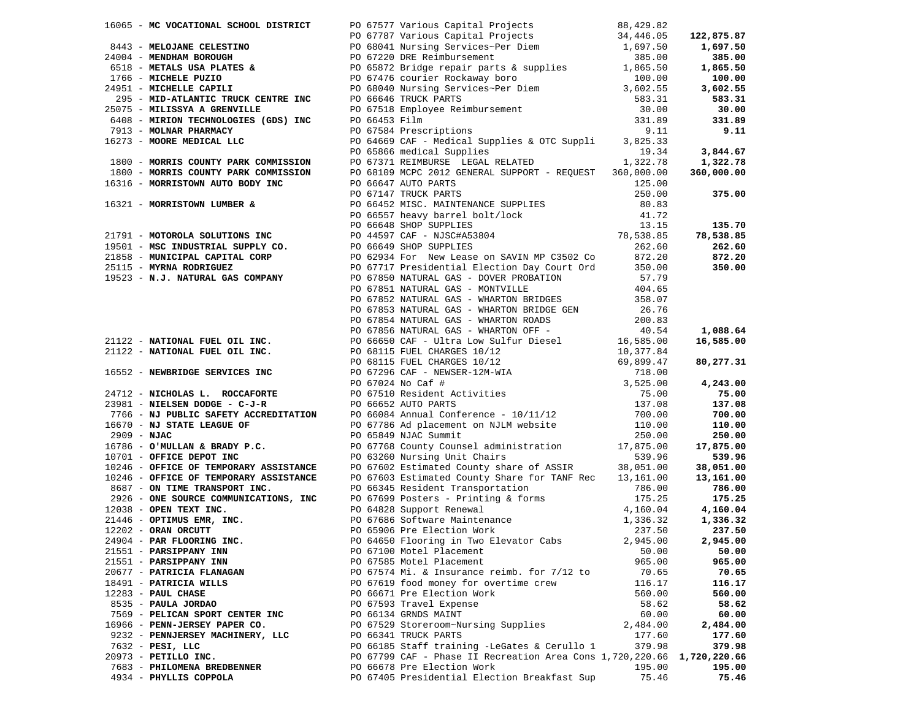| Vendor | PO / Description | Amount | Total |
|---|---|---|---|
| 16065 - **MC VOCATIONAL SCHOOL DISTRICT** | PO 67577 Various Capital Projects | 88,429.82 | |
| | PO 67787 Various Capital Projects | 34,446.05 | **122,875.87** |
| 8443 - **MELOJANE CELESTINO** | PO 68041 Nursing Services~Per Diem | 1,697.50 | **1,697.50** |
| 24004 - **MENDHAM BOROUGH** | PO 67220 DRE Reimbursement | 385.00 | **385.00** |
| 6518 - **METALS USA PLATES &** | PO 65872 Bridge repair parts & supplies | 1,865.50 | **1,865.50** |
| 1766 - **MICHELE PUZIO** | PO 67476 courier Rockaway boro | 100.00 | **100.00** |
| 24951 - **MICHELLE CAPILI** | PO 68040 Nursing Services~Per Diem | 3,602.55 | **3,602.55** |
| 295 - **MID-ATLANTIC TRUCK CENTRE INC** | PO 66646 TRUCK PARTS | 583.31 | **583.31** |
| 25075 - **MILISSYA A GRENVILLE** | PO 67518 Employee Reimbursement | 30.00 | **30.00** |
| 6408 - **MIRION TECHNOLOGIES (GDS) INC** | PO 66453 Film | 331.89 | **331.89** |
| 7913 - **MOLNAR PHARMACY** | PO 67584 Prescriptions | 9.11 | **9.11** |
| 16273 - **MOORE MEDICAL LLC** | PO 64669 CAF - Medical Supplies & OTC Suppli | 3,825.33 | |
| | PO 65866 medical Supplies | 19.34 | **3,844.67** |
| 1800 - **MORRIS COUNTY PARK COMMISSION** | PO 67371 REIMBURSE LEGAL RELATED | 1,322.78 | **1,322.78** |
| 1800 - **MORRIS COUNTY PARK COMMISSION** | PO 68109 MCPC 2012 GENERAL SUPPORT - REQUEST | 360,000.00 | **360,000.00** |
| 16316 - **MORRISTOWN AUTO BODY INC** | PO 66647 AUTO PARTS | 125.00 | |
| | PO 67147 TRUCK PARTS | 250.00 | **375.00** |
| 16321 - **MORRISTOWN LUMBER &** | PO 66452 MISC. MAINTENANCE SUPPLIES | 80.83 | |
| | PO 66557 heavy barrel bolt/lock | 41.72 | |
| | PO 66648 SHOP SUPPLIES | 13.15 | **135.70** |
| 21791 - **MOTOROLA SOLUTIONS INC** | PO 44597 CAF - NJSC#A53804 | 78,538.85 | **78,538.85** |
| 19501 - **MSC INDUSTRIAL SUPPLY CO.** | PO 66649 SHOP SUPPLIES | 262.60 | **262.60** |
| 21858 - **MUNICIPAL CAPITAL CORP** | PO 62934 For New Lease on SAVIN MP C3502 Co | 872.20 | **872.20** |
| 25115 - **MYRNA RODRIGUEZ** | PO 67717 Presidential Election Day Court Ord | 350.00 | **350.00** |
| 19523 - **N.J. NATURAL GAS COMPANY** | PO 67850 NATURAL GAS - DOVER PROBATION | 57.79 | |
| | PO 67851 NATURAL GAS - MONTVILLE | 404.65 | |
| | PO 67852 NATURAL GAS - WHARTON BRIDGES | 358.07 | |
| | PO 67853 NATURAL GAS - WHARTON BRIDGE GEN | 26.76 | |
| | PO 67854 NATURAL GAS - WHARTON ROADS | 200.83 | |
| | PO 67856 NATURAL GAS - WHARTON OFF - | 40.54 | **1,088.64** |
| 21122 - **NATIONAL FUEL OIL INC.** | PO 66650 CAF - Ultra Low Sulfur Diesel | 16,585.00 | **16,585.00** |
| 21122 - **NATIONAL FUEL OIL INC.** | PO 68115 FUEL CHARGES 10/12 | 10,377.84 | |
| | PO 68115 FUEL CHARGES 10/12 | 69,899.47 | **80,277.31** |
| 16552 - **NEWBRIDGE SERVICES INC** | PO 67296 CAF - NEWSER-12M-WIA | 718.00 | |
| | PO 67024 No Caf # | 3,525.00 | **4,243.00** |
| 24712 - **NICHOLAS L. ROCCAFORTE** | PO 67510 Resident Activities | 75.00 | **75.00** |
| 23981 - **NIELSEN DODGE - C-J-R** | PO 66652 AUTO PARTS | 137.08 | **137.08** |
| 7766 - **NJ PUBLIC SAFETY ACCREDITATION** | PO 66084 Annual Conference - 10/11/12 | 700.00 | **700.00** |
| 16670 - **NJ STATE LEAGUE OF** | PO 67786 Ad placement on NJLM website | 110.00 | **110.00** |
| 2909 - **NJAC** | PO 65849 NJAC Summit | 250.00 | **250.00** |
| 16786 - **O'MULLAN & BRADY P.C.** | PO 67768 County Counsel administration | 17,875.00 | **17,875.00** |
| 10701 - **OFFICE DEPOT INC** | PO 63260 Nursing Unit Chairs | 539.96 | **539.96** |
| 10246 - **OFFICE OF TEMPORARY ASSISTANCE** | PO 67602 Estimated County share of ASSIR | 38,051.00 | **38,051.00** |
| 10246 - **OFFICE OF TEMPORARY ASSISTANCE** | PO 67603 Estimated County Share for TANF Rec | 13,161.00 | **13,161.00** |
| 8687 - **ON TIME TRANSPORT INC.** | PO 66345 Resident Transportation | 786.00 | **786.00** |
| 2926 - **ONE SOURCE COMMUNICATIONS, INC** | PO 67699 Posters - Printing & forms | 175.25 | **175.25** |
| 12038 - **OPEN TEXT INC.** | PO 64828 Support Renewal | 4,160.04 | **4,160.04** |
| 21446 - **OPTIMUS EMR, INC.** | PO 67686 Software Maintenance | 1,336.32 | **1,336.32** |
| 12202 - **ORAN ORCUTT** | PO 65906 Pre Election Work | 237.50 | **237.50** |
| 24904 - **PAR FLOORING INC.** | PO 64650 Flooring in Two Elevator Cabs | 2,945.00 | **2,945.00** |
| 21551 - **PARSIPPANY INN** | PO 67100 Motel Placement | 50.00 | **50.00** |
| 21551 - **PARSIPPANY INN** | PO 67585 Motel Placement | 965.00 | **965.00** |
| 20677 - **PATRICIA FLANAGAN** | PO 67574 Mi. & Insurance reimb. for 7/12 to | 70.65 | **70.65** |
| 18491 - **PATRICIA WILLS** | PO 67619 food money for overtime crew | 116.17 | **116.17** |
| 12283 - **PAUL CHASE** | PO 66671 Pre Election Work | 560.00 | **560.00** |
| 8535 - **PAULA JORDAO** | PO 67593 Travel Expense | 58.62 | **58.62** |
| 7569 - **PELICAN SPORT CENTER INC** | PO 66134 GRNDS MAINT | 60.00 | **60.00** |
| 16966 - **PENN-JERSEY PAPER CO.** | PO 67529 Storeroom~Nursing Supplies | 2,484.00 | **2,484.00** |
| 9232 - **PENNJERSEY MACHINERY, LLC** | PO 66341 TRUCK PARTS | 177.60 | **177.60** |
| 7632 - **PESI, LLC** | PO 66185 Staff training -LeGates & Cerullo 1 | 379.98 | **379.98** |
| 20973 - **PETILLO INC.** | PO 67799 CAF - Phase II Recreation Area Cons | 1,720,220.66 | **1,720,220.66** |
| 7683 - **PHILOMENA BREDBENNER** | PO 66678 Pre Election Work | 195.00 | **195.00** |
| 4934 - **PHYLLIS COPPOLA** | PO 67405 Presidential Election Breakfast Sup | 75.46 | **75.46** |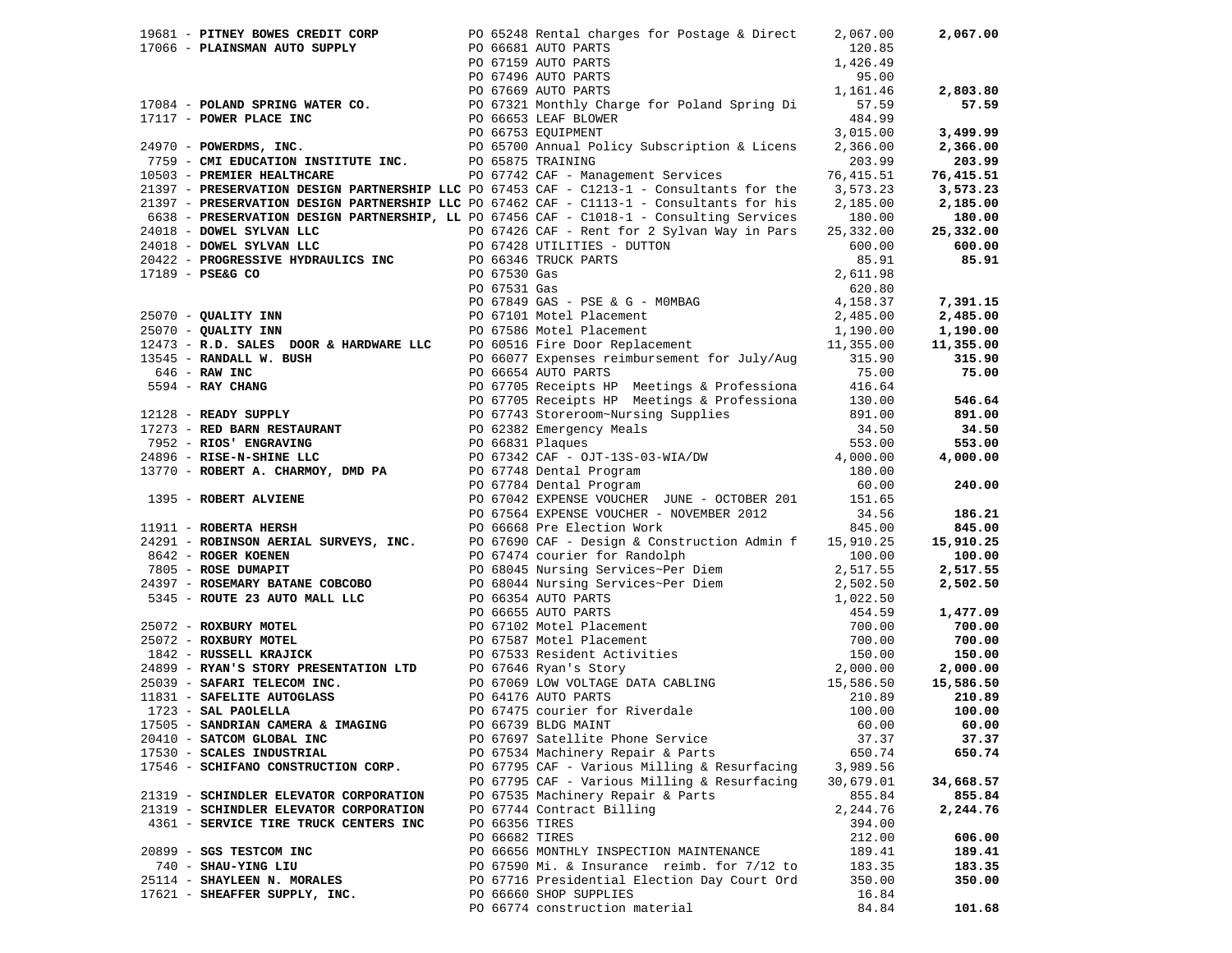| Vendor | PO / Description | Amount | Total |
|---|---|---|---|
| 19681 - **PITNEY BOWES CREDIT CORP** | PO 65248 Rental charges for Postage & Direct | 2,067.00 | **2,067.00** |
| 17066 - **PLAINSMAN AUTO SUPPLY** | PO 66681 AUTO PARTS | 120.85 | |
| | PO 67159 AUTO PARTS | 1,426.49 | |
| | PO 67496 AUTO PARTS | 95.00 | |
| | PO 67669 AUTO PARTS | 1,161.46 | **2,803.80** |
| 17084 - **POLAND SPRING WATER CO.** | PO 67321 Monthly Charge for Poland Spring Di | 57.59 | **57.59** |
| 17117 - **POWER PLACE INC** | PO 66653 LEAF BLOWER | 484.99 | |
| | PO 66753 EQUIPMENT | 3,015.00 | **3,499.99** |
| 24970 - **POWERDMS, INC.** | PO 65700 Annual Policy Subscription & Licens | 2,366.00 | **2,366.00** |
| 7759 - **CMI EDUCATION INSTITUTE INC.** | PO 65875 TRAINING | 203.99 | **203.99** |
| 10503 - **PREMIER HEALTHCARE** | PO 67742 CAF - Management Services | 76,415.51 | **76,415.51** |
| 21397 - **PRESERVATION DESIGN PARTNERSHIP LLC** | PO 67453 CAF - C1213-1 - Consultants for the | 3,573.23 | **3,573.23** |
| 21397 - **PRESERVATION DESIGN PARTNERSHIP LLC** | PO 67462 CAF - C1113-1 - Consultants for his | 2,185.00 | **2,185.00** |
| 6638 - **PRESERVATION DESIGN PARTNERSHIP, LL** | PO 67456 CAF - C1018-1 - Consulting Services | 180.00 | **180.00** |
| 24018 - **DOWEL SYLVAN LLC** | PO 67426 CAF - Rent for 2 Sylvan Way in Pars | 25,332.00 | **25,332.00** |
| 24018 - **DOWEL SYLVAN LLC** | PO 67428 UTILITIES - DUTTON | 600.00 | **600.00** |
| 20422 - **PROGRESSIVE HYDRAULICS INC** | PO 66346 TRUCK PARTS | 85.91 | **85.91** |
| 17189 - **PSE&G CO** | PO 67530 Gas | 2,611.98 | |
| | PO 67531 Gas | 620.80 | |
| | PO 67849 GAS - PSE & G - M0MBAG | 4,158.37 | **7,391.15** |
| 25070 - **QUALITY INN** | PO 67101 Motel Placement | 2,485.00 | **2,485.00** |
| 25070 - **QUALITY INN** | PO 67586 Motel Placement | 1,190.00 | **1,190.00** |
| 12473 - **R.D. SALES DOOR & HARDWARE LLC** | PO 60516 Fire Door Replacement | 11,355.00 | **11,355.00** |
| 13545 - **RANDALL W. BUSH** | PO 66077 Expenses reimbursement for July/Aug | 315.90 | **315.90** |
| 646 - **RAW INC** | PO 66654 AUTO PARTS | 75.00 | **75.00** |
| 5594 - **RAY CHANG** | PO 67705 Receipts HP Meetings & Professiona | 416.64 | |
| | PO 67705 Receipts HP Meetings & Professiona | 130.00 | **546.64** |
| 12128 - **READY SUPPLY** | PO 67743 Storeroom~Nursing Supplies | 891.00 | **891.00** |
| 17273 - **RED BARN RESTAURANT** | PO 62382 Emergency Meals | 34.50 | **34.50** |
| 7952 - **RIOS' ENGRAVING** | PO 66831 Plaques | 553.00 | **553.00** |
| 24896 - **RISE-N-SHINE LLC** | PO 67342 CAF - OJT-13S-03-WIA/DW | 4,000.00 | **4,000.00** |
| 13770 - **ROBERT A. CHARMOY, DMD PA** | PO 67748 Dental Program | 180.00 | |
| | PO 67784 Dental Program | 60.00 | **240.00** |
| 1395 - **ROBERT ALVIENE** | PO 67042 EXPENSE VOUCHER JUNE - OCTOBER 201 | 151.65 | |
| | PO 67564 EXPENSE VOUCHER - NOVEMBER 2012 | 34.56 | **186.21** |
| 11911 - **ROBERTA HERSH** | PO 66668 Pre Election Work | 845.00 | **845.00** |
| 24291 - **ROBINSON AERIAL SURVEYS, INC.** | PO 67690 CAF - Design & Construction Admin f | 15,910.25 | **15,910.25** |
| 8642 - **ROGER KOENEN** | PO 67474 courier for Randolph | 100.00 | **100.00** |
| 7805 - **ROSE DUMAPIT** | PO 68045 Nursing Services~Per Diem | 2,517.55 | **2,517.55** |
| 24397 - **ROSEMARY BATANE COBCOBO** | PO 68044 Nursing Services~Per Diem | 2,502.50 | **2,502.50** |
| 5345 - **ROUTE 23 AUTO MALL LLC** | PO 66354 AUTO PARTS | 1,022.50 | |
| | PO 66655 AUTO PARTS | 454.59 | **1,477.09** |
| 25072 - **ROXBURY MOTEL** | PO 67102 Motel Placement | 700.00 | **700.00** |
| 25072 - **ROXBURY MOTEL** | PO 67587 Motel Placement | 700.00 | **700.00** |
| 1842 - **RUSSELL KRAJICK** | PO 67533 Resident Activities | 150.00 | **150.00** |
| 24899 - **RYAN'S STORY PRESENTATION LTD** | PO 67646 Ryan's Story | 2,000.00 | **2,000.00** |
| 25039 - **SAFARI TELECOM INC.** | PO 67069 LOW VOLTAGE DATA CABLING | 15,586.50 | **15,586.50** |
| 11831 - **SAFELITE AUTOGLASS** | PO 64176 AUTO PARTS | 210.89 | **210.89** |
| 1723 - **SAL PAOLELLA** | PO 67475 courier for Riverdale | 100.00 | **100.00** |
| 17505 - **SANDRIAN CAMERA & IMAGING** | PO 66739 BLDG MAINT | 60.00 | **60.00** |
| 20410 - **SATCOM GLOBAL INC** | PO 67697 Satellite Phone Service | 37.37 | **37.37** |
| 17530 - **SCALES INDUSTRIAL** | PO 67534 Machinery Repair & Parts | 650.74 | **650.74** |
| 17546 - **SCHIFANO CONSTRUCTION CORP.** | PO 67795 CAF - Various Milling & Resurfacing | 3,989.56 | |
| | PO 67795 CAF - Various Milling & Resurfacing | 30,679.01 | **34,668.57** |
| 21319 - **SCHINDLER ELEVATOR CORPORATION** | PO 67535 Machinery Repair & Parts | 855.84 | **855.84** |
| 21319 - **SCHINDLER ELEVATOR CORPORATION** | PO 67744 Contract Billing | 2,244.76 | **2,244.76** |
| 4361 - **SERVICE TIRE TRUCK CENTERS INC** | PO 66356 TIRES | 394.00 | |
| | PO 66682 TIRES | 212.00 | **606.00** |
| 20899 - **SGS TESTCOM INC** | PO 66656 MONTHLY INSPECTION MAINTENANCE | 189.41 | **189.41** |
| 740 - **SHAU-YING LIU** | PO 67590 Mi. & Insurance reimb. for 7/12 to | 183.35 | **183.35** |
| 25114 - **SHAYLEEN N. MORALES** | PO 67716 Presidential Election Day Court Ord | 350.00 | **350.00** |
| 17621 - **SHEAFFER SUPPLY, INC.** | PO 66660 SHOP SUPPLIES | 16.84 | |
| | PO 66774 construction material | 84.84 | **101.68** |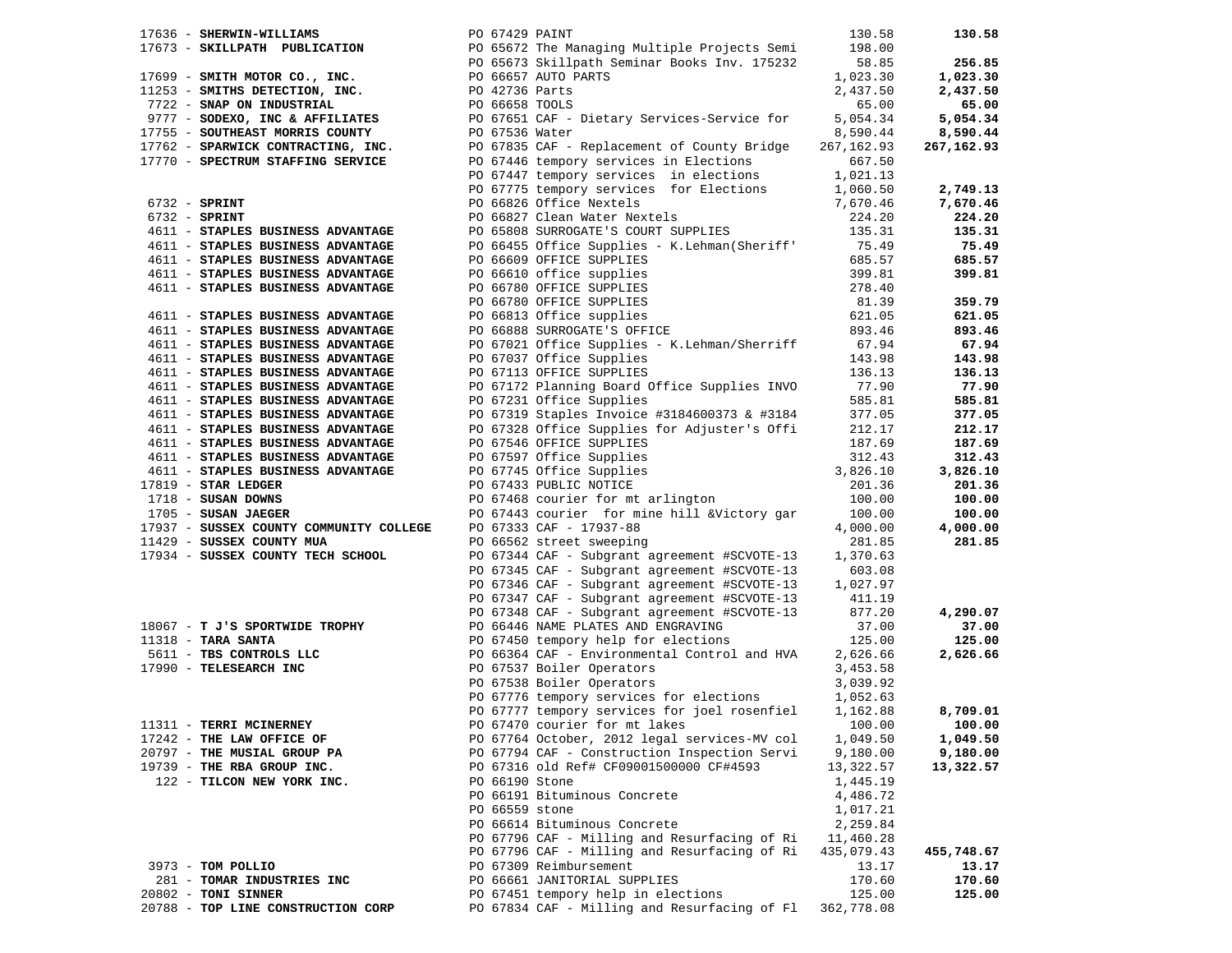| Vendor | Description | Amount | Total |
|---|---|---|---|
| 17636 - **SHERWIN-WILLIAMS** | PO 67429 PAINT | 130.58 | **130.58** |
| 17673 - **SKILLPATH PUBLICATION** | PO 65672 The Managing Multiple Projects Semi | 198.00 | |
| | PO 65673 Skillpath Seminar Books Inv. 175232 | 58.85 | **256.85** |
| 17699 - **SMITH MOTOR CO., INC.** | PO 66657 AUTO PARTS | 1,023.30 | **1,023.30** |
| 11253 - **SMITHS DETECTION, INC.** | PO 42736 Parts | 2,437.50 | **2,437.50** |
| 7722 - **SNAP ON INDUSTRIAL** | PO 66658 TOOLS | 65.00 | **65.00** |
| 9777 - **SODEXO, INC & AFFILIATES** | PO 67651 CAF - Dietary Services-Service for | 5,054.34 | **5,054.34** |
| 17755 - **SOUTHEAST MORRIS COUNTY** | PO 67536 Water | 8,590.44 | **8,590.44** |
| 17762 - **SPARWICK CONTRACTING, INC.** | PO 67835 CAF - Replacement of County Bridge | 267,162.93 | **267,162.93** |
| 17770 - **SPECTRUM STAFFING SERVICE** | PO 67446 tempory services in Elections | 667.50 | |
| | PO 67447 tempory services in elections | 1,021.13 | |
| | PO 67775 tempory services for Elections | 1,060.50 | **2,749.13** |
| 6732 - **SPRINT** | PO 66826 Office Nextels | 7,670.46 | **7,670.46** |
| 6732 - **SPRINT** | PO 66827 Clean Water Nextels | 224.20 | **224.20** |
| 4611 - **STAPLES BUSINESS ADVANTAGE** | PO 65808 SURROGATE'S COURT SUPPLIES | 135.31 | **135.31** |
| 4611 - **STAPLES BUSINESS ADVANTAGE** | PO 66455 Office Supplies - K.Lehman(Sheriff' | 75.49 | **75.49** |
| 4611 - **STAPLES BUSINESS ADVANTAGE** | PO 66609 OFFICE SUPPLIES | 685.57 | **685.57** |
| 4611 - **STAPLES BUSINESS ADVANTAGE** | PO 66610 office supplies | 399.81 | **399.81** |
| 4611 - **STAPLES BUSINESS ADVANTAGE** | PO 66780 OFFICE SUPPLIES | 278.40 | |
| | PO 66780 OFFICE SUPPLIES | 81.39 | **359.79** |
| 4611 - **STAPLES BUSINESS ADVANTAGE** | PO 66813 Office supplies | 621.05 | **621.05** |
| 4611 - **STAPLES BUSINESS ADVANTAGE** | PO 66888 SURROGATE'S OFFICE | 893.46 | **893.46** |
| 4611 - **STAPLES BUSINESS ADVANTAGE** | PO 67021 Office Supplies - K.Lehman/Sherriff | 67.94 | **67.94** |
| 4611 - **STAPLES BUSINESS ADVANTAGE** | PO 67037 Office Supplies | 143.98 | **143.98** |
| 4611 - **STAPLES BUSINESS ADVANTAGE** | PO 67113 OFFICE SUPPLIES | 136.13 | **136.13** |
| 4611 - **STAPLES BUSINESS ADVANTAGE** | PO 67172 Planning Board Office Supplies INVO | 77.90 | **77.90** |
| 4611 - **STAPLES BUSINESS ADVANTAGE** | PO 67231 Office Supplies | 585.81 | **585.81** |
| 4611 - **STAPLES BUSINESS ADVANTAGE** | PO 67319 Staples Invoice #3184600373 & #3184 | 377.05 | **377.05** |
| 4611 - **STAPLES BUSINESS ADVANTAGE** | PO 67328 Office Supplies for Adjuster's Offi | 212.17 | **212.17** |
| 4611 - **STAPLES BUSINESS ADVANTAGE** | PO 67546 OFFICE SUPPLIES | 187.69 | **187.69** |
| 4611 - **STAPLES BUSINESS ADVANTAGE** | PO 67597 Office Supplies | 312.43 | **312.43** |
| 4611 - **STAPLES BUSINESS ADVANTAGE** | PO 67745 Office Supplies | 3,826.10 | **3,826.10** |
| 17819 - **STAR LEDGER** | PO 67433 PUBLIC NOTICE | 201.36 | **201.36** |
| 1718 - **SUSAN DOWNS** | PO 67468 courier for mt arlington | 100.00 | **100.00** |
| 1705 - **SUSAN JAEGER** | PO 67443 courier for mine hill &Victory gar | 100.00 | **100.00** |
| 17937 - **SUSSEX COUNTY COMMUNITY COLLEGE** | PO 67333 CAF - 17937-88 | 4,000.00 | **4,000.00** |
| 11429 - **SUSSEX COUNTY MUA** | PO 66562 street sweeping | 281.85 | **281.85** |
| 17934 - **SUSSEX COUNTY TECH SCHOOL** | PO 67344 CAF - Subgrant agreement #SCVOTE-13 | 1,370.63 | |
| | PO 67345 CAF - Subgrant agreement #SCVOTE-13 | 603.08 | |
| | PO 67346 CAF - Subgrant agreement #SCVOTE-13 | 1,027.97 | |
| | PO 67347 CAF - Subgrant agreement #SCVOTE-13 | 411.19 | |
| | PO 67348 CAF - Subgrant agreement #SCVOTE-13 | 877.20 | **4,290.07** |
| 18067 - **T J'S SPORTWIDE TROPHY** | PO 66446 NAME PLATES AND ENGRAVING | 37.00 | **37.00** |
| 11318 - **TARA SANTA** | PO 67450 tempory help for elections | 125.00 | **125.00** |
| 5611 - **TBS CONTROLS LLC** | PO 66364 CAF - Environmental Control and HVA | 2,626.66 | **2,626.66** |
| 17990 - **TELESEARCH INC** | PO 67537 Boiler Operators | 3,453.58 | |
| | PO 67538 Boiler Operators | 3,039.92 | |
| | PO 67776 tempory services for elections | 1,052.63 | |
| | PO 67777 tempory services for joel rosenfiel | 1,162.88 | **8,709.01** |
| 11311 - **TERRI MCINERNEY** | PO 67470 courier for mt lakes | 100.00 | **100.00** |
| 17242 - **THE LAW OFFICE OF** | PO 67764 October, 2012 legal services-MV col | 1,049.50 | **1,049.50** |
| 20797 - **THE MUSIAL GROUP PA** | PO 67794 CAF - Construction Inspection Servi | 9,180.00 | **9,180.00** |
| 19739 - **THE RBA GROUP INC.** | PO 67316 old Ref# CF09001500000 CF#4593 | 13,322.57 | **13,322.57** |
| 122 - **TILCON NEW YORK INC.** | PO 66190 Stone | 1,445.19 | |
| | PO 66191 Bituminous Concrete | 4,486.72 | |
| | PO 66559 stone | 1,017.21 | |
| | PO 66614 Bituminous Concrete | 2,259.84 | |
| | PO 67796 CAF - Milling and Resurfacing of Ri | 11,460.28 | |
| | PO 67796 CAF - Milling and Resurfacing of Ri | 435,079.43 | **455,748.67** |
| 3973 - **TOM POLLIO** | PO 67309 Reimbursement | 13.17 | **13.17** |
| 281 - **TOMAR INDUSTRIES INC** | PO 66661 JANITORIAL SUPPLIES | 170.60 | **170.60** |
| 20802 - **TONI SINNER** | PO 67451 tempory help in elections | 125.00 | **125.00** |
| 20788 - **TOP LINE CONSTRUCTION CORP** | PO 67834 CAF - Milling and Resurfacing of Fl | 362,778.08 | |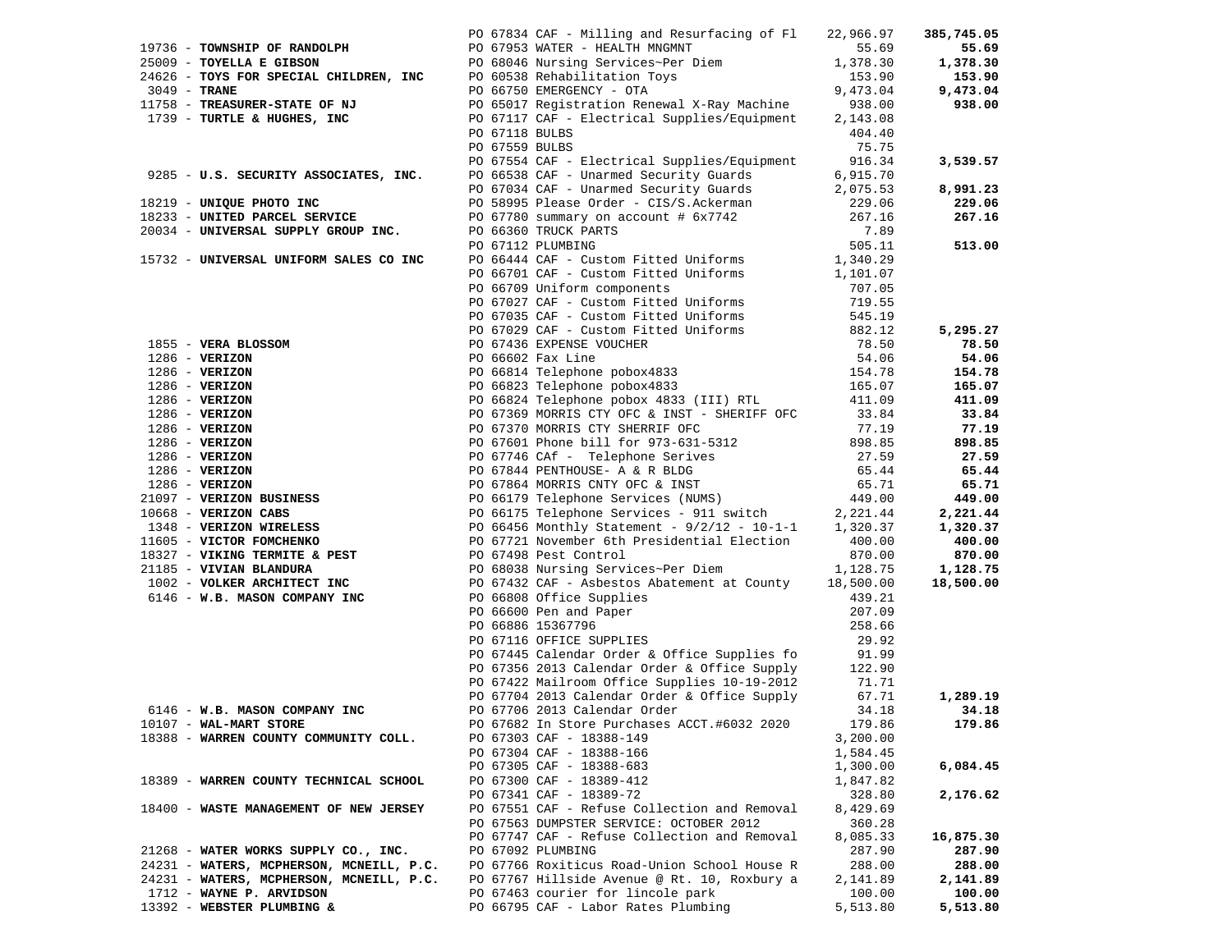| Vendor | PO / Description | Amount | Total |
|---|---|---|---|
| | PO 67834 CAF - Milling and Resurfacing of Fl | 22,966.97 | **385,745.05** |
| 19736 - **TOWNSHIP OF RANDOLPH** | PO 67953 WATER - HEALTH MNGMNT | 55.69 | **55.69** |
| 25009 - **TOYELLA E GIBSON** | PO 68046 Nursing Services~Per Diem | 1,378.30 | **1,378.30** |
| 24626 - **TOYS FOR SPECIAL CHILDREN, INC** | PO 60538 Rehabilitation Toys | 153.90 | **153.90** |
| 3049 - **TRANE** | PO 66750 EMERGENCY - OTA | 9,473.04 | **9,473.04** |
| 11758 - **TREASURER-STATE OF NJ** | PO 65017 Registration Renewal X-Ray Machine | 938.00 | **938.00** |
| 1739 - **TURTLE & HUGHES, INC** | PO 67117 CAF - Electrical Supplies/Equipment | 2,143.08 | |
| | PO 67118 BULBS | 404.40 | |
| | PO 67559 BULBS | 75.75 | |
| | PO 67554 CAF - Electrical Supplies/Equipment | 916.34 | **3,539.57** |
| 9285 - **U.S. SECURITY ASSOCIATES, INC.** | PO 66538 CAF - Unarmed Security Guards | 6,915.70 | |
| | PO 67034 CAF - Unarmed Security Guards | 2,075.53 | **8,991.23** |
| 18219 - **UNIQUE PHOTO INC** | PO 58995 Please Order - CIS/S.Ackerman | 229.06 | **229.06** |
| 18233 - **UNITED PARCEL SERVICE** | PO 67780 summary on account # 6x7742 | 267.16 | **267.16** |
| 20034 - **UNIVERSAL SUPPLY GROUP INC.** | PO 66360 TRUCK PARTS | 7.89 | |
| | PO 67112 PLUMBING | 505.11 | **513.00** |
| 15732 - **UNIVERSAL UNIFORM SALES CO INC** | PO 66444 CAF - Custom Fitted Uniforms | 1,340.29 | |
| | PO 66701 CAF - Custom Fitted Uniforms | 1,101.07 | |
| | PO 66709 Uniform components | 707.05 | |
| | PO 67027 CAF - Custom Fitted Uniforms | 719.55 | |
| | PO 67035 CAF - Custom Fitted Uniforms | 545.19 | |
| | PO 67029 CAF - Custom Fitted Uniforms | 882.12 | **5,295.27** |
| 1855 - **VERA BLOSSOM** | PO 67436 EXPENSE VOUCHER | 78.50 | **78.50** |
| 1286 - **VERIZON** | PO 66602 Fax Line | 54.06 | **54.06** |
| 1286 - **VERIZON** | PO 66814 Telephone pobox4833 | 154.78 | **154.78** |
| 1286 - **VERIZON** | PO 66823 Telephone pobox4833 | 165.07 | **165.07** |
| 1286 - **VERIZON** | PO 66824 Telephone pobox 4833 (III) RTL | 411.09 | **411.09** |
| 1286 - **VERIZON** | PO 67369 MORRIS CTY OFC & INST - SHERIFF OFC | 33.84 | **33.84** |
| 1286 - **VERIZON** | PO 67370 MORRIS CTY SHERRIF OFC | 77.19 | **77.19** |
| 1286 - **VERIZON** | PO 67601 Phone bill for 973-631-5312 | 898.85 | **898.85** |
| 1286 - **VERIZON** | PO 67746 CAf - Telephone Serives | 27.59 | **27.59** |
| 1286 - **VERIZON** | PO 67844 PENTHOUSE- A & R BLDG | 65.44 | **65.44** |
| 1286 - **VERIZON** | PO 67864 MORRIS CNTY OFC & INST | 65.71 | **65.71** |
| 21097 - **VERIZON BUSINESS** | PO 66179 Telephone Services (NUMS) | 449.00 | **449.00** |
| 10668 - **VERIZON CABS** | PO 66175 Telephone Services - 911 switch | 2,221.44 | **2,221.44** |
| 1348 - **VERIZON WIRELESS** | PO 66456 Monthly Statement - 9/2/12 - 10-1-1 | 1,320.37 | **1,320.37** |
| 11605 - **VICTOR FOMCHENKO** | PO 67721 November 6th Presidential Election | 400.00 | **400.00** |
| 18327 - **VIKING TERMITE & PEST** | PO 67498 Pest Control | 870.00 | **870.00** |
| 21185 - **VIVIAN BLANDURA** | PO 68038 Nursing Services~Per Diem | 1,128.75 | **1,128.75** |
| 1002 - **VOLKER ARCHITECT INC** | PO 67432 CAF - Asbestos Abatement at County | 18,500.00 | **18,500.00** |
| 6146 - **W.B. MASON COMPANY INC** | PO 66808 Office Supplies | 439.21 | |
| | PO 66600 Pen and Paper | 207.09 | |
| | PO 66886 15367796 | 258.66 | |
| | PO 67116 OFFICE SUPPLIES | 29.92 | |
| | PO 67445 Calendar Order & Office Supplies fo | 91.99 | |
| | PO 67356 2013 Calendar Order & Office Supply | 122.90 | |
| | PO 67422 Mailroom Office Supplies 10-19-2012 | 71.71 | |
| | PO 67704 2013 Calendar Order & Office Supply | 67.71 | **1,289.19** |
| 6146 - **W.B. MASON COMPANY INC** | PO 67706 2013 Calendar Order | 34.18 | **34.18** |
| 10107 - **WAL-MART STORE** | PO 67682 In Store Purchases ACCT.#6032 2020 | 179.86 | **179.86** |
| 18388 - **WARREN COUNTY COMMUNITY COLL.** | PO 67303 CAF - 18388-149 | 3,200.00 | |
| | PO 67304 CAF - 18388-166 | 1,584.45 | |
| | PO 67305 CAF - 18388-683 | 1,300.00 | **6,084.45** |
| 18389 - **WARREN COUNTY TECHNICAL SCHOOL** | PO 67300 CAF - 18389-412 | 1,847.82 | |
| | PO 67341 CAF - 18389-72 | 328.80 | **2,176.62** |
| 18400 - **WASTE MANAGEMENT OF NEW JERSEY** | PO 67551 CAF - Refuse Collection and Removal | 8,429.69 | |
| | PO 67563 DUMPSTER SERVICE: OCTOBER 2012 | 360.28 | |
| | PO 67747 CAF - Refuse Collection and Removal | 8,085.33 | **16,875.30** |
| 21268 - **WATER WORKS SUPPLY CO., INC.** | PO 67092 PLUMBING | 287.90 | **287.90** |
| 24231 - **WATERS, MCPHERSON, MCNEILL, P.C.** | PO 67766 Roxiticus Road-Union School House R | 288.00 | **288.00** |
| 24231 - **WATERS, MCPHERSON, MCNEILL, P.C.** | PO 67767 Hillside Avenue @ Rt. 10, Roxbury a | 2,141.89 | **2,141.89** |
| 1712 - **WAYNE P. ARVIDSON** | PO 67463 courier for lincole park | 100.00 | **100.00** |
| 13392 - **WEBSTER PLUMBING &** | PO 66795 CAF - Labor Rates Plumbing | 5,513.80 | **5,513.80** |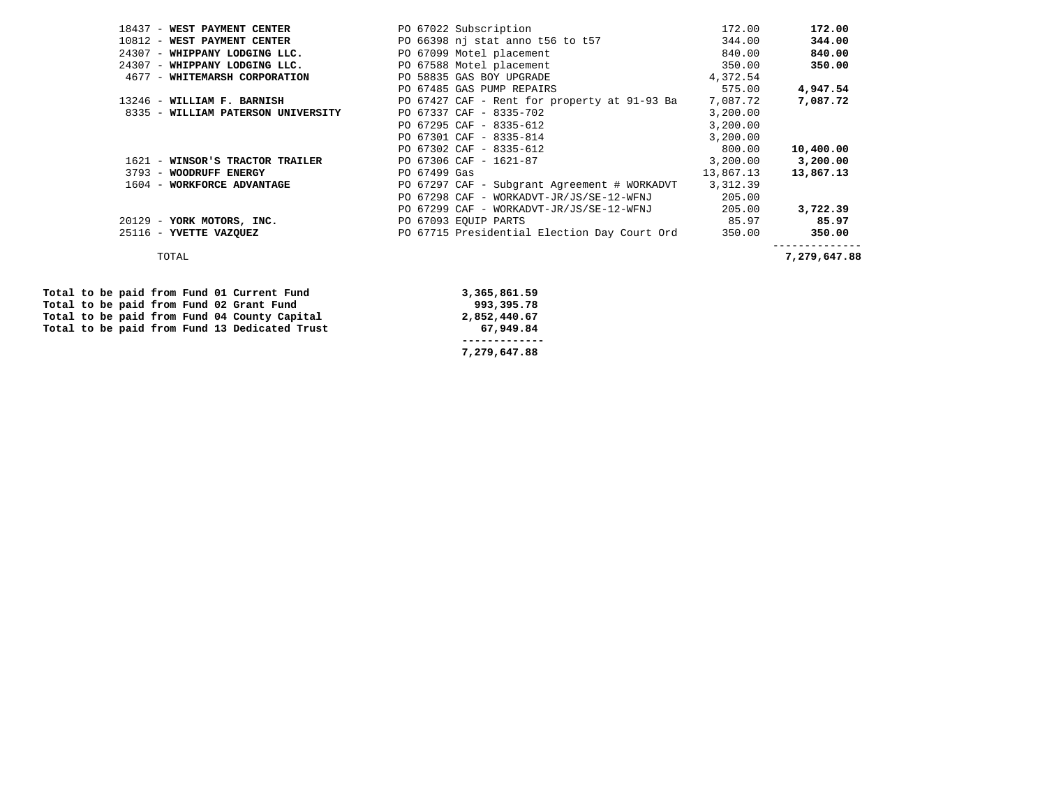| Vendor | Description | Amount | Total |
|---|---|---|---|
| 18437 - **WEST PAYMENT CENTER** | PO 67022 Subscription | 172.00 | **172.00** |
| 10812 - **WEST PAYMENT CENTER** | PO 66398 nj stat anno t56 to t57 | 344.00 | **344.00** |
| 24307 - **WHIPPANY LODGING LLC.** | PO 67099 Motel placement | 840.00 | **840.00** |
| 24307 - **WHIPPANY LODGING LLC.** | PO 67588 Motel placement | 350.00 | **350.00** |
| 4677 - **WHITEMARSH CORPORATION** | PO 58835 GAS BOY UPGRADE | 4,372.54 | |
| | PO 67485 GAS PUMP REPAIRS | 575.00 | **4,947.54** |
| 13246 - **WILLIAM F. BARNISH** | PO 67427 CAF - Rent for property at 91-93 Ba | 7,087.72 | **7,087.72** |
| 8335 - **WILLIAM PATERSON UNIVERSITY** | PO 67337 CAF - 8335-702 | 3,200.00 | |
| | PO 67295 CAF - 8335-612 | 3,200.00 | |
| | PO 67301 CAF - 8335-814 | 3,200.00 | |
| | PO 67302 CAF - 8335-612 | 800.00 | **10,400.00** |
| 1621 - **WINSOR'S TRACTOR TRAILER** | PO 67306 CAF - 1621-87 | 3,200.00 | **3,200.00** |
| 3793 - **WOODRUFF ENERGY** | PO 67499 Gas | 13,867.13 | **13,867.13** |
| 1604 - **WORKFORCE ADVANTAGE** | PO 67297 CAF - Subgrant Agreement # WORKADVT | 3,312.39 | |
| | PO 67298 CAF - WORKADVT-JR/JS/SE-12-WFNJ | 205.00 | |
| | PO 67299 CAF - WORKADVT-JR/JS/SE-12-WFNJ | 205.00 | **3,722.39** |
| 20129 - **YORK MOTORS, INC.** | PO 67093 EQUIP PARTS | 85.97 | **85.97** |
| 25116 - **YVETTE VAZQUEZ** | PO 67715 Presidential Election Day Court Ord | 350.00 | **350.00** |
| TOTAL | | | **7,279,647.88** |

| | |
|---|---|
| **Total to be paid from Fund 01 Current Fund** | **3,365,861.59** |
| **Total to be paid from Fund 02 Grant Fund** | **993,395.78** |
| **Total to be paid from Fund 04 County Capital** | **2,852,440.67** |
| **Total to be paid from Fund 13 Dedicated Trust** | **67,949.84** |
| | **7,279,647.88** |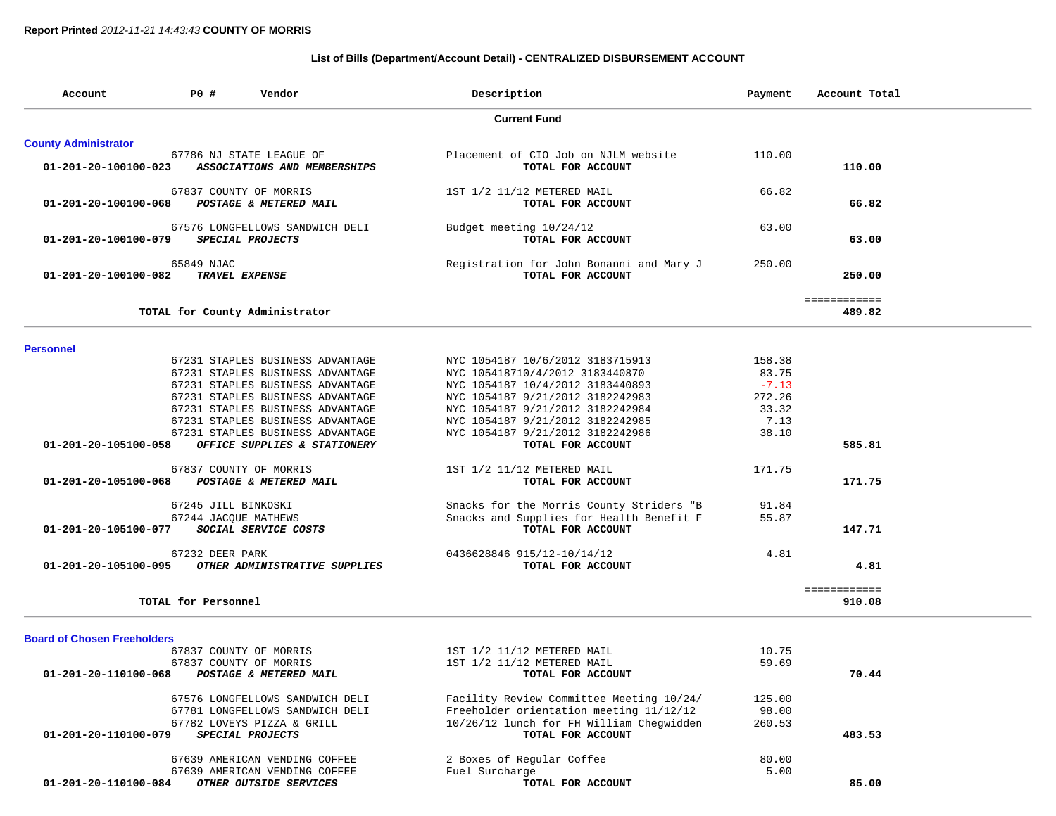**Report Printed** *2012-11-21 14:43:43* **COUNTY OF MORRIS**

**List of Bills (Department/Account Detail) - CENTRALIZED DISBURSEMENT ACCOUNT**

| Account | PO # | Vendor | Description | Payment | Account Total |
|---|---|---|---|---|---|
| | | | **Current Fund** | | |
| **County Administrator** | | | | | |
| | 67786 | NJ STATE LEAGUE OF | Placement of CIO Job on NJLM website | 110.00 | |
| **01-201-20-100100-023** | | ***ASSOCIATIONS AND MEMBERSHIPS*** | **TOTAL FOR ACCOUNT** | | **110.00** |
| | 67837 | COUNTY OF MORRIS | 1ST 1/2 11/12 METERED MAIL | 66.82 | |
| **01-201-20-100100-068** | | ***POSTAGE & METERED MAIL*** | **TOTAL FOR ACCOUNT** | | **66.82** |
| | 67576 | LONGFELLOWS SANDWICH DELI | Budget meeting 10/24/12 | 63.00 | |
| **01-201-20-100100-079** | | ***SPECIAL PROJECTS*** | **TOTAL FOR ACCOUNT** | | **63.00** |
| | 65849 | NJAC | Registration for John Bonanni and Mary J | 250.00 | |
| **01-201-20-100100-082** | | ***TRAVEL EXPENSE*** | **TOTAL FOR ACCOUNT** | | **250.00** |
| | | **TOTAL for County Administrator** | | | ============ **489.82** |
| **Personnel** | | | | | |
| | 67231 | STAPLES BUSINESS ADVANTAGE | NYC 1054187 10/6/2012 3183715913 | 158.38 | |
| | 67231 | STAPLES BUSINESS ADVANTAGE | NYC 105418710/4/2012 3183440870 | 83.75 | |
| | 67231 | STAPLES BUSINESS ADVANTAGE | NYC 1054187 10/4/2012 3183440893 | -7.13 | |
| | 67231 | STAPLES BUSINESS ADVANTAGE | NYC 1054187 9/21/2012 3182242983 | 272.26 | |
| | 67231 | STAPLES BUSINESS ADVANTAGE | NYC 1054187 9/21/2012 3182242984 | 33.32 | |
| | 67231 | STAPLES BUSINESS ADVANTAGE | NYC 1054187 9/21/2012 3182242985 | 7.13 | |
| | 67231 | STAPLES BUSINESS ADVANTAGE | NYC 1054187 9/21/2012 3182242986 | 38.10 | |
| **01-201-20-105100-058** | | ***OFFICE SUPPLIES & STATIONERY*** | **TOTAL FOR ACCOUNT** | | **585.81** |
| | 67837 | COUNTY OF MORRIS | 1ST 1/2 11/12 METERED MAIL | 171.75 | |
| **01-201-20-105100-068** | | ***POSTAGE & METERED MAIL*** | **TOTAL FOR ACCOUNT** | | **171.75** |
| | 67245 | JILL BINKOSKI | Snacks for the Morris County Striders "B | 91.84 | |
| | 67244 | JACQUE MATHEWS | Snacks and Supplies for Health Benefit F | 55.87 | |
| **01-201-20-105100-077** | | ***SOCIAL SERVICE COSTS*** | **TOTAL FOR ACCOUNT** | | **147.71** |
| | 67232 | DEER PARK | 0436628846 915/12-10/14/12 | 4.81 | |
| **01-201-20-105100-095** | | ***OTHER ADMINISTRATIVE SUPPLIES*** | **TOTAL FOR ACCOUNT** | | **4.81** |
| | | **TOTAL for Personnel** | | | ============ **910.08** |
| **Board of Chosen Freeholders** | | | | | |
| | 67837 | COUNTY OF MORRIS | 1ST 1/2 11/12 METERED MAIL | 10.75 | |
| | 67837 | COUNTY OF MORRIS | 1ST 1/2 11/12 METERED MAIL | 59.69 | |
| **01-201-20-110100-068** | | ***POSTAGE & METERED MAIL*** | **TOTAL FOR ACCOUNT** | | **70.44** |
| | 67576 | LONGFELLOWS SANDWICH DELI | Facility Review Committee Meeting 10/24/ | 125.00 | |
| | 67781 | LONGFELLOWS SANDWICH DELI | Freeholder orientation meeting 11/12/12 | 98.00 | |
| | 67782 | LOVEYS PIZZA & GRILL | 10/26/12 lunch for FH William Chegwidden | 260.53 | |
| **01-201-20-110100-079** | | ***SPECIAL PROJECTS*** | **TOTAL FOR ACCOUNT** | | **483.53** |
| | 67639 | AMERICAN VENDING COFFEE | 2 Boxes of Regular Coffee | 80.00 | |
| | 67639 | AMERICAN VENDING COFFEE | Fuel Surcharge | 5.00 | |
| **01-201-20-110100-084** | | ***OTHER OUTSIDE SERVICES*** | **TOTAL FOR ACCOUNT** | | **85.00** |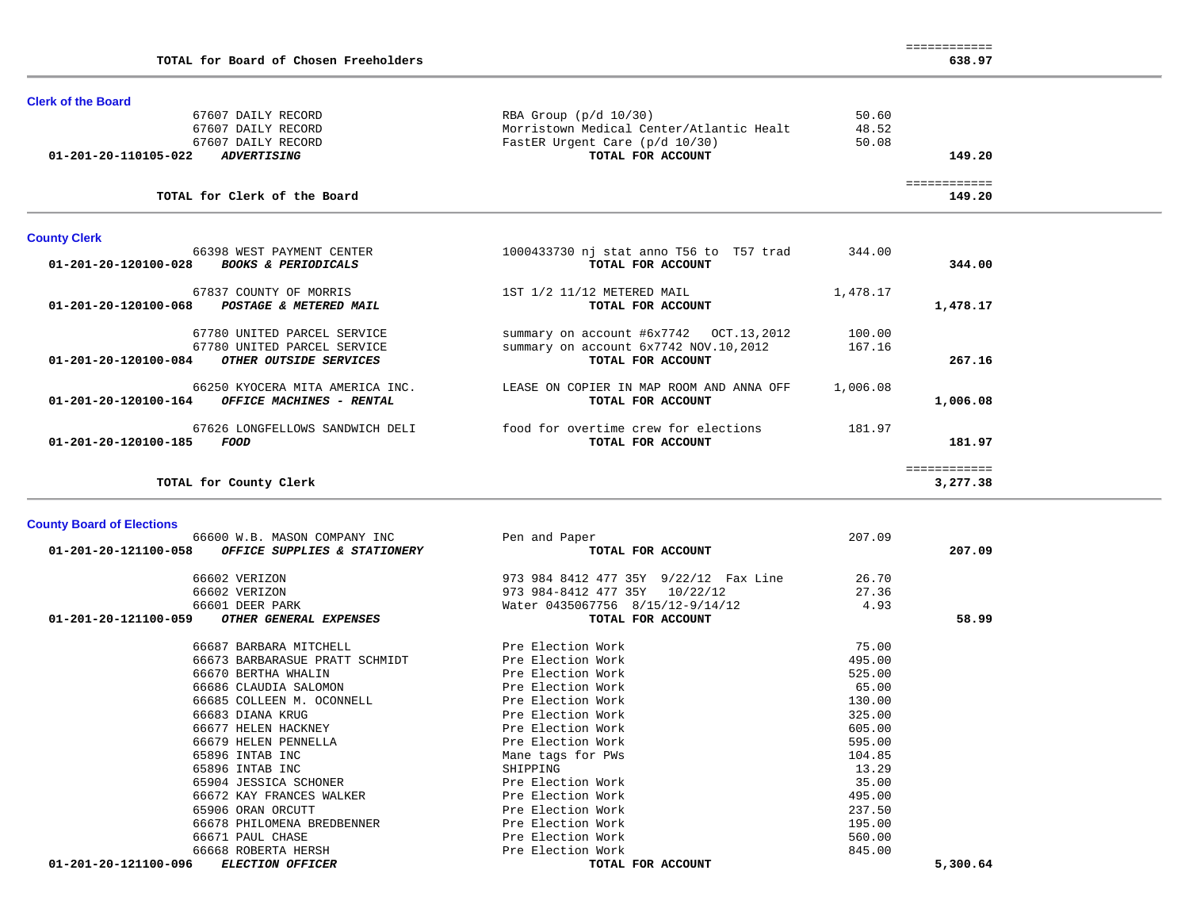| | | | |
|---|---|---|---|
| **TOTAL for Board of Chosen Freeholders** | | | ============ **638.97** |

## Clerk of the Board

| Account | Vendor | Description | Amount | Total |
|---|---|---|---|---|
| | 67607 DAILY RECORD | RBA Group (p/d 10/30) | 50.60 | |
| | 67607 DAILY RECORD | Morristown Medical Center/Atlantic Healt | 48.52 | |
| | 67607 DAILY RECORD | FastER Urgent Care (p/d 10/30) | 50.08 | |
| **01-201-20-110105-022** | ***ADVERTISING*** | **TOTAL FOR ACCOUNT** | | **149.20** |
| **TOTAL for Clerk of the Board** | | | | ============ **149.20** |

## County Clerk

| Account | Vendor | Description | Amount | Total |
|---|---|---|---|---|
| | 66398 WEST PAYMENT CENTER | 1000433730 nj stat anno T56 to T57 trad | 344.00 | |
| **01-201-20-120100-028** | ***BOOKS & PERIODICALS*** | **TOTAL FOR ACCOUNT** | | **344.00** |
| | 67837 COUNTY OF MORRIS | 1ST 1/2 11/12 METERED MAIL | 1,478.17 | |
| **01-201-20-120100-068** | ***POSTAGE & METERED MAIL*** | **TOTAL FOR ACCOUNT** | | **1,478.17** |
| | 67780 UNITED PARCEL SERVICE | summary on account #6x7742 OCT.13,2012 | 100.00 | |
| | 67780 UNITED PARCEL SERVICE | summary on account 6x7742 NOV.10,2012 | 167.16 | |
| **01-201-20-120100-084** | ***OTHER OUTSIDE SERVICES*** | **TOTAL FOR ACCOUNT** | | **267.16** |
| | 66250 KYOCERA MITA AMERICA INC. | LEASE ON COPIER IN MAP ROOM AND ANNA OFF | 1,006.08 | |
| **01-201-20-120100-164** | ***OFFICE MACHINES - RENTAL*** | **TOTAL FOR ACCOUNT** | | **1,006.08** |
| | 67626 LONGFELLOWS SANDWICH DELI | food for overtime crew for elections | 181.97 | |
| **01-201-20-120100-185** | ***FOOD*** | **TOTAL FOR ACCOUNT** | | **181.97** |
| **TOTAL for County Clerk** | | | | ============ **3,277.38** |

## County Board of Elections

| Account | Vendor | Description | Amount | Total |
|---|---|---|---|---|
| | 66600 W.B. MASON COMPANY INC | Pen and Paper | 207.09 | |
| **01-201-20-121100-058** | ***OFFICE SUPPLIES & STATIONERY*** | **TOTAL FOR ACCOUNT** | | **207.09** |
| | 66602 VERIZON | 973 984 8412 477 35Y 9/22/12 Fax Line | 26.70 | |
| | 66602 VERIZON | 973 984-8412 477 35Y 10/22/12 | 27.36 | |
| | 66601 DEER PARK | Water 0435067756 8/15/12-9/14/12 | 4.93 | |
| **01-201-20-121100-059** | ***OTHER GENERAL EXPENSES*** | **TOTAL FOR ACCOUNT** | | **58.99** |
| | 66687 BARBARA MITCHELL | Pre Election Work | 75.00 | |
| | 66673 BARBARASUE PRATT SCHMIDT | Pre Election Work | 495.00 | |
| | 66670 BERTHA WHALIN | Pre Election Work | 525.00 | |
| | 66686 CLAUDIA SALOMON | Pre Election Work | 65.00 | |
| | 66685 COLLEEN M. OCONNELL | Pre Election Work | 130.00 | |
| | 66683 DIANA KRUG | Pre Election Work | 325.00 | |
| | 66677 HELEN HACKNEY | Pre Election Work | 605.00 | |
| | 66679 HELEN PENNELLA | Pre Election Work | 595.00 | |
| | 65896 INTAB INC | Mane tags for PWs | 104.85 | |
| | 65896 INTAB INC | SHIPPING | 13.29 | |
| | 65904 JESSICA SCHONER | Pre Election Work | 35.00 | |
| | 66672 KAY FRANCES WALKER | Pre Election Work | 495.00 | |
| | 65906 ORAN ORCUTT | Pre Election Work | 237.50 | |
| | 66678 PHILOMENA BREDBENNER | Pre Election Work | 195.00 | |
| | 66671 PAUL CHASE | Pre Election Work | 560.00 | |
| | 66668 ROBERTA HERSH | Pre Election Work | 845.00 | |
| **01-201-20-121100-096** | ***ELECTION OFFICER*** | **TOTAL FOR ACCOUNT** | | **5,300.64** |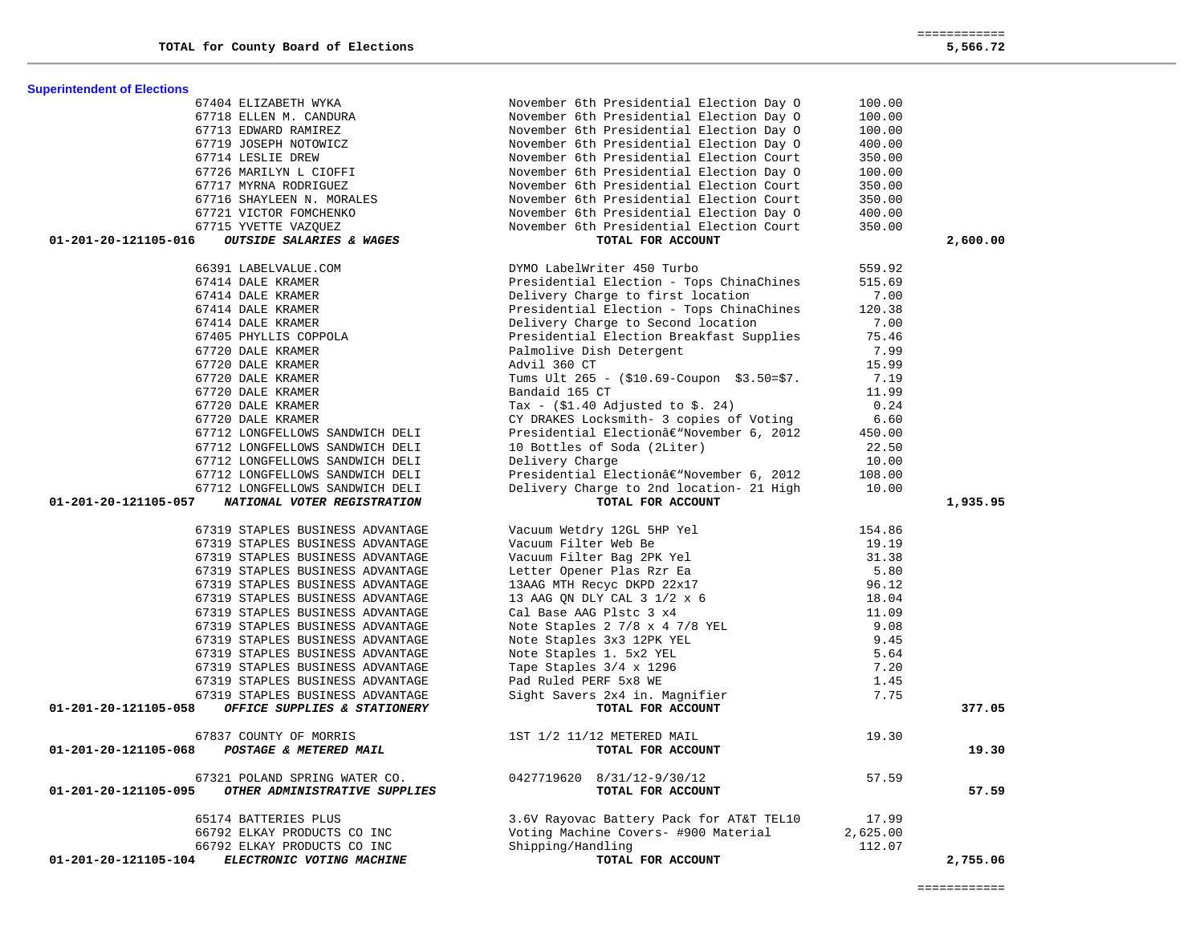| | | | |
|---|---|---|---|
| **TOTAL for County Board of Elections** | | | ============ |
| | | | **5,566.72** |

**Superintendent of Elections**

| Account / Vendor | Description | Amount | Total |
|---|---|---|---|
| 67404 ELIZABETH WYKA | November 6th Presidential Election Day O | 100.00 | |
| 67718 ELLEN M. CANDURA | November 6th Presidential Election Day O | 100.00 | |
| 67713 EDWARD RAMIREZ | November 6th Presidential Election Day O | 100.00 | |
| 67719 JOSEPH NOTOWICZ | November 6th Presidential Election Day O | 400.00 | |
| 67714 LESLIE DREW | November 6th Presidential Election Court | 350.00 | |
| 67726 MARILYN L CIOFFI | November 6th Presidential Election Day O | 100.00 | |
| 67717 MYRNA RODRIGUEZ | November 6th Presidential Election Court | 350.00 | |
| 67716 SHAYLEEN N. MORALES | November 6th Presidential Election Court | 350.00 | |
| 67721 VICTOR FOMCHENKO | November 6th Presidential Election Day O | 400.00 | |
| 67715 YVETTE VAZQUEZ | November 6th Presidential Election Court | 350.00 | |
| **01-201-20-121105-016** ***OUTSIDE SALARIES & WAGES*** | **TOTAL FOR ACCOUNT** | | **2,600.00** |
| 66391 LABELVALUE.COM | DYMO LabelWriter 450 Turbo | 559.92 | |
| 67414 DALE KRAMER | Presidential Election - Tops ChinaChines | 515.69 | |
| 67414 DALE KRAMER | Delivery Charge to first location | 7.00 | |
| 67414 DALE KRAMER | Presidential Election - Tops ChinaChines | 120.38 | |
| 67414 DALE KRAMER | Delivery Charge to Second location | 7.00 | |
| 67405 PHYLLIS COPPOLA | Presidential Election Breakfast Supplies | 75.46 | |
| 67720 DALE KRAMER | Palmolive Dish Detergent | 7.99 | |
| 67720 DALE KRAMER | Advil 360 CT | 15.99 | |
| 67720 DALE KRAMER | Tums Ult 265 - ($10.69-Coupon $3.50=$7. | 7.19 | |
| 67720 DALE KRAMER | Bandaid 165 CT | 11.99 | |
| 67720 DALE KRAMER | Tax - ($1.40 Adjusted to $. 24) | 0.24 | |
| 67720 DALE KRAMER | CY DRAKES Locksmith- 3 copies of Voting | 6.60 | |
| 67712 LONGFELLOWS SANDWICH DELI | Presidential Electionâ€“November 6, 2012 | 450.00 | |
| 67712 LONGFELLOWS SANDWICH DELI | 10 Bottles of Soda (2Liter) | 22.50 | |
| 67712 LONGFELLOWS SANDWICH DELI | Delivery Charge | 10.00 | |
| 67712 LONGFELLOWS SANDWICH DELI | Presidential Electionâ€“November 6, 2012 | 108.00 | |
| 67712 LONGFELLOWS SANDWICH DELI | Delivery Charge to 2nd location- 21 High | 10.00 | |
| **01-201-20-121105-057** ***NATIONAL VOTER REGISTRATION*** | **TOTAL FOR ACCOUNT** | | **1,935.95** |
| 67319 STAPLES BUSINESS ADVANTAGE | Vacuum Wetdry 12GL 5HP Yel | 154.86 | |
| 67319 STAPLES BUSINESS ADVANTAGE | Vacuum Filter Web Be | 19.19 | |
| 67319 STAPLES BUSINESS ADVANTAGE | Vacuum Filter Bag 2PK Yel | 31.38 | |
| 67319 STAPLES BUSINESS ADVANTAGE | Letter Opener Plas Rzr Ea | 5.80 | |
| 67319 STAPLES BUSINESS ADVANTAGE | 13AAG MTH Recyc DKPD 22x17 | 96.12 | |
| 67319 STAPLES BUSINESS ADVANTAGE | 13 AAG QN DLY CAL 3 1/2 x 6 | 18.04 | |
| 67319 STAPLES BUSINESS ADVANTAGE | Cal Base AAG Plstc 3 x4 | 11.09 | |
| 67319 STAPLES BUSINESS ADVANTAGE | Note Staples 2 7/8 x 4 7/8 YEL | 9.08 | |
| 67319 STAPLES BUSINESS ADVANTAGE | Note Staples 3x3 12PK YEL | 9.45 | |
| 67319 STAPLES BUSINESS ADVANTAGE | Note Staples 1. 5x2 YEL | 5.64 | |
| 67319 STAPLES BUSINESS ADVANTAGE | Tape Staples 3/4 x 1296 | 7.20 | |
| 67319 STAPLES BUSINESS ADVANTAGE | Pad Ruled PERF 5x8 WE | 1.45 | |
| 67319 STAPLES BUSINESS ADVANTAGE | Sight Savers 2x4 in. Magnifier | 7.75 | |
| **01-201-20-121105-058** ***OFFICE SUPPLIES & STATIONERY*** | **TOTAL FOR ACCOUNT** | | **377.05** |
| 67837 COUNTY OF MORRIS | 1ST 1/2 11/12 METERED MAIL | 19.30 | |
| **01-201-20-121105-068** ***POSTAGE & METERED MAIL*** | **TOTAL FOR ACCOUNT** | | **19.30** |
| 67321 POLAND SPRING WATER CO. | 0427719620 8/31/12-9/30/12 | 57.59 | |
| **01-201-20-121105-095** ***OTHER ADMINISTRATIVE SUPPLIES*** | **TOTAL FOR ACCOUNT** | | **57.59** |
| 65174 BATTERIES PLUS | 3.6V Rayovac Battery Pack for AT&T TEL10 | 17.99 | |
| 66792 ELKAY PRODUCTS CO INC | Voting Machine Covers- #900 Material | 2,625.00 | |
| 66792 ELKAY PRODUCTS CO INC | Shipping/Handling | 112.07 | |
| **01-201-20-121105-104** ***ELECTRONIC VOTING MACHINE*** | **TOTAL FOR ACCOUNT** | | **2,755.06** |
| | | | ============ |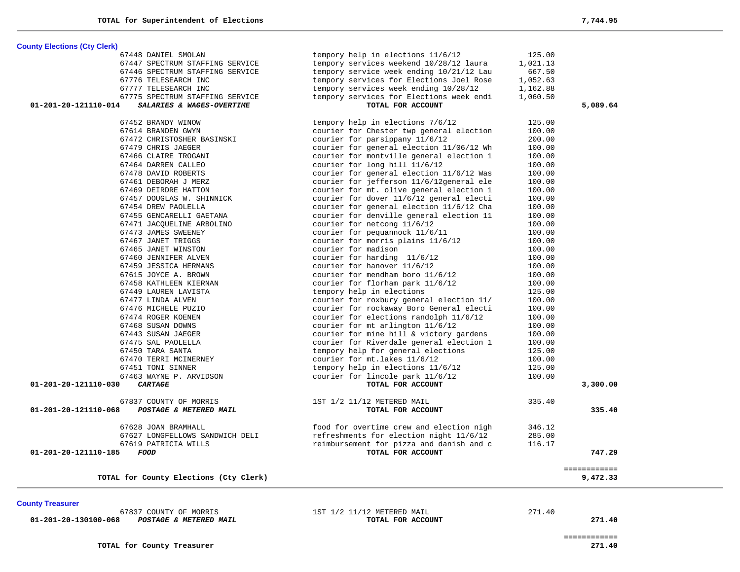**TOTAL for Superintendent of Elections** **7,744.95**

### County Elections (Cty Clerk)

| Account | Vendor | Description | Amount | Total |
|---|---|---|---|---|
| | 67448 DANIEL SMOLAN | tempory help in elections 11/6/12 | 125.00 | |
| | 67447 SPECTRUM STAFFING SERVICE | tempory services weekend 10/28/12 laura | 1,021.13 | |
| | 67446 SPECTRUM STAFFING SERVICE | tempory service week ending 10/21/12 Lau | 667.50 | |
| | 67776 TELESEARCH INC | tempory services for Elections Joel Rose | 1,052.63 | |
| | 67777 TELESEARCH INC | tempory services week ending 10/28/12 | 1,162.88 | |
| | 67775 SPECTRUM STAFFING SERVICE | tempory services for Elections week endi | 1,060.50 | |
| **01-201-20-121110-014** | ***SALARIES & WAGES-OVERTIME*** | **TOTAL FOR ACCOUNT** | | **5,089.64** |
| | 67452 BRANDY WINOW | tempory help in elections 7/6/12 | 125.00 | |
| | 67614 BRANDEN GWYN | courier for Chester twp general election | 100.00 | |
| | 67472 CHRISTOSHER BASINSKI | courier for parsippany 11/6/12 | 200.00 | |
| | 67479 CHRIS JAEGER | courier for general election 11/06/12 Wh | 100.00 | |
| | 67466 CLAIRE TROGANI | courier for montville general election 1 | 100.00 | |
| | 67464 DARREN CALLEO | courier for long hill 11/6/12 | 100.00 | |
| | 67478 DAVID ROBERTS | courier for general election 11/6/12 Was | 100.00 | |
| | 67461 DEBORAH J MERZ | courier for jefferson 11/6/12general ele | 100.00 | |
| | 67469 DEIRDRE HATTON | courier for mt. olive general election 1 | 100.00 | |
| | 67457 DOUGLAS W. SHINNICK | courier for dover 11/6/12 general electi | 100.00 | |
| | 67454 DREW PAOLELLA | courier for general election 11/6/12 Cha | 100.00 | |
| | 67455 GENCARELLI GAETANA | courier for denville general election 11 | 100.00 | |
| | 67471 JACQUELINE ARBOLINO | courier for netcong 11/6/12 | 100.00 | |
| | 67473 JAMES SWEENEY | courier for pequannock 11/6/11 | 100.00 | |
| | 67467 JANET TRIGGS | courier for morris plains 11/6/12 | 100.00 | |
| | 67465 JANET WINSTON | courier for madison | 100.00 | |
| | 67460 JENNIFER ALVEN | courier for harding 11/6/12 | 100.00 | |
| | 67459 JESSICA HERMANS | courier for hanover 11/6/12 | 100.00 | |
| | 67615 JOYCE A. BROWN | courier for mendham boro 11/6/12 | 100.00 | |
| | 67458 KATHLEEN KIERNAN | courier for florham park 11/6/12 | 100.00 | |
| | 67449 LAUREN LAVISTA | tempory help in elections | 125.00 | |
| | 67477 LINDA ALVEN | courier for roxbury general election 11/ | 100.00 | |
| | 67476 MICHELE PUZIO | courier for rockaway Boro General electi | 100.00 | |
| | 67474 ROGER KOENEN | courier for elections randolph 11/6/12 | 100.00 | |
| | 67468 SUSAN DOWNS | courier for mt arlington 11/6/12 | 100.00 | |
| | 67443 SUSAN JAEGER | courier for mine hill & victory gardens | 100.00 | |
| | 67475 SAL PAOLELLA | courier for Riverdale general election 1 | 100.00 | |
| | 67450 TARA SANTA | tempory help for general elections | 125.00 | |
| | 67470 TERRI MCINERNEY | courier for mt.lakes 11/6/12 | 100.00 | |
| | 67451 TONI SINNER | tempory help in elections 11/6/12 | 125.00 | |
| | 67463 WAYNE P. ARVIDSON | courier for lincole park 11/6/12 | 100.00 | |
| **01-201-20-121110-030** | ***CARTAGE*** | **TOTAL FOR ACCOUNT** | | **3,300.00** |
| | 67837 COUNTY OF MORRIS | 1ST 1/2 11/12 METERED MAIL | 335.40 | |
| **01-201-20-121110-068** | ***POSTAGE & METERED MAIL*** | **TOTAL FOR ACCOUNT** | | **335.40** |
| | 67628 JOAN BRAMHALL | food for overtime crew and election nigh | 346.12 | |
| | 67627 LONGFELLOWS SANDWICH DELI | refreshments for election night 11/6/12 | 285.00 | |
| | 67619 PATRICIA WILLS | reimbursement for pizza and danish and c | 116.17 | |
| **01-201-20-121110-185** | ***FOOD*** | **TOTAL FOR ACCOUNT** | | **747.29** |

**TOTAL for County Elections (Cty Clerk)** **9,472.33**

### County Treasurer

| Account | Vendor | Description | Amount | Total |
|---|---|---|---|---|
| | 67837 COUNTY OF MORRIS | 1ST 1/2 11/12 METERED MAIL | 271.40 | |
| **01-201-20-130100-068** | ***POSTAGE & METERED MAIL*** | **TOTAL FOR ACCOUNT** | | **271.40** |

**TOTAL for County Treasurer** **271.40**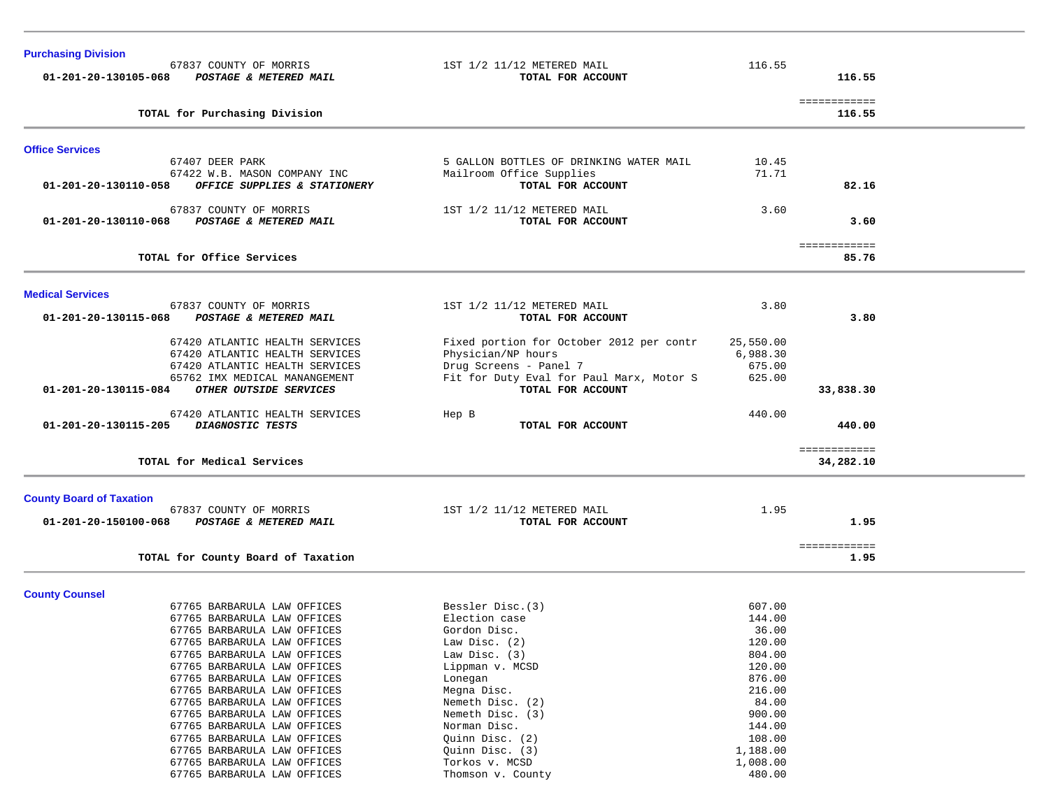## Purchasing Division

| Account | Vendor / Account Name | Description | Amount | Total |
|---|---|---|---|---|
| | 67837 COUNTY OF MORRIS | 1ST 1/2 11/12 METERED MAIL | 116.55 | |
| **01-201-20-130105-068** | ***POSTAGE & METERED MAIL*** | **TOTAL FOR ACCOUNT** | | **116.55** |
| | **TOTAL for Purchasing Division** | | | **116.55** |

## Office Services

| Account | Vendor / Account Name | Description | Amount | Total |
|---|---|---|---|---|
| | 67407 DEER PARK | 5 GALLON BOTTLES OF DRINKING WATER MAIL | 10.45 | |
| | 67422 W.B. MASON COMPANY INC | Mailroom Office Supplies | 71.71 | |
| **01-201-20-130110-058** | ***OFFICE SUPPLIES & STATIONERY*** | **TOTAL FOR ACCOUNT** | | **82.16** |
| | 67837 COUNTY OF MORRIS | 1ST 1/2 11/12 METERED MAIL | 3.60 | |
| **01-201-20-130110-068** | ***POSTAGE & METERED MAIL*** | **TOTAL FOR ACCOUNT** | | **3.60** |
| | **TOTAL for Office Services** | | | **85.76** |

## Medical Services

| Account | Vendor / Account Name | Description | Amount | Total |
|---|---|---|---|---|
| | 67837 COUNTY OF MORRIS | 1ST 1/2 11/12 METERED MAIL | 3.80 | |
| **01-201-20-130115-068** | ***POSTAGE & METERED MAIL*** | **TOTAL FOR ACCOUNT** | | **3.80** |
| | 67420 ATLANTIC HEALTH SERVICES | Fixed portion for October 2012 per contr | 25,550.00 | |
| | 67420 ATLANTIC HEALTH SERVICES | Physician/NP hours | 6,988.30 | |
| | 67420 ATLANTIC HEALTH SERVICES | Drug Screens - Panel 7 | 675.00 | |
| | 65762 IMX MEDICAL MANANGEMENT | Fit for Duty Eval for Paul Marx, Motor S | 625.00 | |
| **01-201-20-130115-084** | ***OTHER OUTSIDE SERVICES*** | **TOTAL FOR ACCOUNT** | | **33,838.30** |
| | 67420 ATLANTIC HEALTH SERVICES | Hep B | 440.00 | |
| **01-201-20-130115-205** | ***DIAGNOSTIC TESTS*** | **TOTAL FOR ACCOUNT** | | **440.00** |
| | **TOTAL for Medical Services** | | | **34,282.10** |

## County Board of Taxation

| Account | Vendor / Account Name | Description | Amount | Total |
|---|---|---|---|---|
| | 67837 COUNTY OF MORRIS | 1ST 1/2 11/12 METERED MAIL | 1.95 | |
| **01-201-20-150100-068** | ***POSTAGE & METERED MAIL*** | **TOTAL FOR ACCOUNT** | | **1.95** |
| | **TOTAL for County Board of Taxation** | | | **1.95** |

## County Counsel

| Account | Vendor / Account Name | Description | Amount | Total |
|---|---|---|---|---|
| | 67765 BARBARULA LAW OFFICES | Bessler Disc.(3) | 607.00 | |
| | 67765 BARBARULA LAW OFFICES | Election case | 144.00 | |
| | 67765 BARBARULA LAW OFFICES | Gordon Disc. | 36.00 | |
| | 67765 BARBARULA LAW OFFICES | Law Disc. (2) | 120.00 | |
| | 67765 BARBARULA LAW OFFICES | Law Disc. (3) | 804.00 | |
| | 67765 BARBARULA LAW OFFICES | Lippman v. MCSD | 120.00 | |
| | 67765 BARBARULA LAW OFFICES | Lonegan | 876.00 | |
| | 67765 BARBARULA LAW OFFICES | Megna Disc. | 216.00 | |
| | 67765 BARBARULA LAW OFFICES | Nemeth Disc. (2) | 84.00 | |
| | 67765 BARBARULA LAW OFFICES | Nemeth Disc. (3) | 900.00 | |
| | 67765 BARBARULA LAW OFFICES | Norman Disc. | 144.00 | |
| | 67765 BARBARULA LAW OFFICES | Quinn Disc. (2) | 108.00 | |
| | 67765 BARBARULA LAW OFFICES | Quinn Disc. (3) | 1,188.00 | |
| | 67765 BARBARULA LAW OFFICES | Torkos v. MCSD | 1,008.00 | |
| | 67765 BARBARULA LAW OFFICES | Thomson v. County | 480.00 | |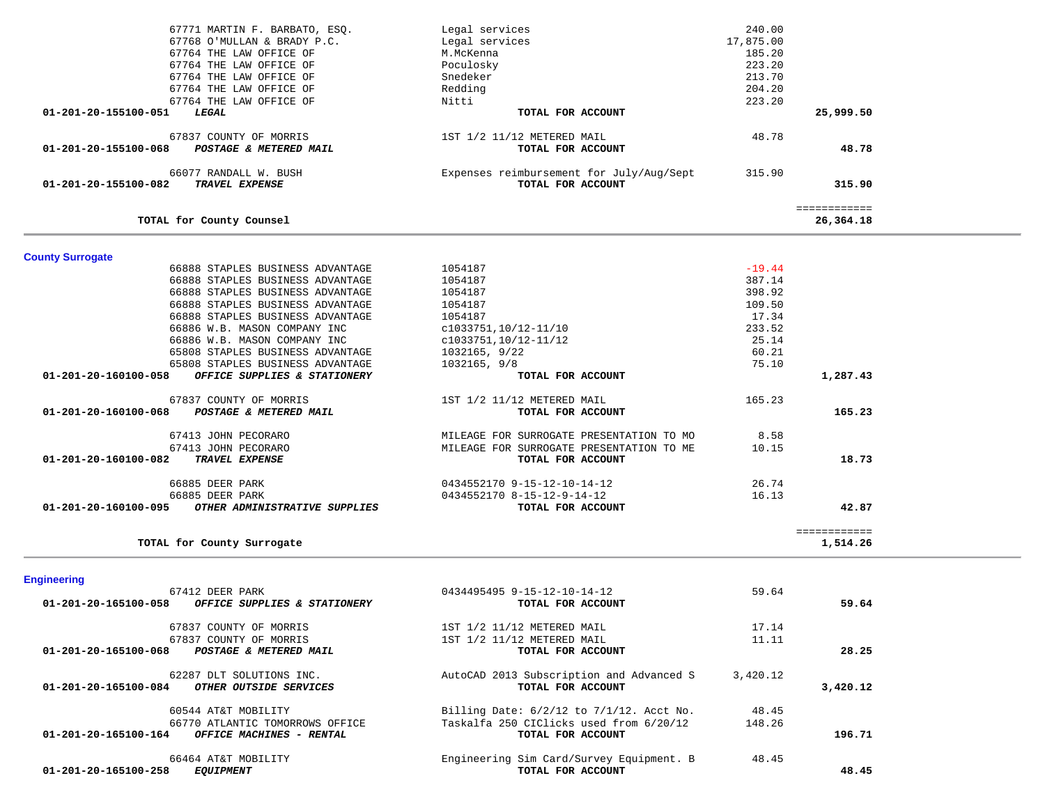| Account | Vendor | Description | Amount | Total |
|---|---|---|---|---|
| | 67771 MARTIN F. BARBATO, ESQ. | Legal services | 240.00 | |
| | 67768 O'MULLAN & BRADY P.C. | Legal services | 17,875.00 | |
| | 67764 THE LAW OFFICE OF | M.McKenna | 185.20 | |
| | 67764 THE LAW OFFICE OF | Poculosky | 223.20 | |
| | 67764 THE LAW OFFICE OF | Snedeker | 213.70 | |
| | 67764 THE LAW OFFICE OF | Redding | 204.20 | |
| | 67764 THE LAW OFFICE OF | Nitti | 223.20 | |
| **01-201-20-155100-051** | ***LEGAL*** | **TOTAL FOR ACCOUNT** | | **25,999.50** |
| | 67837 COUNTY OF MORRIS | 1ST 1/2 11/12 METERED MAIL | 48.78 | |
| **01-201-20-155100-068** | ***POSTAGE & METERED MAIL*** | **TOTAL FOR ACCOUNT** | | **48.78** |
| | 66077 RANDALL W. BUSH | Expenses reimbursement for July/Aug/Sept | 315.90 | |
| **01-201-20-155100-082** | ***TRAVEL EXPENSE*** | **TOTAL FOR ACCOUNT** | | **315.90** |
| | | | | ============ |
| | **TOTAL for County Counsel** | | | **26,364.18** |

## County Surrogate

| Account | Vendor | Description | Amount | Total |
|---|---|---|---|---|
| | 66888 STAPLES BUSINESS ADVANTAGE | 1054187 | -19.44 | |
| | 66888 STAPLES BUSINESS ADVANTAGE | 1054187 | 387.14 | |
| | 66888 STAPLES BUSINESS ADVANTAGE | 1054187 | 398.92 | |
| | 66888 STAPLES BUSINESS ADVANTAGE | 1054187 | 109.50 | |
| | 66888 STAPLES BUSINESS ADVANTAGE | 1054187 | 17.34 | |
| | 66886 W.B. MASON COMPANY INC | c1033751,10/12-11/10 | 233.52 | |
| | 66886 W.B. MASON COMPANY INC | c1033751,10/12-11/12 | 25.14 | |
| | 65808 STAPLES BUSINESS ADVANTAGE | 1032165, 9/22 | 60.21 | |
| | 65808 STAPLES BUSINESS ADVANTAGE | 1032165, 9/8 | 75.10 | |
| **01-201-20-160100-058** | ***OFFICE SUPPLIES & STATIONERY*** | **TOTAL FOR ACCOUNT** | | **1,287.43** |
| | 67837 COUNTY OF MORRIS | 1ST 1/2 11/12 METERED MAIL | 165.23 | |
| **01-201-20-160100-068** | ***POSTAGE & METERED MAIL*** | **TOTAL FOR ACCOUNT** | | **165.23** |
| | 67413 JOHN PECORARO | MILEAGE FOR SURROGATE PRESENTATION TO MO | 8.58 | |
| | 67413 JOHN PECORARO | MILEAGE FOR SURROGATE PRESENTATION TO ME | 10.15 | |
| **01-201-20-160100-082** | ***TRAVEL EXPENSE*** | **TOTAL FOR ACCOUNT** | | **18.73** |
| | 66885 DEER PARK | 0434552170 9-15-12-10-14-12 | 26.74 | |
| | 66885 DEER PARK | 0434552170 8-15-12-9-14-12 | 16.13 | |
| **01-201-20-160100-095** | ***OTHER ADMINISTRATIVE SUPPLIES*** | **TOTAL FOR ACCOUNT** | | **42.87** |
| | | | | ============ |
| | **TOTAL for County Surrogate** | | | **1,514.26** |

## Engineering

| Account | Vendor | Description | Amount | Total |
|---|---|---|---|---|
| | 67412 DEER PARK | 0434495495 9-15-12-10-14-12 | 59.64 | |
| **01-201-20-165100-058** | ***OFFICE SUPPLIES & STATIONERY*** | **TOTAL FOR ACCOUNT** | | **59.64** |
| | 67837 COUNTY OF MORRIS | 1ST 1/2 11/12 METERED MAIL | 17.14 | |
| | 67837 COUNTY OF MORRIS | 1ST 1/2 11/12 METERED MAIL | 11.11 | |
| **01-201-20-165100-068** | ***POSTAGE & METERED MAIL*** | **TOTAL FOR ACCOUNT** | | **28.25** |
| | 62287 DLT SOLUTIONS INC. | AutoCAD 2013 Subscription and Advanced S | 3,420.12 | |
| **01-201-20-165100-084** | ***OTHER OUTSIDE SERVICES*** | **TOTAL FOR ACCOUNT** | | **3,420.12** |
| | 60544 AT&T MOBILITY | Billing Date: 6/2/12 to 7/1/12. Acct No. | 48.45 | |
| | 66770 ATLANTIC TOMORROWS OFFICE | Taskalfa 250 CIClicks used from 6/20/12 | 148.26 | |
| **01-201-20-165100-164** | ***OFFICE MACHINES - RENTAL*** | **TOTAL FOR ACCOUNT** | | **196.71** |
| | 66464 AT&T MOBILITY | Engineering Sim Card/Survey Equipment. B | 48.45 | |
| **01-201-20-165100-258** | ***EQUIPMENT*** | **TOTAL FOR ACCOUNT** | | **48.45** |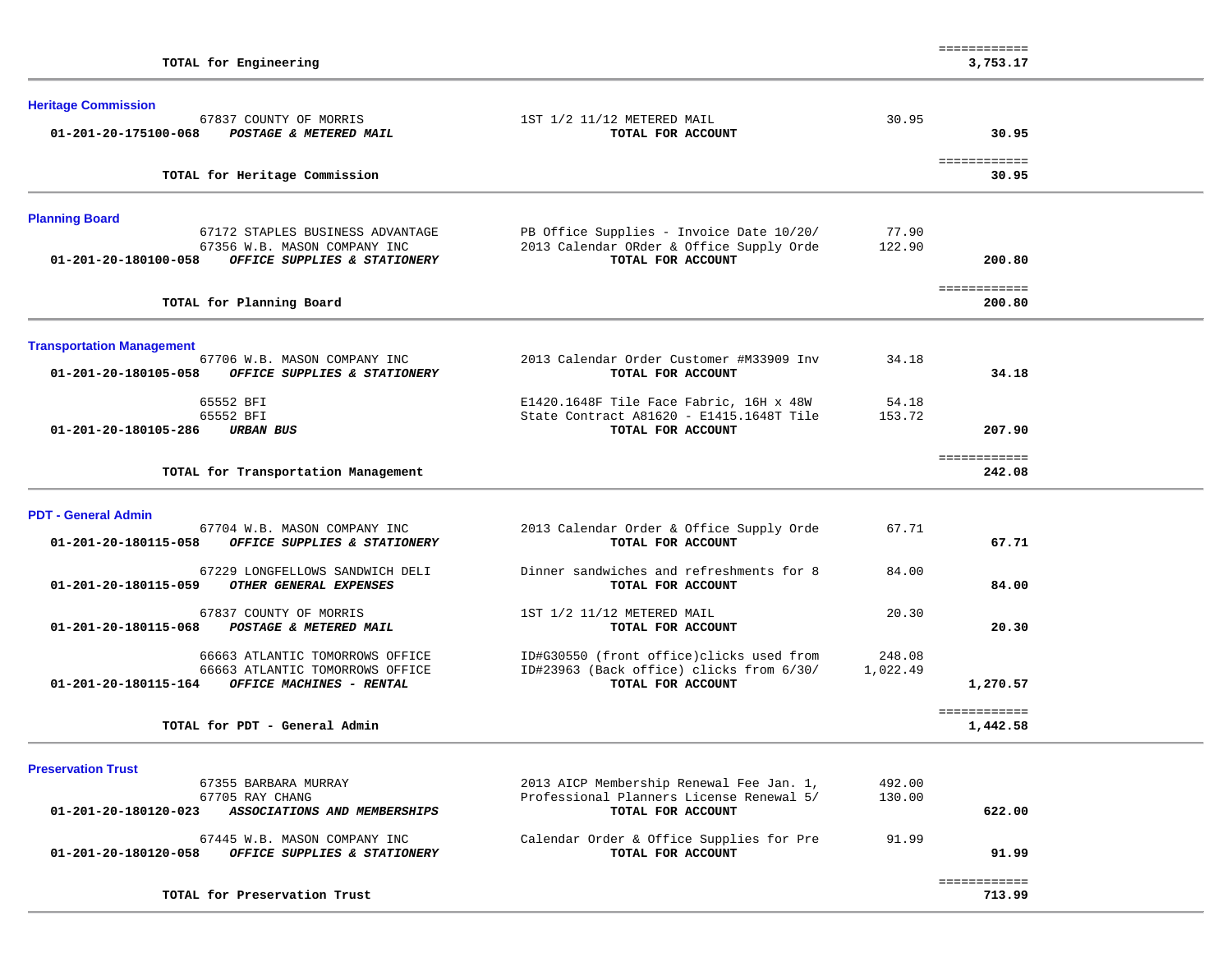**TOTAL for Engineering** 3,753.17

## Heritage Commission

| Account | Vendor / Description | Detail | Amount | Total |
|---|---|---|---|---|
| | 67837 COUNTY OF MORRIS | 1ST 1/2 11/12 METERED MAIL | 30.95 | |
| 01-201-20-175100-068 | ***POSTAGE & METERED MAIL*** | **TOTAL FOR ACCOUNT** | | **30.95** |

**TOTAL for Heritage Commission** 30.95

## Planning Board

| Account | Vendor / Description | Detail | Amount | Total |
|---|---|---|---|---|
| | 67172 STAPLES BUSINESS ADVANTAGE | PB Office Supplies - Invoice Date 10/20/ | 77.90 | |
| | 67356 W.B. MASON COMPANY INC | 2013 Calendar ORder & Office Supply Orde | 122.90 | |
| 01-201-20-180100-058 | ***OFFICE SUPPLIES & STATIONERY*** | **TOTAL FOR ACCOUNT** | | **200.80** |

**TOTAL for Planning Board** 200.80

## Transportation Management

| Account | Vendor / Description | Detail | Amount | Total |
|---|---|---|---|---|
| | 67706 W.B. MASON COMPANY INC | 2013 Calendar Order Customer #M33909 Inv | 34.18 | |
| 01-201-20-180105-058 | ***OFFICE SUPPLIES & STATIONERY*** | **TOTAL FOR ACCOUNT** | | **34.18** |
| | 65552 BFI | E1420.1648F Tile Face Fabric, 16H x 48W | 54.18 | |
| | 65552 BFI | State Contract A81620 - E1415.1648T Tile | 153.72 | |
| 01-201-20-180105-286 | ***URBAN BUS*** | **TOTAL FOR ACCOUNT** | | **207.90** |

**TOTAL for Transportation Management** 242.08

## PDT - General Admin

| Account | Vendor / Description | Detail | Amount | Total |
|---|---|---|---|---|
| | 67704 W.B. MASON COMPANY INC | 2013 Calendar Order & Office Supply Orde | 67.71 | |
| 01-201-20-180115-058 | ***OFFICE SUPPLIES & STATIONERY*** | **TOTAL FOR ACCOUNT** | | **67.71** |
| | 67229 LONGFELLOWS SANDWICH DELI | Dinner sandwiches and refreshments for 8 | 84.00 | |
| 01-201-20-180115-059 | ***OTHER GENERAL EXPENSES*** | **TOTAL FOR ACCOUNT** | | **84.00** |
| | 67837 COUNTY OF MORRIS | 1ST 1/2 11/12 METERED MAIL | 20.30 | |
| 01-201-20-180115-068 | ***POSTAGE & METERED MAIL*** | **TOTAL FOR ACCOUNT** | | **20.30** |
| | 66663 ATLANTIC TOMORROWS OFFICE | ID#G30550 (front office)clicks used from | 248.08 | |
| | 66663 ATLANTIC TOMORROWS OFFICE | ID#23963 (Back office) clicks from 6/30/ | 1,022.49 | |
| 01-201-20-180115-164 | ***OFFICE MACHINES - RENTAL*** | **TOTAL FOR ACCOUNT** | | **1,270.57** |

**TOTAL for PDT - General Admin** 1,442.58

## Preservation Trust

| Account | Vendor / Description | Detail | Amount | Total |
|---|---|---|---|---|
| | 67355 BARBARA MURRAY | 2013 AICP Membership Renewal Fee Jan. 1, | 492.00 | |
| | 67705 RAY CHANG | Professional Planners License Renewal 5/ | 130.00 | |
| 01-201-20-180120-023 | ***ASSOCIATIONS AND MEMBERSHIPS*** | **TOTAL FOR ACCOUNT** | | **622.00** |
| | 67445 W.B. MASON COMPANY INC | Calendar Order & Office Supplies for Pre | 91.99 | |
| 01-201-20-180120-058 | ***OFFICE SUPPLIES & STATIONERY*** | **TOTAL FOR ACCOUNT** | | **91.99** |

**TOTAL for Preservation Trust** 713.99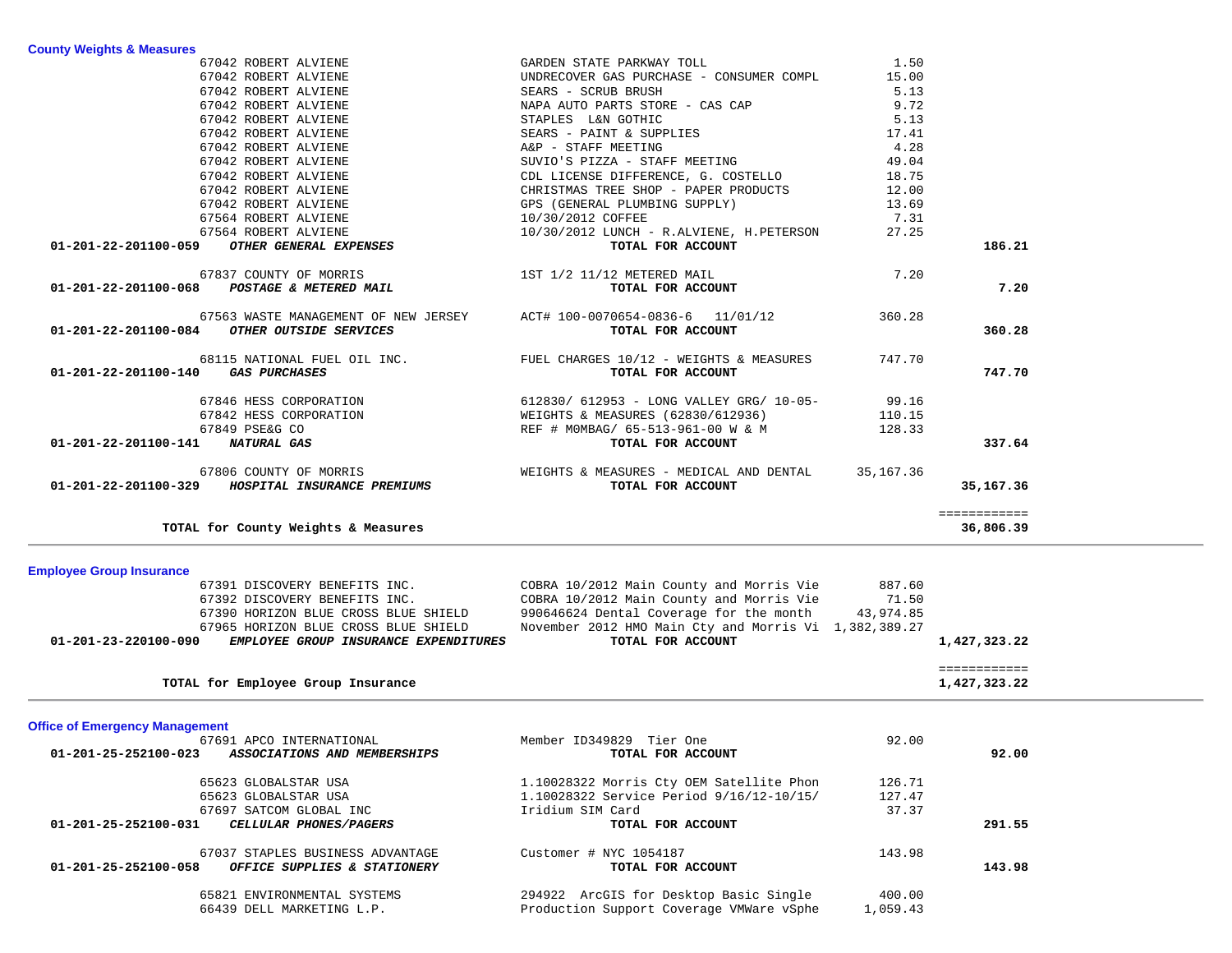### County Weights & Measures

| Account / PO | Vendor | Description | Amount | Total |
|---|---|---|---|---|
| | 67042 ROBERT ALVIENE | GARDEN STATE PARKWAY TOLL | 1.50 | |
| | 67042 ROBERT ALVIENE | UNDRECOVER GAS PURCHASE - CONSUMER COMPL | 15.00 | |
| | 67042 ROBERT ALVIENE | SEARS - SCRUB BRUSH | 5.13 | |
| | 67042 ROBERT ALVIENE | NAPA AUTO PARTS STORE - CAS CAP | 9.72 | |
| | 67042 ROBERT ALVIENE | STAPLES L&N GOTHIC | 5.13 | |
| | 67042 ROBERT ALVIENE | SEARS - PAINT & SUPPLIES | 17.41 | |
| | 67042 ROBERT ALVIENE | A&P - STAFF MEETING | 4.28 | |
| | 67042 ROBERT ALVIENE | SUVIO'S PIZZA - STAFF MEETING | 49.04 | |
| | 67042 ROBERT ALVIENE | CDL LICENSE DIFFERENCE, G. COSTELLO | 18.75 | |
| | 67042 ROBERT ALVIENE | CHRISTMAS TREE SHOP - PAPER PRODUCTS | 12.00 | |
| | 67042 ROBERT ALVIENE | GPS (GENERAL PLUMBING SUPPLY) | 13.69 | |
| | 67564 ROBERT ALVIENE | 10/30/2012 COFFEE | 7.31 | |
| | 67564 ROBERT ALVIENE | 10/30/2012 LUNCH - R.ALVIENE, H.PETERSON | 27.25 | |
| **01-201-22-201100-059** | ***OTHER GENERAL EXPENSES*** | **TOTAL FOR ACCOUNT** | | **186.21** |
| | 67837 COUNTY OF MORRIS | 1ST 1/2 11/12 METERED MAIL | 7.20 | |
| **01-201-22-201100-068** | ***POSTAGE & METERED MAIL*** | **TOTAL FOR ACCOUNT** | | **7.20** |
| | 67563 WASTE MANAGEMENT OF NEW JERSEY | ACT# 100-0070654-0836-6 11/01/12 | 360.28 | |
| **01-201-22-201100-084** | ***OTHER OUTSIDE SERVICES*** | **TOTAL FOR ACCOUNT** | | **360.28** |
| | 68115 NATIONAL FUEL OIL INC. | FUEL CHARGES 10/12 - WEIGHTS & MEASURES | 747.70 | |
| **01-201-22-201100-140** | ***GAS PURCHASES*** | **TOTAL FOR ACCOUNT** | | **747.70** |
| | 67846 HESS CORPORATION | 612830/ 612953 - LONG VALLEY GRG/ 10-05- | 99.16 | |
| | 67842 HESS CORPORATION | WEIGHTS & MEASURES (62830/612936) | 110.15 | |
| | 67849 PSE&G CO | REF # M0MBAG/ 65-513-961-00 W & M | 128.33 | |
| **01-201-22-201100-141** | ***NATURAL GAS*** | **TOTAL FOR ACCOUNT** | | **337.64** |
| | 67806 COUNTY OF MORRIS | WEIGHTS & MEASURES - MEDICAL AND DENTAL | 35,167.36 | |
| **01-201-22-201100-329** | ***HOSPITAL INSURANCE PREMIUMS*** | **TOTAL FOR ACCOUNT** | | **35,167.36** |
| | **TOTAL for County Weights & Measures** | | | **36,806.39** |

### Employee Group Insurance

| Account / PO | Vendor | Description | Amount | Total |
|---|---|---|---|---|
| | 67391 DISCOVERY BENEFITS INC. | COBRA 10/2012 Main County and Morris Vie | 887.60 | |
| | 67392 DISCOVERY BENEFITS INC. | COBRA 10/2012 Main County and Morris Vie | 71.50 | |
| | 67390 HORIZON BLUE CROSS BLUE SHIELD | 990646624 Dental Coverage for the month | 43,974.85 | |
| | 67965 HORIZON BLUE CROSS BLUE SHIELD | November 2012 HMO Main Cty and Morris Vi | 1,382,389.27 | |
| **01-201-23-220100-090** | ***EMPLOYEE GROUP INSURANCE EXPENDITURES*** | **TOTAL FOR ACCOUNT** | | **1,427,323.22** |
| | **TOTAL for Employee Group Insurance** | | | **1,427,323.22** |

### Office of Emergency Management

| Account / PO | Vendor | Description | Amount | Total |
|---|---|---|---|---|
| | 67691 APCO INTERNATIONAL | Member ID349829 Tier One | 92.00 | |
| **01-201-25-252100-023** | ***ASSOCIATIONS AND MEMBERSHIPS*** | **TOTAL FOR ACCOUNT** | | **92.00** |
| | 65623 GLOBALSTAR USA | 1.10028322 Morris Cty OEM Satellite Phon | 126.71 | |
| | 65623 GLOBALSTAR USA | 1.10028322 Service Period 9/16/12-10/15/ | 127.47 | |
| | 67697 SATCOM GLOBAL INC | Iridium SIM Card | 37.37 | |
| **01-201-25-252100-031** | ***CELLULAR PHONES/PAGERS*** | **TOTAL FOR ACCOUNT** | | **291.55** |
| | 67037 STAPLES BUSINESS ADVANTAGE | Customer # NYC 1054187 | 143.98 | |
| **01-201-25-252100-058** | ***OFFICE SUPPLIES & STATIONERY*** | **TOTAL FOR ACCOUNT** | | **143.98** |
| | 65821 ENVIRONMENTAL SYSTEMS | 294922 ArcGIS for Desktop Basic Single | 400.00 | |
| | 66439 DELL MARKETING L.P. | Production Support Coverage VMWare vSphe | 1,059.43 | |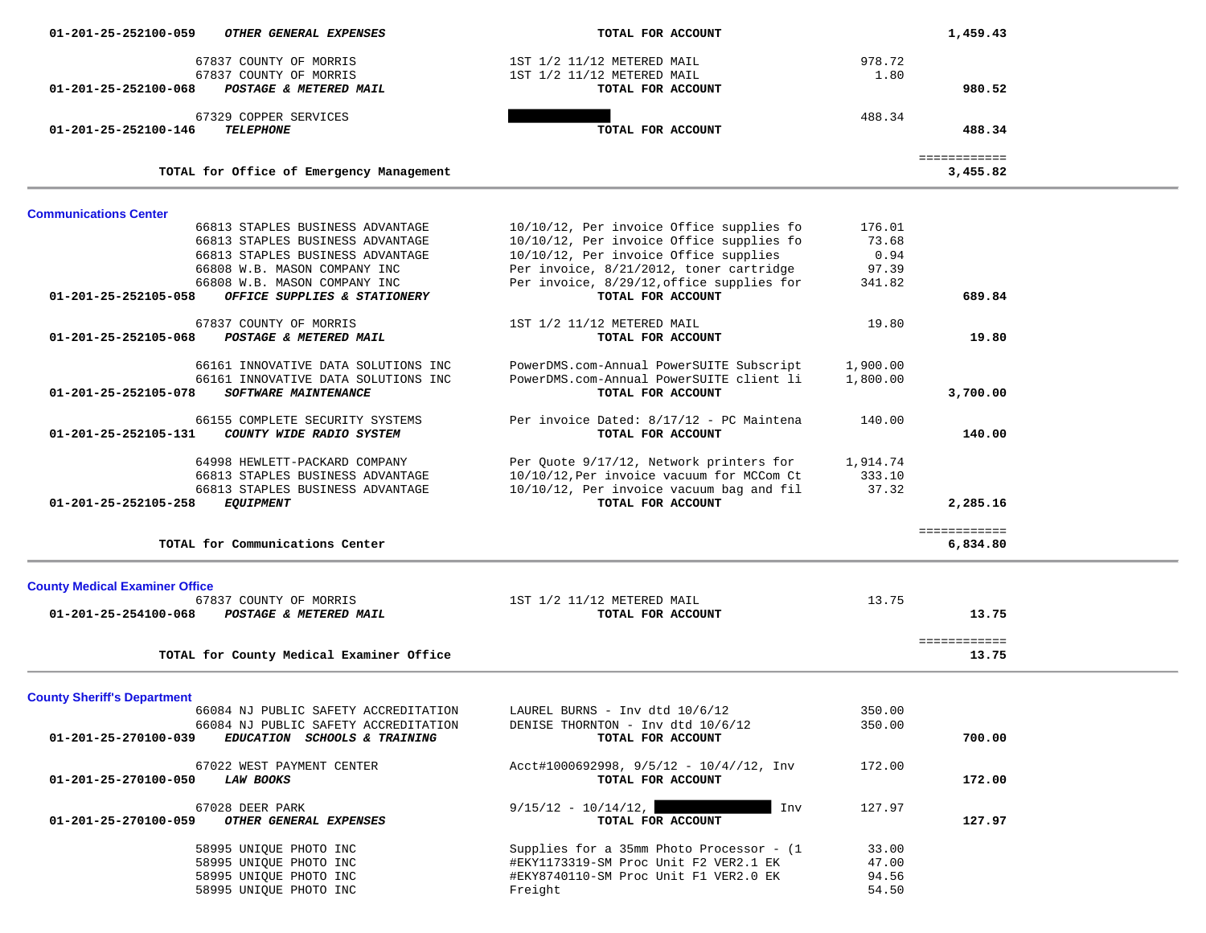| Account | Vendor | Description | Amount | Total |
|---|---|---|---|---|
| 01-201-25-252100-059 *OTHER GENERAL EXPENSES* | | **TOTAL FOR ACCOUNT** | | **1,459.43** |
| | 67837 COUNTY OF MORRIS | 1ST 1/2 11/12 METERED MAIL | 978.72 | |
| | 67837 COUNTY OF MORRIS | 1ST 1/2 11/12 METERED MAIL | 1.80 | |
| 01-201-25-252100-068 *POSTAGE & METERED MAIL* | | **TOTAL FOR ACCOUNT** | | **980.52** |
| | 67329 COPPER SERVICES | | 488.34 | |
| 01-201-25-252100-146 *TELEPHONE* | | **TOTAL FOR ACCOUNT** | | **488.34** |
| | **TOTAL for Office of Emergency Management** | | | **3,455.82** |

**Communications Center**

| Account | Vendor | Description | Amount | Total |
|---|---|---|---|---|
| | 66813 STAPLES BUSINESS ADVANTAGE | 10/10/12, Per invoice Office supplies fo | 176.01 | |
| | 66813 STAPLES BUSINESS ADVANTAGE | 10/10/12, Per invoice Office supplies fo | 73.68 | |
| | 66813 STAPLES BUSINESS ADVANTAGE | 10/10/12, Per invoice Office supplies | 0.94 | |
| | 66808 W.B. MASON COMPANY INC | Per invoice, 8/21/2012, toner cartridge | 97.39 | |
| | 66808 W.B. MASON COMPANY INC | Per invoice, 8/29/12,office supplies for | 341.82 | |
| 01-201-25-252105-058 *OFFICE SUPPLIES & STATIONERY* | | **TOTAL FOR ACCOUNT** | | **689.84** |
| | 67837 COUNTY OF MORRIS | 1ST 1/2 11/12 METERED MAIL | 19.80 | |
| 01-201-25-252105-068 *POSTAGE & METERED MAIL* | | **TOTAL FOR ACCOUNT** | | **19.80** |
| | 66161 INNOVATIVE DATA SOLUTIONS INC | PowerDMS.com-Annual PowerSUITE Subscript | 1,900.00 | |
| | 66161 INNOVATIVE DATA SOLUTIONS INC | PowerDMS.com-Annual PowerSUITE client li | 1,800.00 | |
| 01-201-25-252105-078 *SOFTWARE MAINTENANCE* | | **TOTAL FOR ACCOUNT** | | **3,700.00** |
| | 66155 COMPLETE SECURITY SYSTEMS | Per invoice Dated: 8/17/12 - PC Maintena | 140.00 | |
| 01-201-25-252105-131 *COUNTY WIDE RADIO SYSTEM* | | **TOTAL FOR ACCOUNT** | | **140.00** |
| | 64998 HEWLETT-PACKARD COMPANY | Per Quote 9/17/12, Network printers for | 1,914.74 | |
| | 66813 STAPLES BUSINESS ADVANTAGE | 10/10/12,Per invoice vacuum for MCCom Ct | 333.10 | |
| | 66813 STAPLES BUSINESS ADVANTAGE | 10/10/12, Per invoice vacuum bag and fil | 37.32 | |
| 01-201-25-252105-258 *EQUIPMENT* | | **TOTAL FOR ACCOUNT** | | **2,285.16** |
| | **TOTAL for Communications Center** | | | **6,834.80** |

**County Medical Examiner Office**

| Account | Vendor | Description | Amount | Total |
|---|---|---|---|---|
| | 67837 COUNTY OF MORRIS | 1ST 1/2 11/12 METERED MAIL | 13.75 | |
| 01-201-25-254100-068 *POSTAGE & METERED MAIL* | | **TOTAL FOR ACCOUNT** | | **13.75** |
| | **TOTAL for County Medical Examiner Office** | | | **13.75** |

**County Sheriff's Department**

| Account | Vendor | Description | Amount | Total |
|---|---|---|---|---|
| | 66084 NJ PUBLIC SAFETY ACCREDITATION | LAUREL BURNS - Inv dtd 10/6/12 | 350.00 | |
| | 66084 NJ PUBLIC SAFETY ACCREDITATION | DENISE THORNTON - Inv dtd 10/6/12 | 350.00 | |
| 01-201-25-270100-039 *EDUCATION SCHOOLS & TRAINING* | | **TOTAL FOR ACCOUNT** | | **700.00** |
| | 67022 WEST PAYMENT CENTER | Acct#1000692998, 9/5/12 - 10/4//12, Inv | 172.00 | |
| 01-201-25-270100-050 *LAW BOOKS* | | **TOTAL FOR ACCOUNT** | | **172.00** |
| | 67028 DEER PARK | 9/15/12 - 10/14/12, Inv | 127.97 | |
| 01-201-25-270100-059 *OTHER GENERAL EXPENSES* | | **TOTAL FOR ACCOUNT** | | **127.97** |
| | 58995 UNIQUE PHOTO INC | Supplies for a 35mm Photo Processor - (1 | 33.00 | |
| | 58995 UNIQUE PHOTO INC | #EKY1173319-SM Proc Unit F2 VER2.1 EK | 47.00 | |
| | 58995 UNIQUE PHOTO INC | #EKY8740110-SM Proc Unit F1 VER2.0 EK | 94.56 | |
| | 58995 UNIQUE PHOTO INC | Freight | 54.50 | |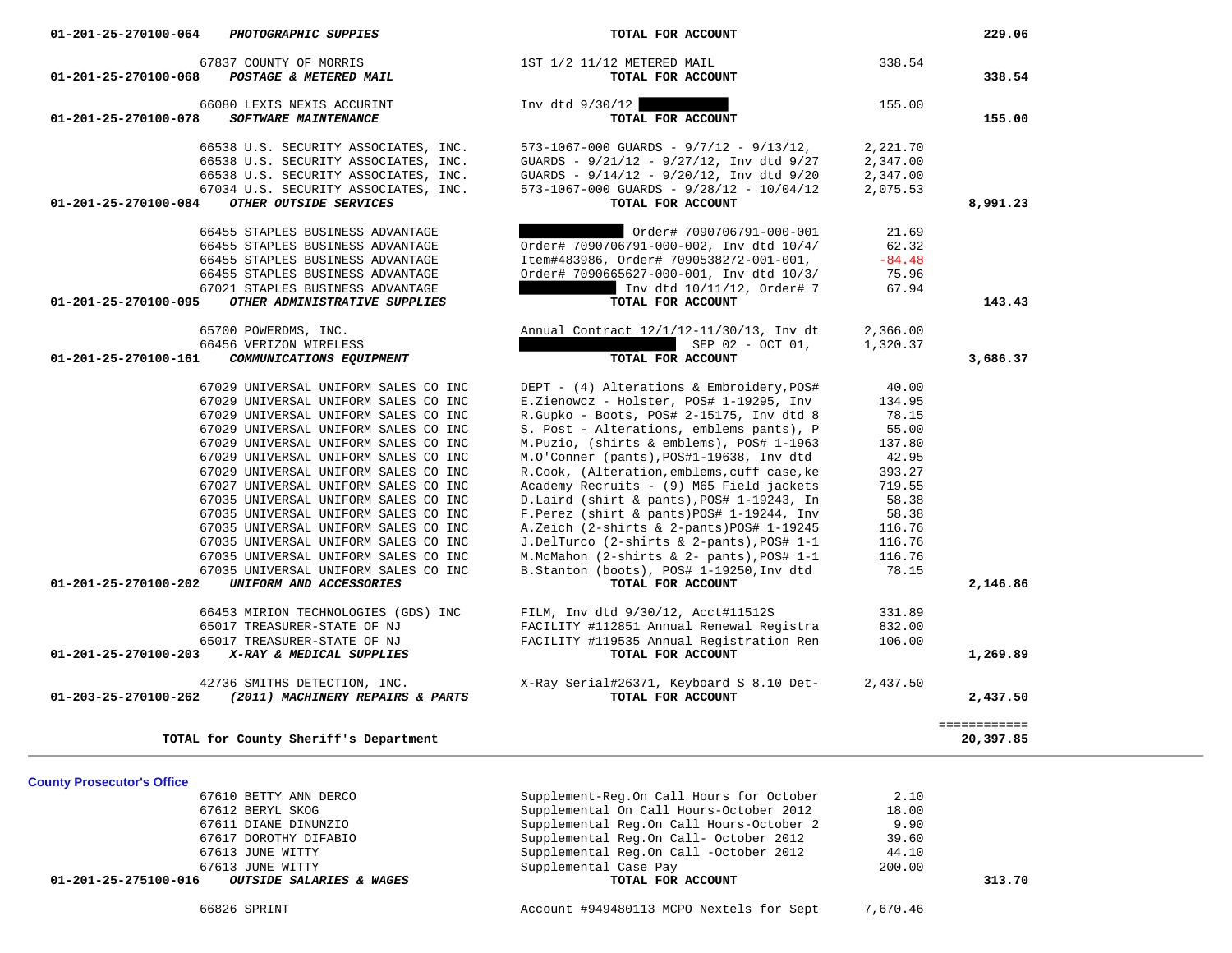| Account / Vendor | Description | Amount | Total |
|---|---|---|---|
| 01-201-25-270100-064 *PHOTOGRAPHIC SUPPIES* | **TOTAL FOR ACCOUNT** | | 229.06 |
| 67837 COUNTY OF MORRIS | 1ST 1/2 11/12 METERED MAIL | 338.54 | |
| 01-201-25-270100-068 *POSTAGE & METERED MAIL* | **TOTAL FOR ACCOUNT** | | 338.54 |
| 66080 LEXIS NEXIS ACCURINT | Inv dtd 9/30/12 ██████ | 155.00 | |
| 01-201-25-270100-078 *SOFTWARE MAINTENANCE* | **TOTAL FOR ACCOUNT** | | 155.00 |
| 66538 U.S. SECURITY ASSOCIATES, INC. | 573-1067-000 GUARDS - 9/7/12 - 9/13/12, | 2,221.70 | |
| 66538 U.S. SECURITY ASSOCIATES, INC. | GUARDS - 9/21/12 - 9/27/12, Inv dtd 9/27 | 2,347.00 | |
| 66538 U.S. SECURITY ASSOCIATES, INC. | GUARDS - 9/14/12 - 9/20/12, Inv dtd 9/20 | 2,347.00 | |
| 67034 U.S. SECURITY ASSOCIATES, INC. | 573-1067-000 GUARDS - 9/28/12 - 10/04/12 | 2,075.53 | |
| 01-201-25-270100-084 *OTHER OUTSIDE SERVICES* | **TOTAL FOR ACCOUNT** | | 8,991.23 |
| 66455 STAPLES BUSINESS ADVANTAGE | ██████ Order# 7090706791-000-001 | 21.69 | |
| 66455 STAPLES BUSINESS ADVANTAGE | Order# 7090706791-000-002, Inv dtd 10/4/ | 62.32 | |
| 66455 STAPLES BUSINESS ADVANTAGE | Item#483986, Order# 7090538272-001-001, | -84.48 | |
| 66455 STAPLES BUSINESS ADVANTAGE | Order# 7090665627-000-001, Inv dtd 10/3/ | 75.96 | |
| 67021 STAPLES BUSINESS ADVANTAGE | ██████ Inv dtd 10/11/12, Order# 7 | 67.94 | |
| 01-201-25-270100-095 *OTHER ADMINISTRATIVE SUPPLIES* | **TOTAL FOR ACCOUNT** | | 143.43 |
| 65700 POWERDMS, INC. | Annual Contract 12/1/12-11/30/13, Inv dt | 2,366.00 | |
| 66456 VERIZON WIRELESS | ██████ SEP 02 - OCT 01, | 1,320.37 | |
| 01-201-25-270100-161 *COMMUNICATIONS EQUIPMENT* | **TOTAL FOR ACCOUNT** | | 3,686.37 |
| 67029 UNIVERSAL UNIFORM SALES CO INC | DEPT - (4) Alterations & Embroidery,POS# | 40.00 | |
| 67029 UNIVERSAL UNIFORM SALES CO INC | E.Zienowcz - Holster, POS# 1-19295, Inv | 134.95 | |
| 67029 UNIVERSAL UNIFORM SALES CO INC | R.Gupko - Boots, POS# 2-15175, Inv dtd 8 | 78.15 | |
| 67029 UNIVERSAL UNIFORM SALES CO INC | S. Post - Alterations, emblems pants), P | 55.00 | |
| 67029 UNIVERSAL UNIFORM SALES CO INC | M.Puzio, (shirts & emblems), POS# 1-1963 | 137.80 | |
| 67029 UNIVERSAL UNIFORM SALES CO INC | M.O'Conner (pants),POS#1-19638, Inv dtd | 42.95 | |
| 67029 UNIVERSAL UNIFORM SALES CO INC | R.Cook, (Alteration,emblems,cuff case,ke | 393.27 | |
| 67027 UNIVERSAL UNIFORM SALES CO INC | Academy Recruits - (9) M65 Field jackets | 719.55 | |
| 67035 UNIVERSAL UNIFORM SALES CO INC | D.Laird (shirt & pants),POS# 1-19243, In | 58.38 | |
| 67035 UNIVERSAL UNIFORM SALES CO INC | F.Perez (shirt & pants)POS# 1-19244, Inv | 58.38 | |
| 67035 UNIVERSAL UNIFORM SALES CO INC | A.Zeich (2-shirts & 2-pants)POS# 1-19245 | 116.76 | |
| 67035 UNIVERSAL UNIFORM SALES CO INC | J.DelTurco (2-shirts & 2-pants),POS# 1-1 | 116.76 | |
| 67035 UNIVERSAL UNIFORM SALES CO INC | M.McMahon (2-shirts & 2- pants),POS# 1-1 | 116.76 | |
| 67035 UNIVERSAL UNIFORM SALES CO INC | B.Stanton (boots), POS# 1-19250,Inv dtd | 78.15 | |
| 01-201-25-270100-202 *UNIFORM AND ACCESSORIES* | **TOTAL FOR ACCOUNT** | | 2,146.86 |
| 66453 MIRION TECHNOLOGIES (GDS) INC | FILM, Inv dtd 9/30/12, Acct#11512S | 331.89 | |
| 65017 TREASURER-STATE OF NJ | FACILITY #112851 Annual Renewal Registra | 832.00 | |
| 65017 TREASURER-STATE OF NJ | FACILITY #119535 Annual Registration Ren | 106.00 | |
| 01-201-25-270100-203 *X-RAY & MEDICAL SUPPLIES* | **TOTAL FOR ACCOUNT** | | 1,269.89 |
| 42736 SMITHS DETECTION, INC. | X-Ray Serial#26371, Keyboard S 8.10 Det- | 2,437.50 | |
| 01-203-25-270100-262 *(2011) MACHINERY REPAIRS & PARTS* | **TOTAL FOR ACCOUNT** | | 2,437.50 |
| | | | ============ |
| **TOTAL for County Sheriff's Department** | | | **20,397.85** |

### County Prosecutor's Office

| Account / Vendor | Description | Amount | Total |
|---|---|---|---|
| 67610 BETTY ANN DERCO | Supplement-Reg.On Call Hours for October | 2.10 | |
| 67612 BERYL SKOG | Supplemental On Call Hours-October 2012 | 18.00 | |
| 67611 DIANE DINUNZIO | Supplemental Reg.On Call Hours-October 2 | 9.90 | |
| 67617 DOROTHY DIFABIO | Supplemental Reg.On Call- October 2012 | 39.60 | |
| 67613 JUNE WITTY | Supplemental Reg.On Call -October 2012 | 44.10 | |
| 67613 JUNE WITTY | Supplemental Case Pay | 200.00 | |
| 01-201-25-275100-016 *OUTSIDE SALARIES & WAGES* | **TOTAL FOR ACCOUNT** | | 313.70 |
| 66826 SPRINT | Account #949480113 MCPO Nextels for Sept | 7,670.46 | |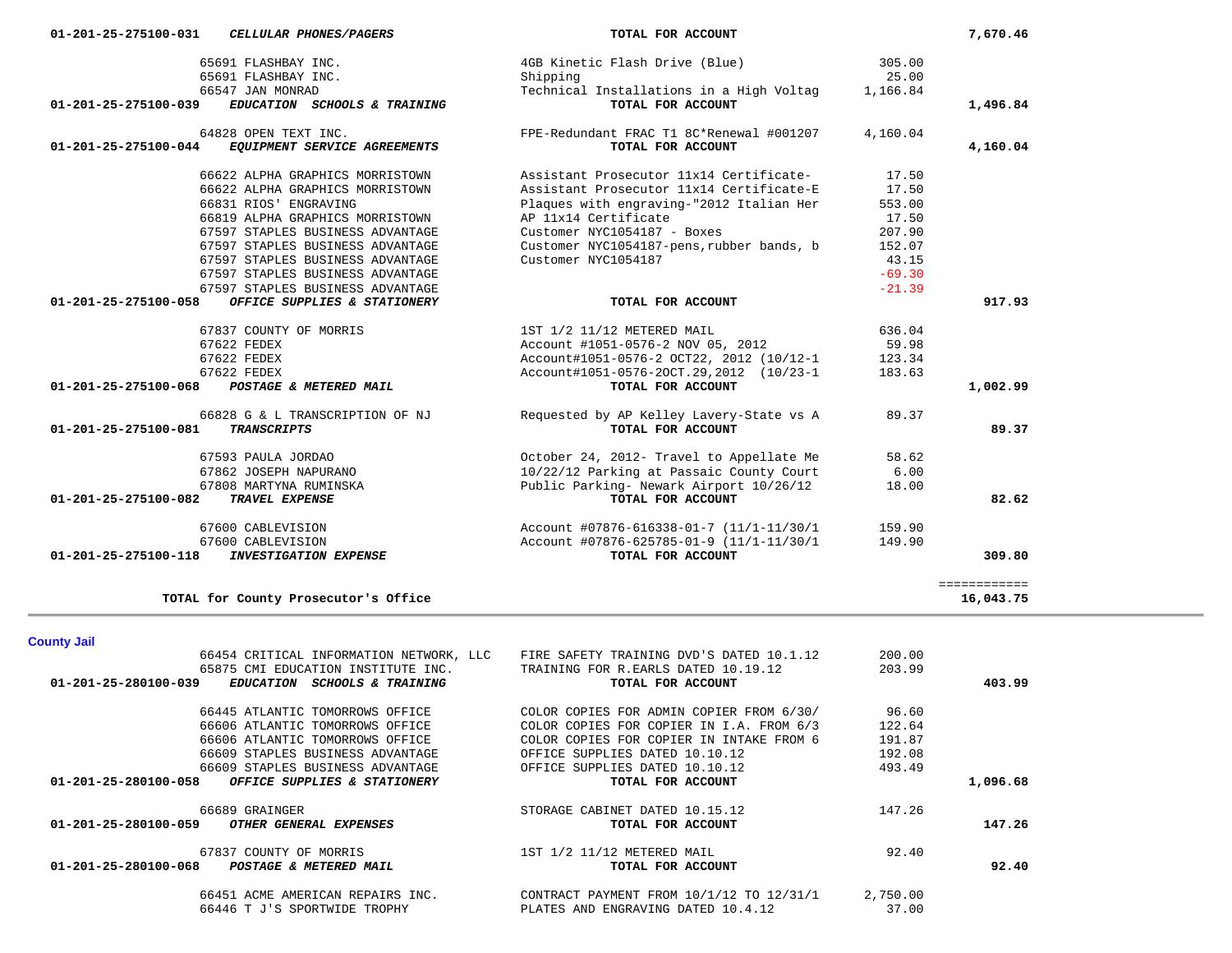| Account / Vendor | Description | Amount | Total |
|---|---|---|---|
| 01-201-25-275100-031 ***CELLULAR PHONES/PAGERS*** | **TOTAL FOR ACCOUNT** | | **7,670.46** |
| 65691 FLASHBAY INC. | 4GB Kinetic Flash Drive (Blue) | 305.00 | |
| 65691 FLASHBAY INC. | Shipping | 25.00 | |
| 66547 JAN MONRAD | Technical Installations in a High Voltag | 1,166.84 | |
| 01-201-25-275100-039 ***EDUCATION SCHOOLS & TRAINING*** | **TOTAL FOR ACCOUNT** | | **1,496.84** |
| 64828 OPEN TEXT INC. | FPE-Redundant FRAC T1 8C*Renewal #001207 | 4,160.04 | |
| 01-201-25-275100-044 ***EQUIPMENT SERVICE AGREEMENTS*** | **TOTAL FOR ACCOUNT** | | **4,160.04** |
| 66622 ALPHA GRAPHICS MORRISTOWN | Assistant Prosecutor 11x14 Certificate- | 17.50 | |
| 66622 ALPHA GRAPHICS MORRISTOWN | Assistant Prosecutor 11x14 Certificate-E | 17.50 | |
| 66831 RIOS' ENGRAVING | Plaques with engraving-"2012 Italian Her | 553.00 | |
| 66819 ALPHA GRAPHICS MORRISTOWN | AP 11x14 Certificate | 17.50 | |
| 67597 STAPLES BUSINESS ADVANTAGE | Customer NYC1054187 - Boxes | 207.90 | |
| 67597 STAPLES BUSINESS ADVANTAGE | Customer NYC1054187-pens,rubber bands, b | 152.07 | |
| 67597 STAPLES BUSINESS ADVANTAGE | Customer NYC1054187 | 43.15 | |
| 67597 STAPLES BUSINESS ADVANTAGE | | -69.30 | |
| 67597 STAPLES BUSINESS ADVANTAGE | | -21.39 | |
| 01-201-25-275100-058 ***OFFICE SUPPLIES & STATIONERY*** | **TOTAL FOR ACCOUNT** | | **917.93** |
| 67837 COUNTY OF MORRIS | 1ST 1/2 11/12 METERED MAIL | 636.04 | |
| 67622 FEDEX | Account #1051-0576-2 NOV 05, 2012 | 59.98 | |
| 67622 FEDEX | Account#1051-0576-2 OCT22, 2012 (10/12-1 | 123.34 | |
| 67622 FEDEX | Account#1051-0576-2OCT.29,2012 (10/23-1 | 183.63 | |
| 01-201-25-275100-068 ***POSTAGE & METERED MAIL*** | **TOTAL FOR ACCOUNT** | | **1,002.99** |
| 66828 G & L TRANSCRIPTION OF NJ | Requested by AP Kelley Lavery-State vs A | 89.37 | |
| 01-201-25-275100-081 ***TRANSCRIPTS*** | **TOTAL FOR ACCOUNT** | | **89.37** |
| 67593 PAULA JORDAO | October 24, 2012- Travel to Appellate Me | 58.62 | |
| 67862 JOSEPH NAPURANO | 10/22/12 Parking at Passaic County Court | 6.00 | |
| 67808 MARTYNA RUMINSKA | Public Parking- Newark Airport 10/26/12 | 18.00 | |
| 01-201-25-275100-082 ***TRAVEL EXPENSE*** | **TOTAL FOR ACCOUNT** | | **82.62** |
| 67600 CABLEVISION | Account #07876-616338-01-7 (11/1-11/30/1 | 159.90 | |
| 67600 CABLEVISION | Account #07876-625785-01-9 (11/1-11/30/1 | 149.90 | |
| 01-201-25-275100-118 ***INVESTIGATION EXPENSE*** | **TOTAL FOR ACCOUNT** | | **309.80** |
| | | | ============ |
| **TOTAL for County Prosecutor's Office** | | | **16,043.75** |

## County Jail

| Account / Vendor | Description | Amount | Total |
|---|---|---|---|
| 66454 CRITICAL INFORMATION NETWORK, LLC | FIRE SAFETY TRAINING DVD'S DATED 10.1.12 | 200.00 | |
| 65875 CMI EDUCATION INSTITUTE INC. | TRAINING FOR R.EARLS DATED 10.19.12 | 203.99 | |
| 01-201-25-280100-039 ***EDUCATION SCHOOLS & TRAINING*** | **TOTAL FOR ACCOUNT** | | **403.99** |
| 66445 ATLANTIC TOMORROWS OFFICE | COLOR COPIES FOR ADMIN COPIER FROM 6/30/ | 96.60 | |
| 66606 ATLANTIC TOMORROWS OFFICE | COLOR COPIES FOR COPIER IN I.A. FROM 6/3 | 122.64 | |
| 66606 ATLANTIC TOMORROWS OFFICE | COLOR COPIES FOR COPIER IN INTAKE FROM 6 | 191.87 | |
| 66609 STAPLES BUSINESS ADVANTAGE | OFFICE SUPPLIES DATED 10.10.12 | 192.08 | |
| 66609 STAPLES BUSINESS ADVANTAGE | OFFICE SUPPLIES DATED 10.10.12 | 493.49 | |
| 01-201-25-280100-058 ***OFFICE SUPPLIES & STATIONERY*** | **TOTAL FOR ACCOUNT** | | **1,096.68** |
| 66689 GRAINGER | STORAGE CABINET DATED 10.15.12 | 147.26 | |
| 01-201-25-280100-059 ***OTHER GENERAL EXPENSES*** | **TOTAL FOR ACCOUNT** | | **147.26** |
| 67837 COUNTY OF MORRIS | 1ST 1/2 11/12 METERED MAIL | 92.40 | |
| 01-201-25-280100-068 ***POSTAGE & METERED MAIL*** | **TOTAL FOR ACCOUNT** | | **92.40** |
| 66451 ACME AMERICAN REPAIRS INC. | CONTRACT PAYMENT FROM 10/1/12 TO 12/31/1 | 2,750.00 | |
| 66446 T J'S SPORTWIDE TROPHY | PLATES AND ENGRAVING DATED 10.4.12 | 37.00 | |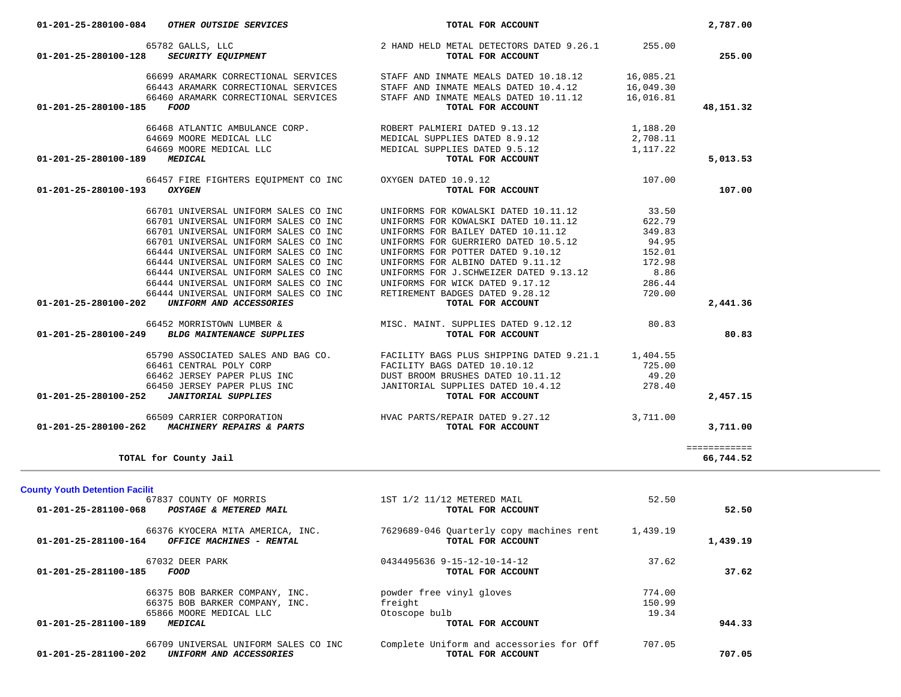| Account / Vendor | Description | Amount | Total |
|---|---|---|---|
| 01-201-25-280100-084 ***OTHER OUTSIDE SERVICES*** | **TOTAL FOR ACCOUNT** | | **2,787.00** |
| 65782 GALLS, LLC | 2 HAND HELD METAL DETECTORS DATED 9.26.1 | 255.00 | |
| 01-201-25-280100-128 ***SECURITY EQUIPMENT*** | **TOTAL FOR ACCOUNT** | | **255.00** |
| 66699 ARAMARK CORRECTIONAL SERVICES | STAFF AND INMATE MEALS DATED 10.18.12 | 16,085.21 | |
| 66443 ARAMARK CORRECTIONAL SERVICES | STAFF AND INMATE MEALS DATED 10.4.12 | 16,049.30 | |
| 66460 ARAMARK CORRECTIONAL SERVICES | STAFF AND INMATE MEALS DATED 10.11.12 | 16,016.81 | |
| 01-201-25-280100-185 ***FOOD*** | **TOTAL FOR ACCOUNT** | | **48,151.32** |
| 66468 ATLANTIC AMBULANCE CORP. | ROBERT PALMIERI DATED 9.13.12 | 1,188.20 | |
| 64669 MOORE MEDICAL LLC | MEDICAL SUPPLIES DATED 8.9.12 | 2,708.11 | |
| 64669 MOORE MEDICAL LLC | MEDICAL SUPPLIES DATED 9.5.12 | 1,117.22 | |
| 01-201-25-280100-189 ***MEDICAL*** | **TOTAL FOR ACCOUNT** | | **5,013.53** |
| 66457 FIRE FIGHTERS EQUIPMENT CO INC | OXYGEN DATED 10.9.12 | 107.00 | |
| 01-201-25-280100-193 ***OXYGEN*** | **TOTAL FOR ACCOUNT** | | **107.00** |
| 66701 UNIVERSAL UNIFORM SALES CO INC | UNIFORMS FOR KOWALSKI DATED 10.11.12 | 33.50 | |
| 66701 UNIVERSAL UNIFORM SALES CO INC | UNIFORMS FOR KOWALSKI DATED 10.11.12 | 622.79 | |
| 66701 UNIVERSAL UNIFORM SALES CO INC | UNIFORMS FOR BAILEY DATED 10.11.12 | 349.83 | |
| 66701 UNIVERSAL UNIFORM SALES CO INC | UNIFORMS FOR GUERRIERO DATED 10.5.12 | 94.95 | |
| 66444 UNIVERSAL UNIFORM SALES CO INC | UNIFORMS FOR POTTER DATED 9.10.12 | 152.01 | |
| 66444 UNIVERSAL UNIFORM SALES CO INC | UNIFORMS FOR ALBINO DATED 9.11.12 | 172.98 | |
| 66444 UNIVERSAL UNIFORM SALES CO INC | UNIFORMS FOR J.SCHWEIZER DATED 9.13.12 | 8.86 | |
| 66444 UNIVERSAL UNIFORM SALES CO INC | UNIFORMS FOR WICK DATED 9.17.12 | 286.44 | |
| 66444 UNIVERSAL UNIFORM SALES CO INC | RETIREMENT BADGES DATED 9.28.12 | 720.00 | |
| 01-201-25-280100-202 ***UNIFORM AND ACCESSORIES*** | **TOTAL FOR ACCOUNT** | | **2,441.36** |
| 66452 MORRISTOWN LUMBER & | MISC. MAINT. SUPPLIES DATED 9.12.12 | 80.83 | |
| 01-201-25-280100-249 ***BLDG MAINTENANCE SUPPLIES*** | **TOTAL FOR ACCOUNT** | | **80.83** |
| 65790 ASSOCIATED SALES AND BAG CO. | FACILITY BAGS PLUS SHIPPING DATED 9.21.1 | 1,404.55 | |
| 66461 CENTRAL POLY CORP | FACILITY BAGS DATED 10.10.12 | 725.00 | |
| 66462 JERSEY PAPER PLUS INC | DUST BROOM BRUSHES DATED 10.11.12 | 49.20 | |
| 66450 JERSEY PAPER PLUS INC | JANITORIAL SUPPLIES DATED 10.4.12 | 278.40 | |
| 01-201-25-280100-252 ***JANITORIAL SUPPLIES*** | **TOTAL FOR ACCOUNT** | | **2,457.15** |
| 66509 CARRIER CORPORATION | HVAC PARTS/REPAIR DATED 9.27.12 | 3,711.00 | |
| 01-201-25-280100-262 ***MACHINERY REPAIRS & PARTS*** | **TOTAL FOR ACCOUNT** | | **3,711.00** |
| **TOTAL for County Jail** | | | **66,744.52** |

## County Youth Detention Facilit

| Account / Vendor | Description | Amount | Total |
|---|---|---|---|
| 67837 COUNTY OF MORRIS | 1ST 1/2 11/12 METERED MAIL | 52.50 | |
| 01-201-25-281100-068 ***POSTAGE & METERED MAIL*** | **TOTAL FOR ACCOUNT** | | **52.50** |
| 66376 KYOCERA MITA AMERICA, INC. | 7629689-046 Quarterly copy machines rent | 1,439.19 | |
| 01-201-25-281100-164 ***OFFICE MACHINES - RENTAL*** | **TOTAL FOR ACCOUNT** | | **1,439.19** |
| 67032 DEER PARK | 0434495636 9-15-12-10-14-12 | 37.62 | |
| 01-201-25-281100-185 ***FOOD*** | **TOTAL FOR ACCOUNT** | | **37.62** |
| 66375 BOB BARKER COMPANY, INC. | powder free vinyl gloves | 774.00 | |
| 66375 BOB BARKER COMPANY, INC. | freight | 150.99 | |
| 65866 MOORE MEDICAL LLC | Otoscope bulb | 19.34 | |
| 01-201-25-281100-189 ***MEDICAL*** | **TOTAL FOR ACCOUNT** | | **944.33** |
| 66709 UNIVERSAL UNIFORM SALES CO INC | Complete Uniform and accessories for Off | 707.05 | |
| 01-201-25-281100-202 ***UNIFORM AND ACCESSORIES*** | **TOTAL FOR ACCOUNT** | | **707.05** |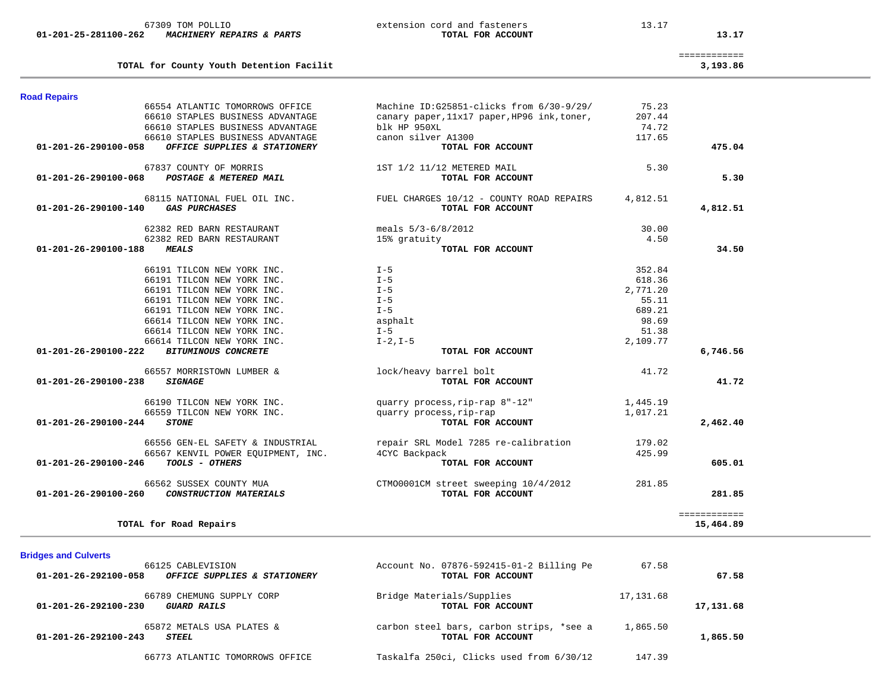| Account | Vendor | Description | Amount | Total |
|---|---|---|---|---|
| | 67309 TOM POLLIO | extension cord and fasteners | 13.17 | |
| 01-201-25-281100-262 | ***MACHINERY REPAIRS & PARTS*** | **TOTAL FOR ACCOUNT** | | **13.17** |
| | | | | ============ |
| | **TOTAL for County Youth Detention Facilit** | | | **3,193.86** |

## Road Repairs

| Account | Vendor | Description | Amount | Total |
|---|---|---|---|---|
| | 66554 ATLANTIC TOMORROWS OFFICE | Machine ID:G25851-clicks from 6/30-9/29/ | 75.23 | |
| | 66610 STAPLES BUSINESS ADVANTAGE | canary paper,11x17 paper,HP96 ink,toner, | 207.44 | |
| | 66610 STAPLES BUSINESS ADVANTAGE | blk HP 950XL | 74.72 | |
| | 66610 STAPLES BUSINESS ADVANTAGE | canon silver A1300 | 117.65 | |
| 01-201-26-290100-058 | ***OFFICE SUPPLIES & STATIONERY*** | **TOTAL FOR ACCOUNT** | | **475.04** |
| | 67837 COUNTY OF MORRIS | 1ST 1/2 11/12 METERED MAIL | 5.30 | |
| 01-201-26-290100-068 | ***POSTAGE & METERED MAIL*** | **TOTAL FOR ACCOUNT** | | **5.30** |
| | 68115 NATIONAL FUEL OIL INC. | FUEL CHARGES 10/12 - COUNTY ROAD REPAIRS | 4,812.51 | |
| 01-201-26-290100-140 | ***GAS PURCHASES*** | **TOTAL FOR ACCOUNT** | | **4,812.51** |
| | 62382 RED BARN RESTAURANT | meals 5/3-6/8/2012 | 30.00 | |
| | 62382 RED BARN RESTAURANT | 15% gratuity | 4.50 | |
| 01-201-26-290100-188 | ***MEALS*** | **TOTAL FOR ACCOUNT** | | **34.50** |
| | 66191 TILCON NEW YORK INC. | I-5 | 352.84 | |
| | 66191 TILCON NEW YORK INC. | I-5 | 618.36 | |
| | 66191 TILCON NEW YORK INC. | I-5 | 2,771.20 | |
| | 66191 TILCON NEW YORK INC. | I-5 | 55.11 | |
| | 66191 TILCON NEW YORK INC. | I-5 | 689.21 | |
| | 66614 TILCON NEW YORK INC. | asphalt | 98.69 | |
| | 66614 TILCON NEW YORK INC. | I-5 | 51.38 | |
| | 66614 TILCON NEW YORK INC. | I-2,I-5 | 2,109.77 | |
| 01-201-26-290100-222 | ***BITUMINOUS CONCRETE*** | **TOTAL FOR ACCOUNT** | | **6,746.56** |
| | 66557 MORRISTOWN LUMBER & | lock/heavy barrel bolt | 41.72 | |
| 01-201-26-290100-238 | ***SIGNAGE*** | **TOTAL FOR ACCOUNT** | | **41.72** |
| | 66190 TILCON NEW YORK INC. | quarry process,rip-rap 8"-12" | 1,445.19 | |
| | 66559 TILCON NEW YORK INC. | quarry process,rip-rap | 1,017.21 | |
| 01-201-26-290100-244 | ***STONE*** | **TOTAL FOR ACCOUNT** | | **2,462.40** |
| | 66556 GEN-EL SAFETY & INDUSTRIAL | repair SRL Model 7285 re-calibration | 179.02 | |
| | 66567 KENVIL POWER EQUIPMENT, INC. | 4CYC Backpack | 425.99 | |
| 01-201-26-290100-246 | ***TOOLS - OTHERS*** | **TOTAL FOR ACCOUNT** | | **605.01** |
| | 66562 SUSSEX COUNTY MUA | CTMO0001CM street sweeping 10/4/2012 | 281.85 | |
| 01-201-26-290100-260 | ***CONSTRUCTION MATERIALS*** | **TOTAL FOR ACCOUNT** | | **281.85** |
| | | | | ============ |
| | **TOTAL for Road Repairs** | | | **15,464.89** |

## Bridges and Culverts

| Account | Vendor | Description | Amount | Total |
|---|---|---|---|---|
| | 66125 CABLEVISION | Account No. 07876-592415-01-2 Billing Pe | 67.58 | |
| 01-201-26-292100-058 | ***OFFICE SUPPLIES & STATIONERY*** | **TOTAL FOR ACCOUNT** | | **67.58** |
| | 66789 CHEMUNG SUPPLY CORP | Bridge Materials/Supplies | 17,131.68 | |
| 01-201-26-292100-230 | ***GUARD RAILS*** | **TOTAL FOR ACCOUNT** | | **17,131.68** |
| | 65872 METALS USA PLATES & | carbon steel bars, carbon strips, *see a | 1,865.50 | |
| 01-201-26-292100-243 | ***STEEL*** | **TOTAL FOR ACCOUNT** | | **1,865.50** |
| | 66773 ATLANTIC TOMORROWS OFFICE | Taskalfa 250ci, Clicks used from 6/30/12 | 147.39 | |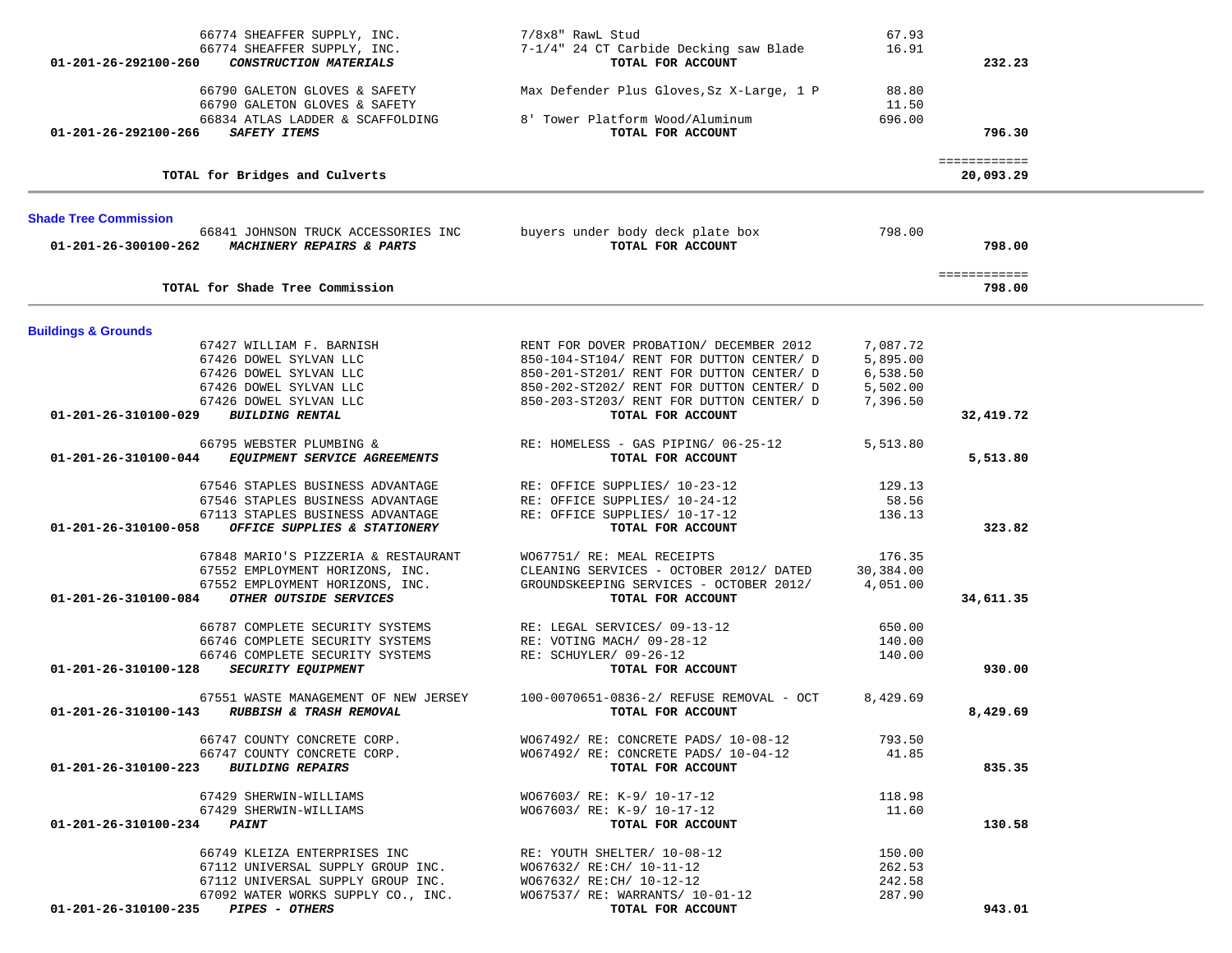| Account | Vendor | Description | Amount | Total |
|---|---|---|---|---|
| | 66774 SHEAFFER SUPPLY, INC. | 7/8x8" RawL Stud | 67.93 | |
| | 66774 SHEAFFER SUPPLY, INC. | 7-1/4" 24 CT Carbide Decking saw Blade | 16.91 | |
| 01-201-26-292100-260 | ***CONSTRUCTION MATERIALS*** | **TOTAL FOR ACCOUNT** | | **232.23** |
| | 66790 GALETON GLOVES & SAFETY | Max Defender Plus Gloves,Sz X-Large, 1 P | 88.80 | |
| | 66790 GALETON GLOVES & SAFETY | | 11.50 | |
| | 66834 ATLAS LADDER & SCAFFOLDING | 8' Tower Platform Wood/Aluminum | 696.00 | |
| 01-201-26-292100-266 | ***SAFETY ITEMS*** | **TOTAL FOR ACCOUNT** | | **796.30** |
| | | | | ============ |
| | **TOTAL for Bridges and Culverts** | | | **20,093.29** |

## Shade Tree Commission

| Account | Vendor | Description | Amount | Total |
|---|---|---|---|---|
| | 66841 JOHNSON TRUCK ACCESSORIES INC | buyers under body deck plate box | 798.00 | |
| 01-201-26-300100-262 | ***MACHINERY REPAIRS & PARTS*** | **TOTAL FOR ACCOUNT** | | **798.00** |
| | | | | ============ |
| | **TOTAL for Shade Tree Commission** | | | **798.00** |

## Buildings & Grounds

| Account | Vendor | Description | Amount | Total |
|---|---|---|---|---|
| | 67427 WILLIAM F. BARNISH | RENT FOR DOVER PROBATION/ DECEMBER 2012 | 7,087.72 | |
| | 67426 DOWEL SYLVAN LLC | 850-104-ST104/ RENT FOR DUTTON CENTER/ D | 5,895.00 | |
| | 67426 DOWEL SYLVAN LLC | 850-201-ST201/ RENT FOR DUTTON CENTER/ D | 6,538.50 | |
| | 67426 DOWEL SYLVAN LLC | 850-202-ST202/ RENT FOR DUTTON CENTER/ D | 5,502.00 | |
| | 67426 DOWEL SYLVAN LLC | 850-203-ST203/ RENT FOR DUTTON CENTER/ D | 7,396.50 | |
| 01-201-26-310100-029 | ***BUILDING RENTAL*** | **TOTAL FOR ACCOUNT** | | **32,419.72** |
| | 66795 WEBSTER PLUMBING & | RE: HOMELESS - GAS PIPING/ 06-25-12 | 5,513.80 | |
| 01-201-26-310100-044 | ***EQUIPMENT SERVICE AGREEMENTS*** | **TOTAL FOR ACCOUNT** | | **5,513.80** |
| | 67546 STAPLES BUSINESS ADVANTAGE | RE: OFFICE SUPPLIES/ 10-23-12 | 129.13 | |
| | 67546 STAPLES BUSINESS ADVANTAGE | RE: OFFICE SUPPLIES/ 10-24-12 | 58.56 | |
| | 67113 STAPLES BUSINESS ADVANTAGE | RE: OFFICE SUPPLIES/ 10-17-12 | 136.13 | |
| 01-201-26-310100-058 | ***OFFICE SUPPLIES & STATIONERY*** | **TOTAL FOR ACCOUNT** | | **323.82** |
| | 67848 MARIO'S PIZZERIA & RESTAURANT | WO67751/ RE: MEAL RECEIPTS | 176.35 | |
| | 67552 EMPLOYMENT HORIZONS, INC. | CLEANING SERVICES - OCTOBER 2012/ DATED | 30,384.00 | |
| | 67552 EMPLOYMENT HORIZONS, INC. | GROUNDSKEEPING SERVICES - OCTOBER 2012/ | 4,051.00 | |
| 01-201-26-310100-084 | ***OTHER OUTSIDE SERVICES*** | **TOTAL FOR ACCOUNT** | | **34,611.35** |
| | 66787 COMPLETE SECURITY SYSTEMS | RE: LEGAL SERVICES/ 09-13-12 | 650.00 | |
| | 66746 COMPLETE SECURITY SYSTEMS | RE: VOTING MACH/ 09-28-12 | 140.00 | |
| | 66746 COMPLETE SECURITY SYSTEMS | RE: SCHUYLER/ 09-26-12 | 140.00 | |
| 01-201-26-310100-128 | ***SECURITY EQUIPMENT*** | **TOTAL FOR ACCOUNT** | | **930.00** |
| | 67551 WASTE MANAGEMENT OF NEW JERSEY | 100-0070651-0836-2/ REFUSE REMOVAL - OCT | 8,429.69 | |
| 01-201-26-310100-143 | ***RUBBISH & TRASH REMOVAL*** | **TOTAL FOR ACCOUNT** | | **8,429.69** |
| | 66747 COUNTY CONCRETE CORP. | WO67492/ RE: CONCRETE PADS/ 10-08-12 | 793.50 | |
| | 66747 COUNTY CONCRETE CORP. | WO67492/ RE: CONCRETE PADS/ 10-04-12 | 41.85 | |
| 01-201-26-310100-223 | ***BUILDING REPAIRS*** | **TOTAL FOR ACCOUNT** | | **835.35** |
| | 67429 SHERWIN-WILLIAMS | WO67603/ RE: K-9/ 10-17-12 | 118.98 | |
| | 67429 SHERWIN-WILLIAMS | WO67603/ RE: K-9/ 10-17-12 | 11.60 | |
| 01-201-26-310100-234 | ***PAINT*** | **TOTAL FOR ACCOUNT** | | **130.58** |
| | 66749 KLEIZA ENTERPRISES INC | RE: YOUTH SHELTER/ 10-08-12 | 150.00 | |
| | 67112 UNIVERSAL SUPPLY GROUP INC. | WO67632/ RE:CH/ 10-11-12 | 262.53 | |
| | 67112 UNIVERSAL SUPPLY GROUP INC. | WO67632/ RE:CH/ 10-12-12 | 242.58 | |
| | 67092 WATER WORKS SUPPLY CO., INC. | WO67537/ RE: WARRANTS/ 10-01-12 | 287.90 | |
| 01-201-26-310100-235 | ***PIPES - OTHERS*** | **TOTAL FOR ACCOUNT** | | **943.01** |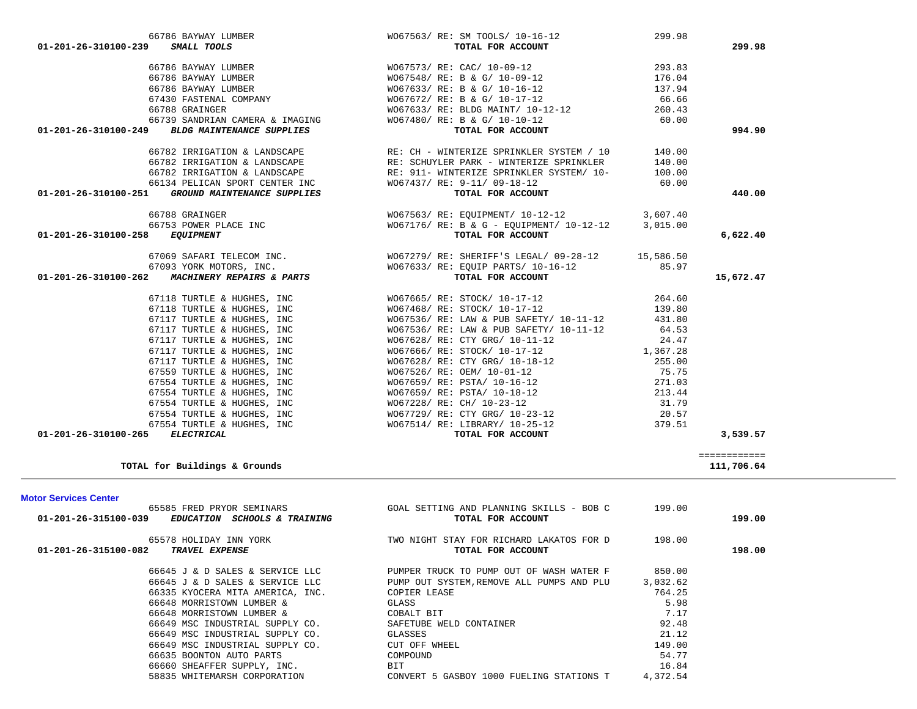| Account | Vendor | Description | Amount | Total |
|---|---|---|---|---|
| | 66786 BAYWAY LUMBER | WO67563/ RE: SM TOOLS/ 10-16-12 | 299.98 | |
| 01-201-26-310100-239 | ***SMALL TOOLS*** | **TOTAL FOR ACCOUNT** | | **299.98** |
| | 66786 BAYWAY LUMBER | WO67573/ RE: CAC/ 10-09-12 | 293.83 | |
| | 66786 BAYWAY LUMBER | WO67548/ RE: B & G/ 10-09-12 | 176.04 | |
| | 66786 BAYWAY LUMBER | WO67633/ RE: B & G/ 10-16-12 | 137.94 | |
| | 67430 FASTENAL COMPANY | WO67672/ RE: B & G/ 10-17-12 | 66.66 | |
| | 66788 GRAINGER | WO67633/ RE: BLDG MAINT/ 10-12-12 | 260.43 | |
| | 66739 SANDRIAN CAMERA & IMAGING | WO67480/ RE: B & G/ 10-10-12 | 60.00 | |
| 01-201-26-310100-249 | ***BLDG MAINTENANCE SUPPLIES*** | **TOTAL FOR ACCOUNT** | | **994.90** |
| | 66782 IRRIGATION & LANDSCAPE | RE: CH - WINTERIZE SPRINKLER SYSTEM / 10 | 140.00 | |
| | 66782 IRRIGATION & LANDSCAPE | RE: SCHUYLER PARK - WINTERIZE SPRINKLER | 140.00 | |
| | 66782 IRRIGATION & LANDSCAPE | RE: 911- WINTERIZE SPRINKLER SYSTEM/ 10- | 100.00 | |
| | 66134 PELICAN SPORT CENTER INC | WO67437/ RE: 9-11/ 09-18-12 | 60.00 | |
| 01-201-26-310100-251 | ***GROUND MAINTENANCE SUPPLIES*** | **TOTAL FOR ACCOUNT** | | **440.00** |
| | 66788 GRAINGER | WO67563/ RE: EQUIPMENT/ 10-12-12 | 3,607.40 | |
| | 66753 POWER PLACE INC | WO67176/ RE: B & G - EQUIPMENT/ 10-12-12 | 3,015.00 | |
| 01-201-26-310100-258 | ***EQUIPMENT*** | **TOTAL FOR ACCOUNT** | | **6,622.40** |
| | 67069 SAFARI TELECOM INC. | WO67279/ RE: SHERIFF'S LEGAL/ 09-28-12 | 15,586.50 | |
| | 67093 YORK MOTORS, INC. | WO67633/ RE: EQUIP PARTS/ 10-16-12 | 85.97 | |
| 01-201-26-310100-262 | ***MACHINERY REPAIRS & PARTS*** | **TOTAL FOR ACCOUNT** | | **15,672.47** |
| | 67118 TURTLE & HUGHES, INC | WO67665/ RE: STOCK/ 10-17-12 | 264.60 | |
| | 67118 TURTLE & HUGHES, INC | WO67468/ RE: STOCK/ 10-17-12 | 139.80 | |
| | 67117 TURTLE & HUGHES, INC | WO67536/ RE: LAW & PUB SAFETY/ 10-11-12 | 431.80 | |
| | 67117 TURTLE & HUGHES, INC | WO67536/ RE: LAW & PUB SAFETY/ 10-11-12 | 64.53 | |
| | 67117 TURTLE & HUGHES, INC | WO67628/ RE: CTY GRG/ 10-11-12 | 24.47 | |
| | 67117 TURTLE & HUGHES, INC | WO67666/ RE: STOCK/ 10-17-12 | 1,367.28 | |
| | 67117 TURTLE & HUGHES, INC | WO67628/ RE: CTY GRG/ 10-18-12 | 255.00 | |
| | 67559 TURTLE & HUGHES, INC | WO67526/ RE: OEM/ 10-01-12 | 75.75 | |
| | 67554 TURTLE & HUGHES, INC | WO67659/ RE: PSTA/ 10-16-12 | 271.03 | |
| | 67554 TURTLE & HUGHES, INC | WO67659/ RE: PSTA/ 10-18-12 | 213.44 | |
| | 67554 TURTLE & HUGHES, INC | WO67228/ RE: CH/ 10-23-12 | 31.79 | |
| | 67554 TURTLE & HUGHES, INC | WO67729/ RE: CTY GRG/ 10-23-12 | 20.57 | |
| | 67554 TURTLE & HUGHES, INC | WO67514/ RE: LIBRARY/ 10-25-12 | 379.51 | |
| 01-201-26-310100-265 | ***ELECTRICAL*** | **TOTAL FOR ACCOUNT** | | **3,539.57** |
| | | | | ============ |
| | **TOTAL for Buildings & Grounds** | | | **111,706.64** |

**Motor Services Center**

| Account | Vendor | Description | Amount | Total |
|---|---|---|---|---|
| | 65585 FRED PRYOR SEMINARS | GOAL SETTING AND PLANNING SKILLS - BOB C | 199.00 | |
| 01-201-26-315100-039 | ***EDUCATION SCHOOLS & TRAINING*** | **TOTAL FOR ACCOUNT** | | **199.00** |
| | 65578 HOLIDAY INN YORK | TWO NIGHT STAY FOR RICHARD LAKATOS FOR D | 198.00 | |
| 01-201-26-315100-082 | ***TRAVEL EXPENSE*** | **TOTAL FOR ACCOUNT** | | **198.00** |
| | 66645 J & D SALES & SERVICE LLC | PUMPER TRUCK TO PUMP OUT OF WASH WATER F | 850.00 | |
| | 66645 J & D SALES & SERVICE LLC | PUMP OUT SYSTEM,REMOVE ALL PUMPS AND PLU | 3,032.62 | |
| | 66335 KYOCERA MITA AMERICA, INC. | COPIER LEASE | 764.25 | |
| | 66648 MORRISTOWN LUMBER & | GLASS | 5.98 | |
| | 66648 MORRISTOWN LUMBER & | COBALT BIT | 7.17 | |
| | 66649 MSC INDUSTRIAL SUPPLY CO. | SAFETUBE WELD CONTAINER | 92.48 | |
| | 66649 MSC INDUSTRIAL SUPPLY CO. | GLASSES | 21.12 | |
| | 66649 MSC INDUSTRIAL SUPPLY CO. | CUT OFF WHEEL | 149.00 | |
| | 66635 BOONTON AUTO PARTS | COMPOUND | 54.77 | |
| | 66660 SHEAFFER SUPPLY, INC. | BIT | 16.84 | |
| | 58835 WHITEMARSH CORPORATION | CONVERT 5 GASBOY 1000 FUELING STATIONS T | 4,372.54 | |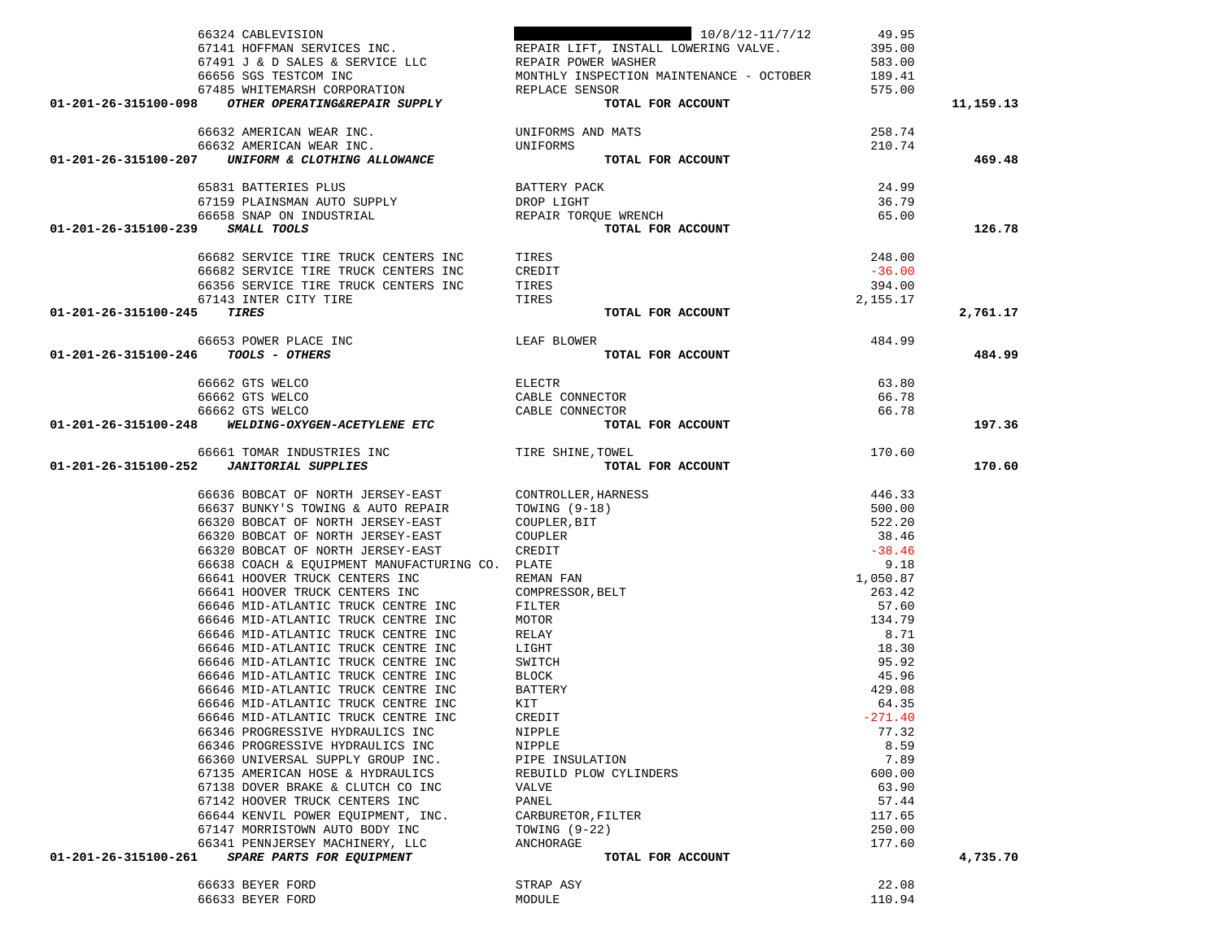| Account | Vendor | Description | Amount | Total |
|---|---|---|---|---|
| | 66324 CABLEVISION | 10/8/12-11/7/12 | 49.95 | |
| | 67141 HOFFMAN SERVICES INC. | REPAIR LIFT, INSTALL LOWERING VALVE. | 395.00 | |
| | 67491 J & D SALES & SERVICE LLC | REPAIR POWER WASHER | 583.00 | |
| | 66656 SGS TESTCOM INC | MONTHLY INSPECTION MAINTENANCE - OCTOBER | 189.41 | |
| | 67485 WHITEMARSH CORPORATION | REPLACE SENSOR | 575.00 | |
| **01-201-26-315100-098** | ***OTHER OPERATING&REPAIR SUPPLY*** | **TOTAL FOR ACCOUNT** | | **11,159.13** |
| | 66632 AMERICAN WEAR INC. | UNIFORMS AND MATS | 258.74 | |
| | 66632 AMERICAN WEAR INC. | UNIFORMS | 210.74 | |
| **01-201-26-315100-207** | ***UNIFORM & CLOTHING ALLOWANCE*** | **TOTAL FOR ACCOUNT** | | **469.48** |
| | 65831 BATTERIES PLUS | BATTERY PACK | 24.99 | |
| | 67159 PLAINSMAN AUTO SUPPLY | DROP LIGHT | 36.79 | |
| | 66658 SNAP ON INDUSTRIAL | REPAIR TORQUE WRENCH | 65.00 | |
| **01-201-26-315100-239** | ***SMALL TOOLS*** | **TOTAL FOR ACCOUNT** | | **126.78** |
| | 66682 SERVICE TIRE TRUCK CENTERS INC | TIRES | 248.00 | |
| | 66682 SERVICE TIRE TRUCK CENTERS INC | CREDIT | -36.00 | |
| | 66356 SERVICE TIRE TRUCK CENTERS INC | TIRES | 394.00 | |
| | 67143 INTER CITY TIRE | TIRES | 2,155.17 | |
| **01-201-26-315100-245** | ***TIRES*** | **TOTAL FOR ACCOUNT** | | **2,761.17** |
| | 66653 POWER PLACE INC | LEAF BLOWER | 484.99 | |
| **01-201-26-315100-246** | ***TOOLS - OTHERS*** | **TOTAL FOR ACCOUNT** | | **484.99** |
| | 66662 GTS WELCO | ELECTR | 63.80 | |
| | 66662 GTS WELCO | CABLE CONNECTOR | 66.78 | |
| | 66662 GTS WELCO | CABLE CONNECTOR | 66.78 | |
| **01-201-26-315100-248** | ***WELDING-OXYGEN-ACETYLENE ETC*** | **TOTAL FOR ACCOUNT** | | **197.36** |
| | 66661 TOMAR INDUSTRIES INC | TIRE SHINE,TOWEL | 170.60 | |
| **01-201-26-315100-252** | ***JANITORIAL SUPPLIES*** | **TOTAL FOR ACCOUNT** | | **170.60** |
| | 66636 BOBCAT OF NORTH JERSEY-EAST | CONTROLLER,HARNESS | 446.33 | |
| | 66637 BUNKY'S TOWING & AUTO REPAIR | TOWING (9-18) | 500.00 | |
| | 66320 BOBCAT OF NORTH JERSEY-EAST | COUPLER,BIT | 522.20 | |
| | 66320 BOBCAT OF NORTH JERSEY-EAST | COUPLER | 38.46 | |
| | 66320 BOBCAT OF NORTH JERSEY-EAST | CREDIT | -38.46 | |
| | 66638 COACH & EQUIPMENT MANUFACTURING CO. | PLATE | 9.18 | |
| | 66641 HOOVER TRUCK CENTERS INC | REMAN FAN | 1,050.87 | |
| | 66641 HOOVER TRUCK CENTERS INC | COMPRESSOR,BELT | 263.42 | |
| | 66646 MID-ATLANTIC TRUCK CENTRE INC | FILTER | 57.60 | |
| | 66646 MID-ATLANTIC TRUCK CENTRE INC | MOTOR | 134.79 | |
| | 66646 MID-ATLANTIC TRUCK CENTRE INC | RELAY | 8.71 | |
| | 66646 MID-ATLANTIC TRUCK CENTRE INC | LIGHT | 18.30 | |
| | 66646 MID-ATLANTIC TRUCK CENTRE INC | SWITCH | 95.92 | |
| | 66646 MID-ATLANTIC TRUCK CENTRE INC | BLOCK | 45.96 | |
| | 66646 MID-ATLANTIC TRUCK CENTRE INC | BATTERY | 429.08 | |
| | 66646 MID-ATLANTIC TRUCK CENTRE INC | KIT | 64.35 | |
| | 66646 MID-ATLANTIC TRUCK CENTRE INC | CREDIT | -271.40 | |
| | 66346 PROGRESSIVE HYDRAULICS INC | NIPPLE | 77.32 | |
| | 66346 PROGRESSIVE HYDRAULICS INC | NIPPLE | 8.59 | |
| | 66360 UNIVERSAL SUPPLY GROUP INC. | PIPE INSULATION | 7.89 | |
| | 67135 AMERICAN HOSE & HYDRAULICS | REBUILD PLOW CYLINDERS | 600.00 | |
| | 67138 DOVER BRAKE & CLUTCH CO INC | VALVE | 63.90 | |
| | 67142 HOOVER TRUCK CENTERS INC | PANEL | 57.44 | |
| | 66644 KENVIL POWER EQUIPMENT, INC. | CARBURETOR,FILTER | 117.65 | |
| | 67147 MORRISTOWN AUTO BODY INC | TOWING (9-22) | 250.00 | |
| | 66341 PENNJERSEY MACHINERY, LLC | ANCHORAGE | 177.60 | |
| **01-201-26-315100-261** | ***SPARE PARTS FOR EQUIPMENT*** | **TOTAL FOR ACCOUNT** | | **4,735.70** |
| | 66633 BEYER FORD | STRAP ASY | 22.08 | |
| | 66633 BEYER FORD | MODULE | 110.94 | |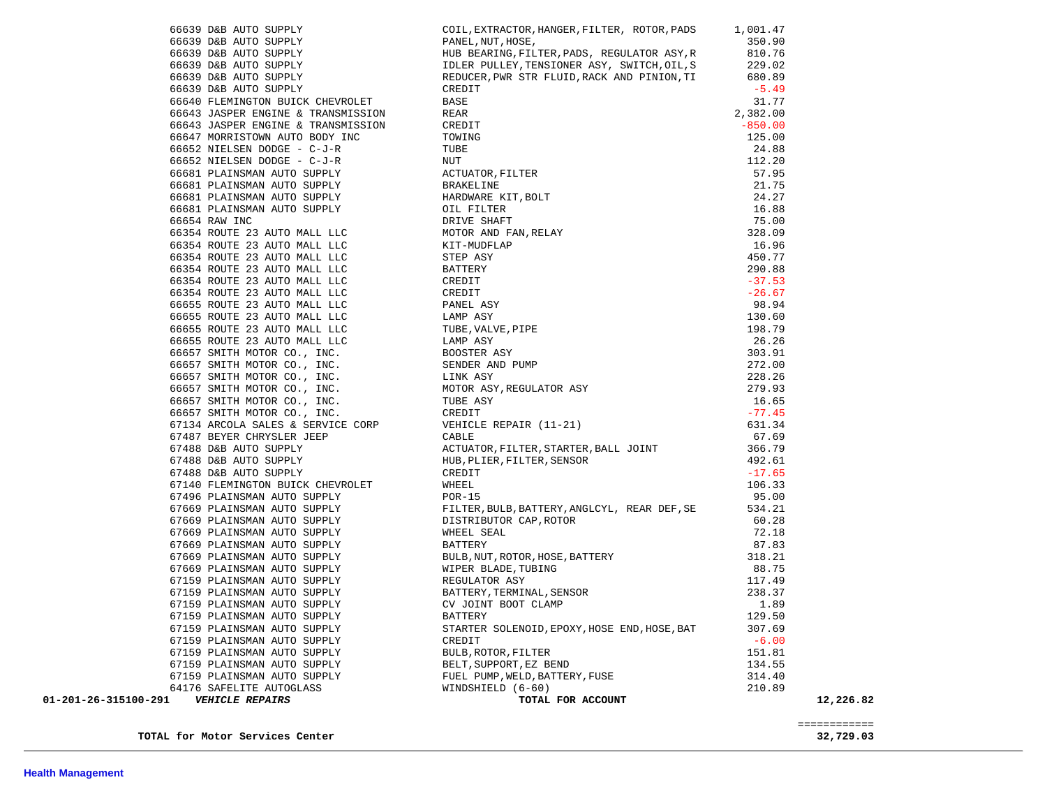| PO | Vendor | Description | Amount | Total |
|---|---|---|---|---|
| 66639 | D&B AUTO SUPPLY | COIL,EXTRACTOR,HANGER,FILTER, ROTOR,PADS | 1,001.47 | |
| 66639 | D&B AUTO SUPPLY | PANEL,NUT,HOSE, | 350.90 | |
| 66639 | D&B AUTO SUPPLY | HUB BEARING,FILTER,PADS, REGULATOR ASY,R | 810.76 | |
| 66639 | D&B AUTO SUPPLY | IDLER PULLEY,TENSIONER ASY, SWITCH,OIL,S | 229.02 | |
| 66639 | D&B AUTO SUPPLY | REDUCER,PWR STR FLUID,RACK AND PINION,TI | 680.89 | |
| 66639 | D&B AUTO SUPPLY | CREDIT | -5.49 | |
| 66640 | FLEMINGTON BUICK CHEVROLET | BASE | 31.77 | |
| 66643 | JASPER ENGINE & TRANSMISSION | REAR | 2,382.00 | |
| 66643 | JASPER ENGINE & TRANSMISSION | CREDIT | -850.00 | |
| 66647 | MORRISTOWN AUTO BODY INC | TOWING | 125.00 | |
| 66652 | NIELSEN DODGE - C-J-R | TUBE | 24.88 | |
| 66652 | NIELSEN DODGE - C-J-R | NUT | 112.20 | |
| 66681 | PLAINSMAN AUTO SUPPLY | ACTUATOR,FILTER | 57.95 | |
| 66681 | PLAINSMAN AUTO SUPPLY | BRAKELINE | 21.75 | |
| 66681 | PLAINSMAN AUTO SUPPLY | HARDWARE KIT,BOLT | 24.27 | |
| 66681 | PLAINSMAN AUTO SUPPLY | OIL FILTER | 16.88 | |
| 66654 | RAW INC | DRIVE SHAFT | 75.00 | |
| 66354 | ROUTE 23 AUTO MALL LLC | MOTOR AND FAN,RELAY | 328.09 | |
| 66354 | ROUTE 23 AUTO MALL LLC | KIT-MUDFLAP | 16.96 | |
| 66354 | ROUTE 23 AUTO MALL LLC | STEP ASY | 450.77 | |
| 66354 | ROUTE 23 AUTO MALL LLC | BATTERY | 290.88 | |
| 66354 | ROUTE 23 AUTO MALL LLC | CREDIT | -37.53 | |
| 66354 | ROUTE 23 AUTO MALL LLC | CREDIT | -26.67 | |
| 66655 | ROUTE 23 AUTO MALL LLC | PANEL ASY | 98.94 | |
| 66655 | ROUTE 23 AUTO MALL LLC | LAMP ASY | 130.60 | |
| 66655 | ROUTE 23 AUTO MALL LLC | TUBE,VALVE,PIPE | 198.79 | |
| 66655 | ROUTE 23 AUTO MALL LLC | LAMP ASY | 26.26 | |
| 66657 | SMITH MOTOR CO., INC. | BOOSTER ASY | 303.91 | |
| 66657 | SMITH MOTOR CO., INC. | SENDER AND PUMP | 272.00 | |
| 66657 | SMITH MOTOR CO., INC. | LINK ASY | 228.26 | |
| 66657 | SMITH MOTOR CO., INC. | MOTOR ASY,REGULATOR ASY | 279.93 | |
| 66657 | SMITH MOTOR CO., INC. | TUBE ASY | 16.65 | |
| 66657 | SMITH MOTOR CO., INC. | CREDIT | -77.45 | |
| 67134 | ARCOLA SALES & SERVICE CORP | VEHICLE REPAIR (11-21) | 631.34 | |
| 67487 | BEYER CHRYSLER JEEP | CABLE | 67.69 | |
| 67488 | D&B AUTO SUPPLY | ACTUATOR,FILTER,STARTER,BALL JOINT | 366.79 | |
| 67488 | D&B AUTO SUPPLY | HUB,PLIER,FILTER,SENSOR | 492.61 | |
| 67488 | D&B AUTO SUPPLY | CREDIT | -17.65 | |
| 67140 | FLEMINGTON BUICK CHEVROLET | WHEEL | 106.33 | |
| 67496 | PLAINSMAN AUTO SUPPLY | POR-15 | 95.00 | |
| 67669 | PLAINSMAN AUTO SUPPLY | FILTER,BULB,BATTERY,ANGLCYL, REAR DEF,SE | 534.21 | |
| 67669 | PLAINSMAN AUTO SUPPLY | DISTRIBUTOR CAP,ROTOR | 60.28 | |
| 67669 | PLAINSMAN AUTO SUPPLY | WHEEL SEAL | 72.18 | |
| 67669 | PLAINSMAN AUTO SUPPLY | BATTERY | 87.83 | |
| 67669 | PLAINSMAN AUTO SUPPLY | BULB,NUT,ROTOR,HOSE,BATTERY | 318.21 | |
| 67669 | PLAINSMAN AUTO SUPPLY | WIPER BLADE,TUBING | 88.75 | |
| 67159 | PLAINSMAN AUTO SUPPLY | REGULATOR ASY | 117.49 | |
| 67159 | PLAINSMAN AUTO SUPPLY | BATTERY,TERMINAL,SENSOR | 238.37 | |
| 67159 | PLAINSMAN AUTO SUPPLY | CV JOINT BOOT CLAMP | 1.89 | |
| 67159 | PLAINSMAN AUTO SUPPLY | BATTERY | 129.50 | |
| 67159 | PLAINSMAN AUTO SUPPLY | STARTER SOLENOID,EPOXY,HOSE END,HOSE,BAT | 307.69 | |
| 67159 | PLAINSMAN AUTO SUPPLY | CREDIT | -6.00 | |
| 67159 | PLAINSMAN AUTO SUPPLY | BULB,ROTOR,FILTER | 151.81 | |
| 67159 | PLAINSMAN AUTO SUPPLY | BELT,SUPPORT,EZ BEND | 134.55 | |
| 67159 | PLAINSMAN AUTO SUPPLY | FUEL PUMP,WELD,BATTERY,FUSE | 314.40 | |
| 64176 | SAFELITE AUTOGLASS | WINDSHIELD (6-60) | 210.89 | |
| **01-201-26-315100-291** | ***VEHICLE REPAIRS*** | **TOTAL FOR ACCOUNT** | | **12,226.82** |

============

**TOTAL for Motor Services Center** **32,729.03**

**Health Management**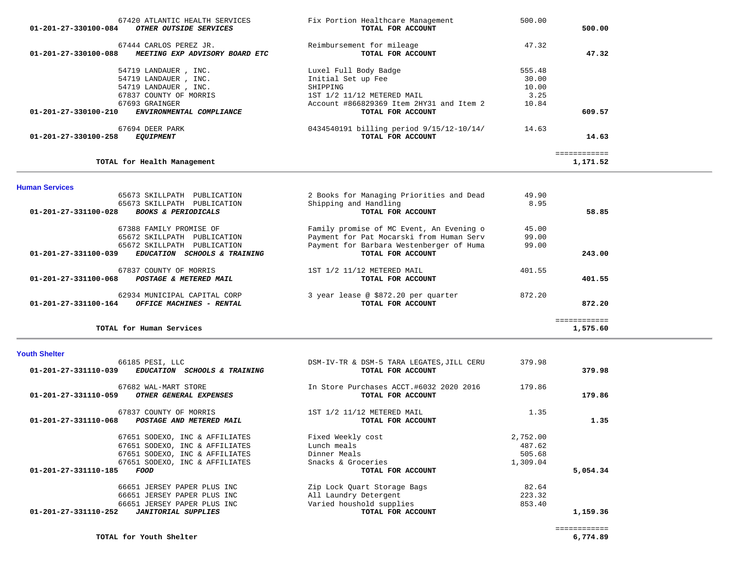| Account | Vendor / Account Name | Description | Amount | Total |
|---|---|---|---|---|
| | 67420 ATLANTIC HEALTH SERVICES | Fix Portion Healthcare Management | 500.00 | |
| 01-201-27-330100-084 | *OTHER OUTSIDE SERVICES* | **TOTAL FOR ACCOUNT** | | **500.00** |
| | 67444 CARLOS PEREZ JR. | Reimbursement for mileage | 47.32 | |
| 01-201-27-330100-088 | *MEETING EXP ADVISORY BOARD ETC* | **TOTAL FOR ACCOUNT** | | **47.32** |
| | 54719 LANDAUER , INC. | Luxel Full Body Badge | 555.48 | |
| | 54719 LANDAUER , INC. | Initial Set up Fee | 30.00 | |
| | 54719 LANDAUER , INC. | SHIPPING | 10.00 | |
| | 67837 COUNTY OF MORRIS | 1ST 1/2 11/12 METERED MAIL | 3.25 | |
| | 67693 GRAINGER | Account #866829369 Item 2HY31 and Item 2 | 10.84 | |
| 01-201-27-330100-210 | *ENVIRONMENTAL COMPLIANCE* | **TOTAL FOR ACCOUNT** | | **609.57** |
| | 67694 DEER PARK | 0434540191 billing period 9/15/12-10/14/ | 14.63 | |
| 01-201-27-330100-258 | *EQUIPMENT* | **TOTAL FOR ACCOUNT** | | **14.63** |
| | | | | ============ |
| | **TOTAL for Health Management** | | | **1,171.52** |

## Human Services

| Account | Vendor / Account Name | Description | Amount | Total |
|---|---|---|---|---|
| | 65673 SKILLPATH PUBLICATION | 2 Books for Managing Priorities and Dead | 49.90 | |
| | 65673 SKILLPATH PUBLICATION | Shipping and Handling | 8.95 | |
| 01-201-27-331100-028 | *BOOKS & PERIODICALS* | **TOTAL FOR ACCOUNT** | | **58.85** |
| | 67388 FAMILY PROMISE OF | Family promise of MC Event, An Evening o | 45.00 | |
| | 65672 SKILLPATH PUBLICATION | Payment for Pat Mocarski from Human Serv | 99.00 | |
| | 65672 SKILLPATH PUBLICATION | Payment for Barbara Westenberger of Huma | 99.00 | |
| 01-201-27-331100-039 | *EDUCATION SCHOOLS & TRAINING* | **TOTAL FOR ACCOUNT** | | **243.00** |
| | 67837 COUNTY OF MORRIS | 1ST 1/2 11/12 METERED MAIL | 401.55 | |
| 01-201-27-331100-068 | *POSTAGE & METERED MAIL* | **TOTAL FOR ACCOUNT** | | **401.55** |
| | 62934 MUNICIPAL CAPITAL CORP | 3 year lease @ $872.20 per quarter | 872.20 | |
| 01-201-27-331100-164 | *OFFICE MACHINES - RENTAL* | **TOTAL FOR ACCOUNT** | | **872.20** |
| | | | | ============ |
| | **TOTAL for Human Services** | | | **1,575.60** |

## Youth Shelter

| Account | Vendor / Account Name | Description | Amount | Total |
|---|---|---|---|---|
| | 66185 PESI, LLC | DSM-IV-TR & DSM-5 TARA LEGATES,JILL CERU | 379.98 | |
| 01-201-27-331110-039 | *EDUCATION SCHOOLS & TRAINING* | **TOTAL FOR ACCOUNT** | | **379.98** |
| | 67682 WAL-MART STORE | In Store Purchases ACCT.#6032 2020 2016 | 179.86 | |
| 01-201-27-331110-059 | *OTHER GENERAL EXPENSES* | **TOTAL FOR ACCOUNT** | | **179.86** |
| | 67837 COUNTY OF MORRIS | 1ST 1/2 11/12 METERED MAIL | 1.35 | |
| 01-201-27-331110-068 | *POSTAGE AND METERED MAIL* | **TOTAL FOR ACCOUNT** | | **1.35** |
| | 67651 SODEXO, INC & AFFILIATES | Fixed Weekly cost | 2,752.00 | |
| | 67651 SODEXO, INC & AFFILIATES | Lunch meals | 487.62 | |
| | 67651 SODEXO, INC & AFFILIATES | Dinner Meals | 505.68 | |
| | 67651 SODEXO, INC & AFFILIATES | Snacks & Groceries | 1,309.04 | |
| 01-201-27-331110-185 | *FOOD* | **TOTAL FOR ACCOUNT** | | **5,054.34** |
| | 66651 JERSEY PAPER PLUS INC | Zip Lock Quart Storage Bags | 82.64 | |
| | 66651 JERSEY PAPER PLUS INC | All Laundry Detergent | 223.32 | |
| | 66651 JERSEY PAPER PLUS INC | Varied houshold supplies | 853.40 | |
| 01-201-27-331110-252 | *JANITORIAL SUPPLIES* | **TOTAL FOR ACCOUNT** | | **1,159.36** |
| | | | | ============ |
| | **TOTAL for Youth Shelter** | | | **6,774.89** |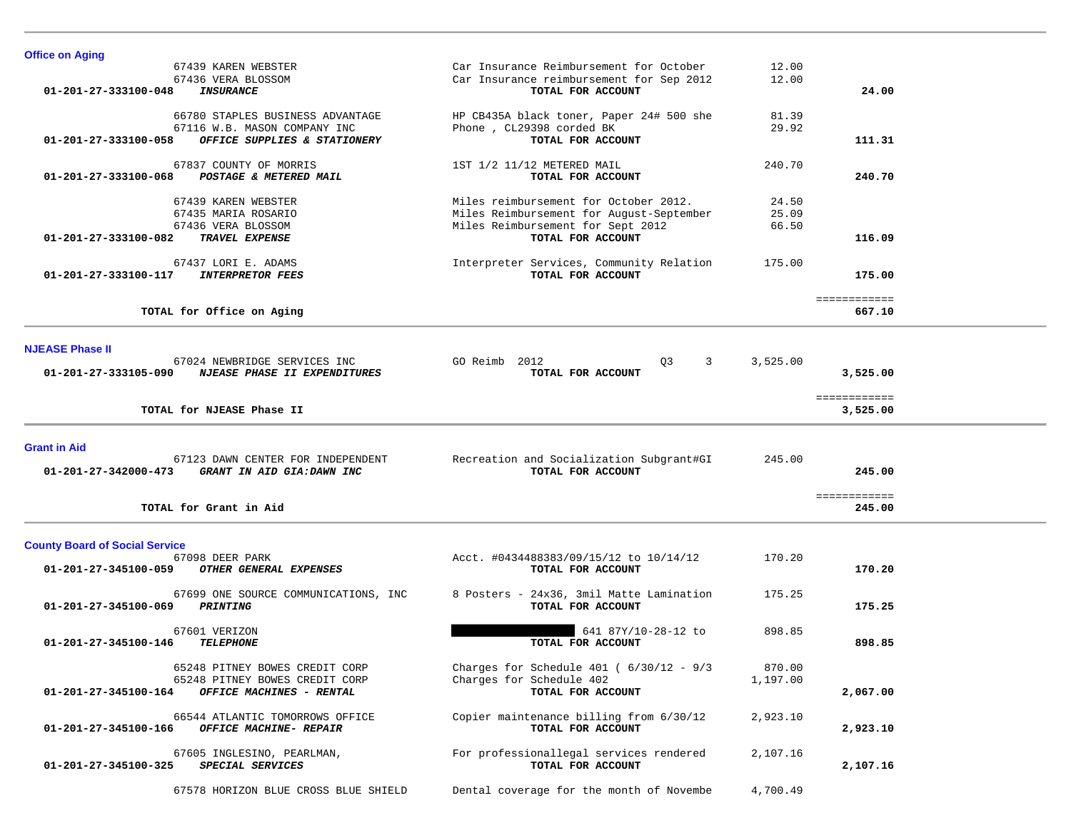## Office on Aging

| Account / Vendor | Description | Amount | Total |
|---|---|---|---|
| 67439 KAREN WEBSTER | Car Insurance Reimbursement for October | 12.00 | |
| 67436 VERA BLOSSOM | Car Insurance reimbursement for Sep 2012 | 12.00 | |
| **01-201-27-333100-048** ***INSURANCE*** | **TOTAL FOR ACCOUNT** | | **24.00** |
| 66780 STAPLES BUSINESS ADVANTAGE | HP CB435A black toner, Paper 24# 500 she | 81.39 | |
| 67116 W.B. MASON COMPANY INC | Phone , CL29398 corded BK | 29.92 | |
| **01-201-27-333100-058** ***OFFICE SUPPLIES & STATIONERY*** | **TOTAL FOR ACCOUNT** | | **111.31** |
| 67837 COUNTY OF MORRIS | 1ST 1/2 11/12 METERED MAIL | 240.70 | |
| **01-201-27-333100-068** ***POSTAGE & METERED MAIL*** | **TOTAL FOR ACCOUNT** | | **240.70** |
| 67439 KAREN WEBSTER | Miles reimbursement for October 2012. | 24.50 | |
| 67435 MARIA ROSARIO | Miles Reimbursement for August-September | 25.09 | |
| 67436 VERA BLOSSOM | Miles Reimbursement for Sept 2012 | 66.50 | |
| **01-201-27-333100-082** ***TRAVEL EXPENSE*** | **TOTAL FOR ACCOUNT** | | **116.09** |
| 67437 LORI E. ADAMS | Interpreter Services, Community Relation | 175.00 | |
| **01-201-27-333100-117** ***INTERPRETOR FEES*** | **TOTAL FOR ACCOUNT** | | **175.00** |
| **TOTAL for Office on Aging** | | | **667.10** |

## NJEASE Phase II

| Account / Vendor | Description | Amount | Total |
|---|---|---|---|
| 67024 NEWBRIDGE SERVICES INC | GO Reimb 2012 Q3 3 | 3,525.00 | |
| **01-201-27-333105-090** ***NJEASE PHASE II EXPENDITURES*** | **TOTAL FOR ACCOUNT** | | **3,525.00** |
| **TOTAL for NJEASE Phase II** | | | **3,525.00** |

## Grant in Aid

| Account / Vendor | Description | Amount | Total |
|---|---|---|---|
| 67123 DAWN CENTER FOR INDEPENDENT | Recreation and Socialization Subgrant#GI | 245.00 | |
| **01-201-27-342000-473** ***GRANT IN AID GIA:DAWN INC*** | **TOTAL FOR ACCOUNT** | | **245.00** |
| **TOTAL for Grant in Aid** | | | **245.00** |

## County Board of Social Service

| Account / Vendor | Description | Amount | Total |
|---|---|---|---|
| 67098 DEER PARK | Acct. #0434488383/09/15/12 to 10/14/12 | 170.20 | |
| **01-201-27-345100-059** ***OTHER GENERAL EXPENSES*** | **TOTAL FOR ACCOUNT** | | **170.20** |
| 67699 ONE SOURCE COMMUNICATIONS, INC | 8 Posters - 24x36, 3mil Matte Lamination | 175.25 | |
| **01-201-27-345100-069** ***PRINTING*** | **TOTAL FOR ACCOUNT** | | **175.25** |
| 67601 VERIZON | [REDACTED] 641 87Y/10-28-12 to | 898.85 | |
| **01-201-27-345100-146** ***TELEPHONE*** | **TOTAL FOR ACCOUNT** | | **898.85** |
| 65248 PITNEY BOWES CREDIT CORP | Charges for Schedule 401 ( 6/30/12 - 9/3 | 870.00 | |
| 65248 PITNEY BOWES CREDIT CORP | Charges for Schedule 402 | 1,197.00 | |
| **01-201-27-345100-164** ***OFFICE MACHINES - RENTAL*** | **TOTAL FOR ACCOUNT** | | **2,067.00** |
| 66544 ATLANTIC TOMORROWS OFFICE | Copier maintenance billing from 6/30/12 | 2,923.10 | |
| **01-201-27-345100-166** ***OFFICE MACHINE- REPAIR*** | **TOTAL FOR ACCOUNT** | | **2,923.10** |
| 67605 INGLESINO, PEARLMAN, | For professionallegal services rendered | 2,107.16 | |
| **01-201-27-345100-325** ***SPECIAL SERVICES*** | **TOTAL FOR ACCOUNT** | | **2,107.16** |
| 67578 HORIZON BLUE CROSS BLUE SHIELD | Dental coverage for the month of Novembe | 4,700.49 | |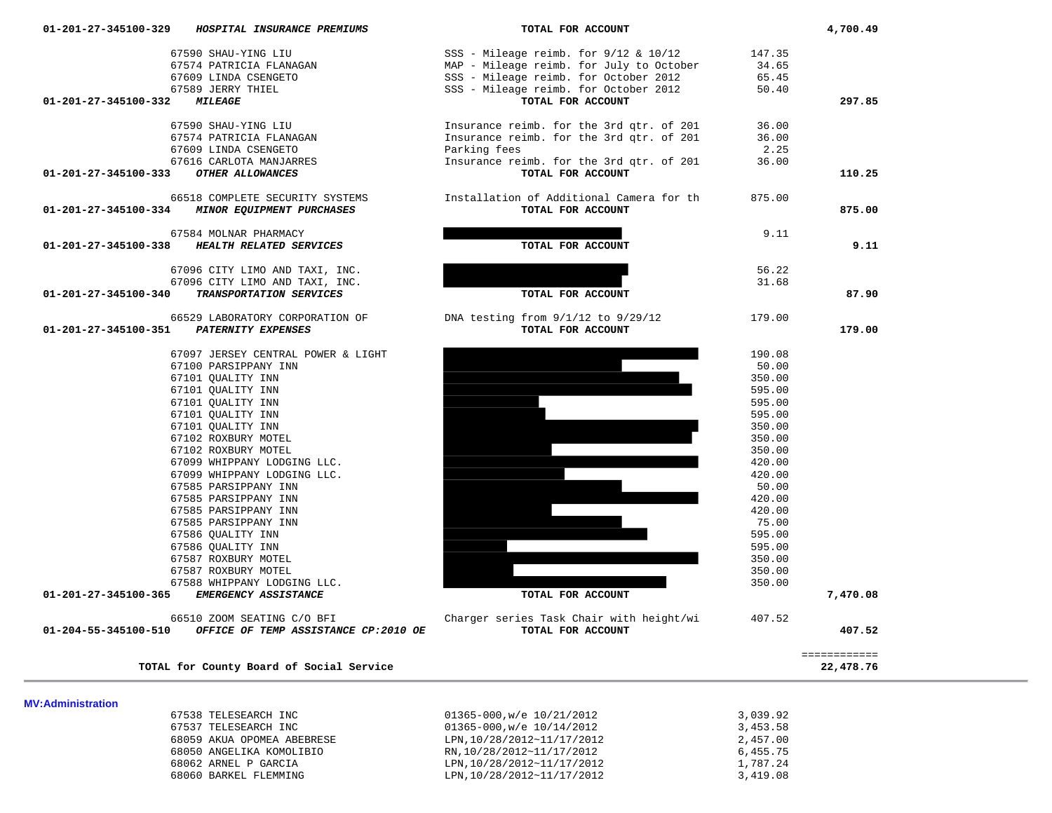| Account | Vendor | Description | Amount | Total |
|---|---|---|---|---|
| 01-201-27-345100-329 | ***HOSPITAL INSURANCE PREMIUMS*** | **TOTAL FOR ACCOUNT** | | **4,700.49** |
| | 67590 SHAU-YING LIU | SSS - Mileage reimb. for 9/12 & 10/12 | 147.35 | |
| | 67574 PATRICIA FLANAGAN | MAP - Mileage reimb. for July to October | 34.65 | |
| | 67609 LINDA CSENGETO | SSS - Mileage reimb. for October 2012 | 65.45 | |
| | 67589 JERRY THIEL | SSS - Mileage reimb. for October 2012 | 50.40 | |
| 01-201-27-345100-332 | ***MILEAGE*** | **TOTAL FOR ACCOUNT** | | **297.85** |
| | 67590 SHAU-YING LIU | Insurance reimb. for the 3rd qtr. of 201 | 36.00 | |
| | 67574 PATRICIA FLANAGAN | Insurance reimb. for the 3rd qtr. of 201 | 36.00 | |
| | 67609 LINDA CSENGETO | Parking fees | 2.25 | |
| | 67616 CARLOTA MANJARRES | Insurance reimb. for the 3rd qtr. of 201 | 36.00 | |
| 01-201-27-345100-333 | ***OTHER ALLOWANCES*** | **TOTAL FOR ACCOUNT** | | **110.25** |
| | 66518 COMPLETE SECURITY SYSTEMS | Installation of Additional Camera for th | 875.00 | |
| 01-201-27-345100-334 | ***MINOR EQUIPMENT PURCHASES*** | **TOTAL FOR ACCOUNT** | | **875.00** |
| | 67584 MOLNAR PHARMACY | | 9.11 | |
| 01-201-27-345100-338 | ***HEALTH RELATED SERVICES*** | **TOTAL FOR ACCOUNT** | | **9.11** |
| | 67096 CITY LIMO AND TAXI, INC. | | 56.22 | |
| | 67096 CITY LIMO AND TAXI, INC. | | 31.68 | |
| 01-201-27-345100-340 | ***TRANSPORTATION SERVICES*** | **TOTAL FOR ACCOUNT** | | **87.90** |
| | 66529 LABORATORY CORPORATION OF | DNA testing from 9/1/12 to 9/29/12 | 179.00 | |
| 01-201-27-345100-351 | ***PATERNITY EXPENSES*** | **TOTAL FOR ACCOUNT** | | **179.00** |
| | 67097 JERSEY CENTRAL POWER & LIGHT | | 190.08 | |
| | 67100 PARSIPPANY INN | | 50.00 | |
| | 67101 QUALITY INN | | 350.00 | |
| | 67101 QUALITY INN | | 595.00 | |
| | 67101 QUALITY INN | | 595.00 | |
| | 67101 QUALITY INN | | 595.00 | |
| | 67101 QUALITY INN | | 350.00 | |
| | 67102 ROXBURY MOTEL | | 350.00 | |
| | 67102 ROXBURY MOTEL | | 350.00 | |
| | 67099 WHIPPANY LODGING LLC. | | 420.00 | |
| | 67099 WHIPPANY LODGING LLC. | | 420.00 | |
| | 67585 PARSIPPANY INN | | 50.00 | |
| | 67585 PARSIPPANY INN | | 420.00 | |
| | 67585 PARSIPPANY INN | | 420.00 | |
| | 67585 PARSIPPANY INN | | 75.00 | |
| | 67586 QUALITY INN | | 595.00 | |
| | 67586 QUALITY INN | | 595.00 | |
| | 67587 ROXBURY MOTEL | | 350.00 | |
| | 67587 ROXBURY MOTEL | | 350.00 | |
| | 67588 WHIPPANY LODGING LLC. | | 350.00 | |
| 01-201-27-345100-365 | ***EMERGENCY ASSISTANCE*** | **TOTAL FOR ACCOUNT** | | **7,470.08** |
| | 66510 ZOOM SEATING C/O BFI | Charger series Task Chair with height/wi | 407.52 | |
| 01-204-55-345100-510 | ***OFFICE OF TEMP ASSISTANCE CP:2010 OE*** | **TOTAL FOR ACCOUNT** | | **407.52** |
| | | | | ============ |
| | **TOTAL for County Board of Social Service** | | | **22,478.76** |

**MV:Administration**

| Vendor | Description | Amount |
|---|---|---|
| 67538 TELESEARCH INC | 01365-000,w/e 10/21/2012 | 3,039.92 |
| 67537 TELESEARCH INC | 01365-000,w/e 10/14/2012 | 3,453.58 |
| 68059 AKUA OPOMEA ABEBRESE | LPN,10/28/2012~11/17/2012 | 2,457.00 |
| 68050 ANGELIKA KOMOLIBIO | RN,10/28/2012~11/17/2012 | 6,455.75 |
| 68062 ARNEL P GARCIA | LPN,10/28/2012~11/17/2012 | 1,787.24 |
| 68060 BARKEL FLEMMING | LPN,10/28/2012~11/17/2012 | 3,419.08 |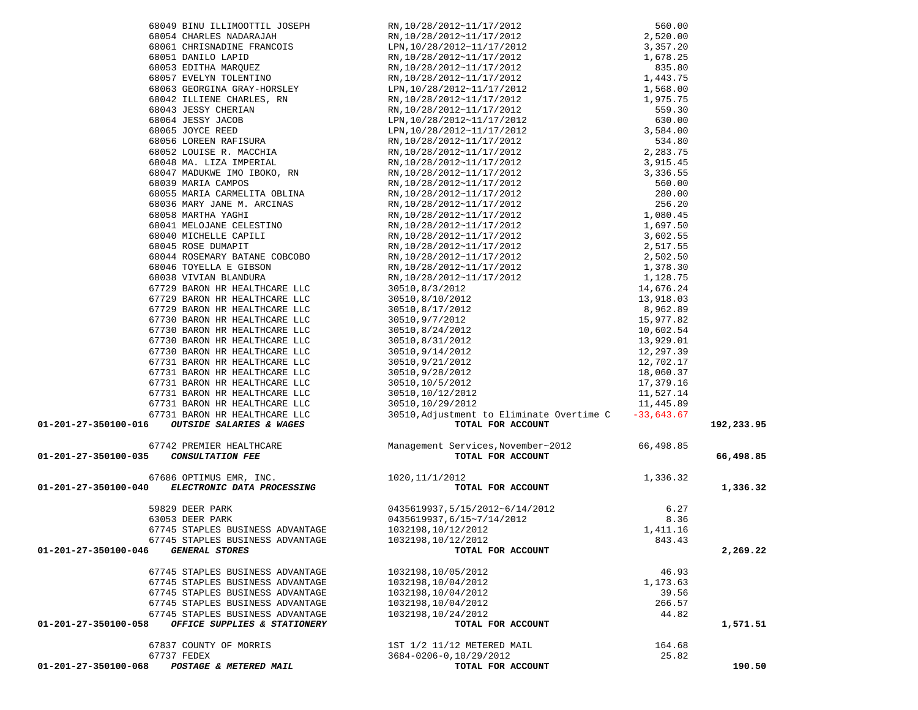| Account | Vendor | Description | Amount | Total |
|---|---|---|---|---|
| | 68049 BINU ILLIMOOTTIL JOSEPH | RN,10/28/2012~11/17/2012 | 560.00 | |
| | 68054 CHARLES NADARAJAH | RN,10/28/2012~11/17/2012 | 2,520.00 | |
| | 68061 CHRISNADINE FRANCOIS | LPN,10/28/2012~11/17/2012 | 3,357.20 | |
| | 68051 DANILO LAPID | RN,10/28/2012~11/17/2012 | 1,678.25 | |
| | 68053 EDITHA MARQUEZ | RN,10/28/2012~11/17/2012 | 835.80 | |
| | 68057 EVELYN TOLENTINO | RN,10/28/2012~11/17/2012 | 1,443.75 | |
| | 68063 GEORGINA GRAY-HORSLEY | LPN,10/28/2012~11/17/2012 | 1,568.00 | |
| | 68042 ILLIENE CHARLES, RN | RN,10/28/2012~11/17/2012 | 1,975.75 | |
| | 68043 JESSY CHERIAN | RN,10/28/2012~11/17/2012 | 559.30 | |
| | 68064 JESSY JACOB | LPN,10/28/2012~11/17/2012 | 630.00 | |
| | 68065 JOYCE REED | LPN,10/28/2012~11/17/2012 | 3,584.00 | |
| | 68056 LOREEN RAFISURA | RN,10/28/2012~11/17/2012 | 534.80 | |
| | 68052 LOUISE R. MACCHIA | RN,10/28/2012~11/17/2012 | 2,283.75 | |
| | 68048 MA. LIZA IMPERIAL | RN,10/28/2012~11/17/2012 | 3,915.45 | |
| | 68047 MADUKWE IMO IBOKO, RN | RN,10/28/2012~11/17/2012 | 3,336.55 | |
| | 68039 MARIA CAMPOS | RN,10/28/2012~11/17/2012 | 560.00 | |
| | 68055 MARIA CARMELITA OBLINA | RN,10/28/2012~11/17/2012 | 280.00 | |
| | 68036 MARY JANE M. ARCINAS | RN,10/28/2012~11/17/2012 | 256.20 | |
| | 68058 MARTHA YAGHI | RN,10/28/2012~11/17/2012 | 1,080.45 | |
| | 68041 MELOJANE CELESTINO | RN,10/28/2012~11/17/2012 | 1,697.50 | |
| | 68040 MICHELLE CAPILI | RN,10/28/2012~11/17/2012 | 3,602.55 | |
| | 68045 ROSE DUMAPIT | RN,10/28/2012~11/17/2012 | 2,517.55 | |
| | 68044 ROSEMARY BATANE COBCOBO | RN,10/28/2012~11/17/2012 | 2,502.50 | |
| | 68046 TOYELLA E GIBSON | RN,10/28/2012~11/17/2012 | 1,378.30 | |
| | 68038 VIVIAN BLANDURA | RN,10/28/2012~11/17/2012 | 1,128.75 | |
| | 67729 BARON HR HEALTHCARE LLC | 30510,8/3/2012 | 14,676.24 | |
| | 67729 BARON HR HEALTHCARE LLC | 30510,8/10/2012 | 13,918.03 | |
| | 67729 BARON HR HEALTHCARE LLC | 30510,8/17/2012 | 8,962.89 | |
| | 67730 BARON HR HEALTHCARE LLC | 30510,9/7/2012 | 15,977.82 | |
| | 67730 BARON HR HEALTHCARE LLC | 30510,8/24/2012 | 10,602.54 | |
| | 67730 BARON HR HEALTHCARE LLC | 30510,8/31/2012 | 13,929.01 | |
| | 67730 BARON HR HEALTHCARE LLC | 30510,9/14/2012 | 12,297.39 | |
| | 67731 BARON HR HEALTHCARE LLC | 30510,9/21/2012 | 12,702.17 | |
| | 67731 BARON HR HEALTHCARE LLC | 30510,9/28/2012 | 18,060.37 | |
| | 67731 BARON HR HEALTHCARE LLC | 30510,10/5/2012 | 17,379.16 | |
| | 67731 BARON HR HEALTHCARE LLC | 30510,10/12/2012 | 11,527.14 | |
| | 67731 BARON HR HEALTHCARE LLC | 30510,10/29/2012 | 11,445.89 | |
| | 67731 BARON HR HEALTHCARE LLC | 30510,Adjustment to Eliminate Overtime C | -33,643.67 | |
| **01-201-27-350100-016** | ***OUTSIDE SALARIES & WAGES*** | **TOTAL FOR ACCOUNT** | | **192,233.95** |
| | 67742 PREMIER HEALTHCARE | Management Services,November~2012 | 66,498.85 | |
| **01-201-27-350100-035** | ***CONSULTATION FEE*** | **TOTAL FOR ACCOUNT** | | **66,498.85** |
| | 67686 OPTIMUS EMR, INC. | 1020,11/1/2012 | 1,336.32 | |
| **01-201-27-350100-040** | ***ELECTRONIC DATA PROCESSING*** | **TOTAL FOR ACCOUNT** | | **1,336.32** |
| | 59829 DEER PARK | 0435619937,5/15/2012~6/14/2012 | 6.27 | |
| | 63053 DEER PARK | 0435619937,6/15~7/14/2012 | 8.36 | |
| | 67745 STAPLES BUSINESS ADVANTAGE | 1032198,10/12/2012 | 1,411.16 | |
| | 67745 STAPLES BUSINESS ADVANTAGE | 1032198,10/12/2012 | 843.43 | |
| **01-201-27-350100-046** | ***GENERAL STORES*** | **TOTAL FOR ACCOUNT** | | **2,269.22** |
| | 67745 STAPLES BUSINESS ADVANTAGE | 1032198,10/05/2012 | 46.93 | |
| | 67745 STAPLES BUSINESS ADVANTAGE | 1032198,10/04/2012 | 1,173.63 | |
| | 67745 STAPLES BUSINESS ADVANTAGE | 1032198,10/04/2012 | 39.56 | |
| | 67745 STAPLES BUSINESS ADVANTAGE | 1032198,10/04/2012 | 266.57 | |
| | 67745 STAPLES BUSINESS ADVANTAGE | 1032198,10/24/2012 | 44.82 | |
| **01-201-27-350100-058** | ***OFFICE SUPPLIES & STATIONERY*** | **TOTAL FOR ACCOUNT** | | **1,571.51** |
| | 67837 COUNTY OF MORRIS | 1ST 1/2 11/12 METERED MAIL | 164.68 | |
| | 67737 FEDEX | 3684-0206-0,10/29/2012 | 25.82 | |
| **01-201-27-350100-068** | ***POSTAGE & METERED MAIL*** | **TOTAL FOR ACCOUNT** | | **190.50** |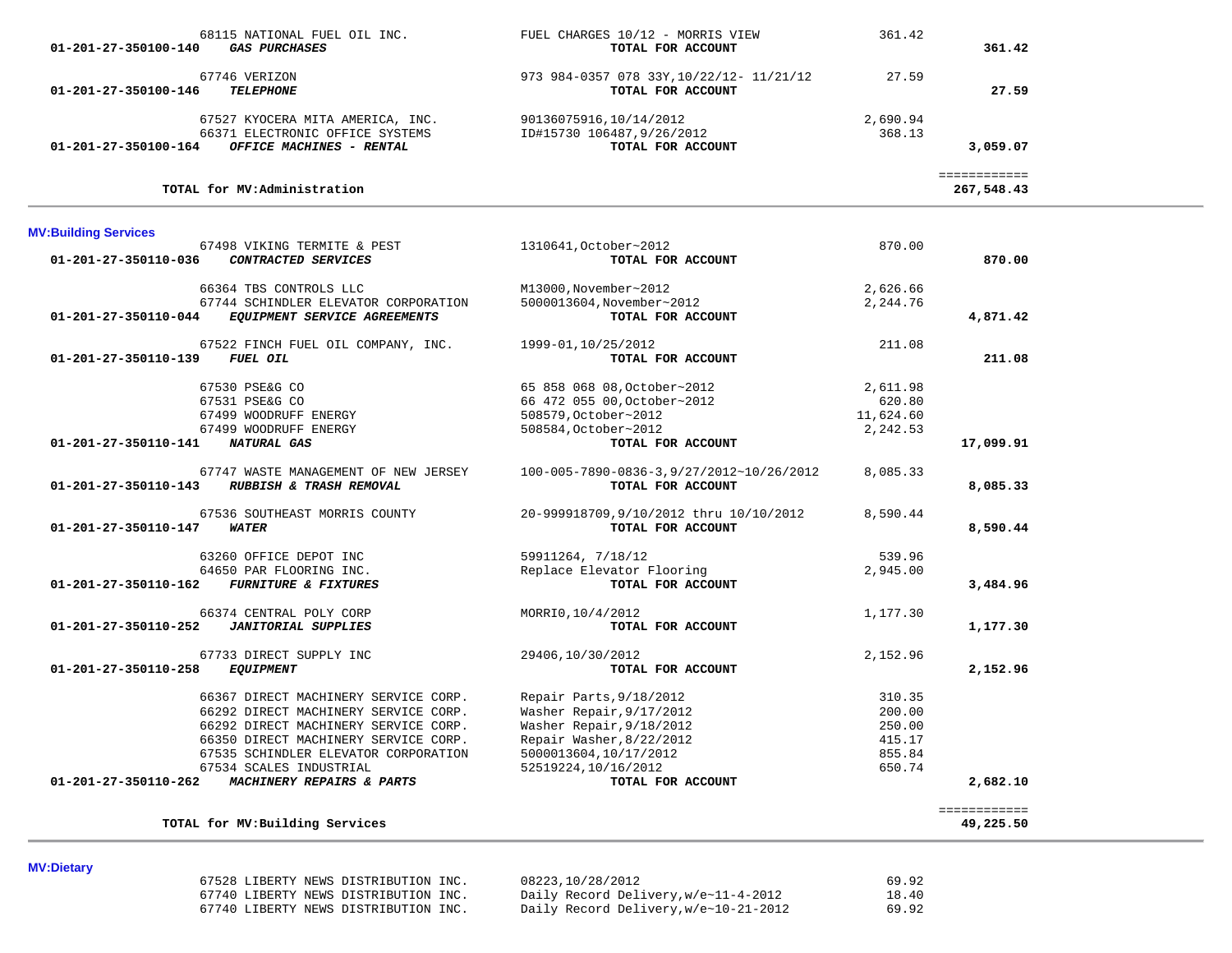| Account | Vendor | Description | Amount | Total |
|---|---|---|---|---|
| | 68115 NATIONAL FUEL OIL INC. | FUEL CHARGES 10/12 - MORRIS VIEW | 361.42 | |
| 01-201-27-350100-140 | ***GAS PURCHASES*** | **TOTAL FOR ACCOUNT** | | **361.42** |
| | 67746 VERIZON | 973 984-0357 078 33Y,10/22/12- 11/21/12 | 27.59 | |
| 01-201-27-350100-146 | ***TELEPHONE*** | **TOTAL FOR ACCOUNT** | | **27.59** |
| | 67527 KYOCERA MITA AMERICA, INC. | 90136075916,10/14/2012 | 2,690.94 | |
| | 66371 ELECTRONIC OFFICE SYSTEMS | ID#15730 106487,9/26/2012 | 368.13 | |
| 01-201-27-350100-164 | ***OFFICE MACHINES - RENTAL*** | **TOTAL FOR ACCOUNT** | | **3,059.07** |
| | **TOTAL for MV:Administration** | | | ============ **267,548.43** |

## MV:Building Services

| Account | Vendor | Description | Amount | Total |
|---|---|---|---|---|
| | 67498 VIKING TERMITE & PEST | 1310641,October~2012 | 870.00 | |
| 01-201-27-350110-036 | ***CONTRACTED SERVICES*** | **TOTAL FOR ACCOUNT** | | **870.00** |
| | 66364 TBS CONTROLS LLC | M13000,November~2012 | 2,626.66 | |
| | 67744 SCHINDLER ELEVATOR CORPORATION | 5000013604,November~2012 | 2,244.76 | |
| 01-201-27-350110-044 | ***EQUIPMENT SERVICE AGREEMENTS*** | **TOTAL FOR ACCOUNT** | | **4,871.42** |
| | 67522 FINCH FUEL OIL COMPANY, INC. | 1999-01,10/25/2012 | 211.08 | |
| 01-201-27-350110-139 | ***FUEL OIL*** | **TOTAL FOR ACCOUNT** | | **211.08** |
| | 67530 PSE&G CO | 65 858 068 08,October~2012 | 2,611.98 | |
| | 67531 PSE&G CO | 66 472 055 00,October~2012 | 620.80 | |
| | 67499 WOODRUFF ENERGY | 508579,October~2012 | 11,624.60 | |
| | 67499 WOODRUFF ENERGY | 508584,October~2012 | 2,242.53 | |
| 01-201-27-350110-141 | ***NATURAL GAS*** | **TOTAL FOR ACCOUNT** | | **17,099.91** |
| | 67747 WASTE MANAGEMENT OF NEW JERSEY | 100-005-7890-0836-3,9/27/2012~10/26/2012 | 8,085.33 | |
| 01-201-27-350110-143 | ***RUBBISH & TRASH REMOVAL*** | **TOTAL FOR ACCOUNT** | | **8,085.33** |
| | 67536 SOUTHEAST MORRIS COUNTY | 20-999918709,9/10/2012 thru 10/10/2012 | 8,590.44 | |
| 01-201-27-350110-147 | ***WATER*** | **TOTAL FOR ACCOUNT** | | **8,590.44** |
| | 63260 OFFICE DEPOT INC | 59911264, 7/18/12 | 539.96 | |
| | 64650 PAR FLOORING INC. | Replace Elevator Flooring | 2,945.00 | |
| 01-201-27-350110-162 | ***FURNITURE & FIXTURES*** | **TOTAL FOR ACCOUNT** | | **3,484.96** |
| | 66374 CENTRAL POLY CORP | MORRI0,10/4/2012 | 1,177.30 | |
| 01-201-27-350110-252 | ***JANITORIAL SUPPLIES*** | **TOTAL FOR ACCOUNT** | | **1,177.30** |
| | 67733 DIRECT SUPPLY INC | 29406,10/30/2012 | 2,152.96 | |
| 01-201-27-350110-258 | ***EQUIPMENT*** | **TOTAL FOR ACCOUNT** | | **2,152.96** |
| | 66367 DIRECT MACHINERY SERVICE CORP. | Repair Parts,9/18/2012 | 310.35 | |
| | 66292 DIRECT MACHINERY SERVICE CORP. | Washer Repair,9/17/2012 | 200.00 | |
| | 66292 DIRECT MACHINERY SERVICE CORP. | Washer Repair,9/18/2012 | 250.00 | |
| | 66350 DIRECT MACHINERY SERVICE CORP. | Repair Washer,8/22/2012 | 415.17 | |
| | 67535 SCHINDLER ELEVATOR CORPORATION | 5000013604,10/17/2012 | 855.84 | |
| | 67534 SCALES INDUSTRIAL | 52519224,10/16/2012 | 650.74 | |
| 01-201-27-350110-262 | ***MACHINERY REPAIRS & PARTS*** | **TOTAL FOR ACCOUNT** | | **2,682.10** |
| | **TOTAL for MV:Building Services** | | | ============ **49,225.50** |

## MV:Dietary

| Account | Vendor | Description | Amount | Total |
|---|---|---|---|---|
| | 67528 LIBERTY NEWS DISTRIBUTION INC. | 08223,10/28/2012 | 69.92 | |
| | 67740 LIBERTY NEWS DISTRIBUTION INC. | Daily Record Delivery,w/e~11-4-2012 | 18.40 | |
| | 67740 LIBERTY NEWS DISTRIBUTION INC. | Daily Record Delivery,w/e~10-21-2012 | 69.92 | |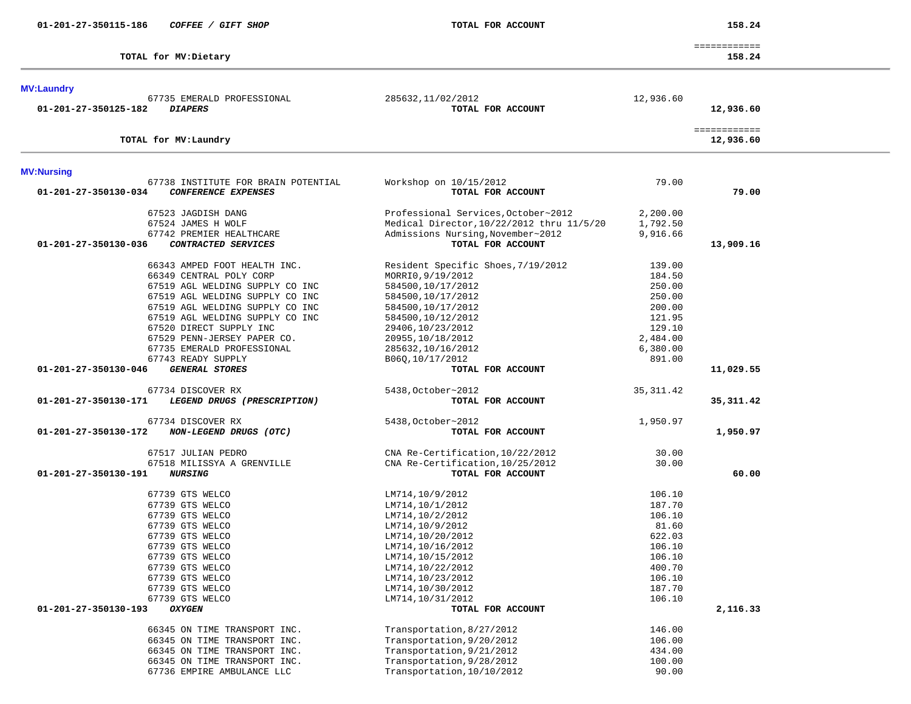| Account | Vendor / Description | Reference | Amount | Total |
|---|---|---|---|---|
| 01-201-27-350115-186 | ***COFFEE / GIFT SHOP*** | **TOTAL FOR ACCOUNT** | | **158.24** |
| | | | | ============ |
| | **TOTAL for MV:Dietary** | | | **158.24** |

**MV:Laundry**

| Account | Vendor / Description | Reference | Amount | Total |
|---|---|---|---|---|
| | 67735 EMERALD PROFESSIONAL | 285632,11/02/2012 | 12,936.60 | |
| 01-201-27-350125-182 | ***DIAPERS*** | **TOTAL FOR ACCOUNT** | | **12,936.60** |
| | | | | ============ |
| | **TOTAL for MV:Laundry** | | | **12,936.60** |

**MV:Nursing**

| Account | Vendor / Description | Reference | Amount | Total |
|---|---|---|---|---|
| | 67738 INSTITUTE FOR BRAIN POTENTIAL | Workshop on 10/15/2012 | 79.00 | |
| 01-201-27-350130-034 | ***CONFERENCE EXPENSES*** | **TOTAL FOR ACCOUNT** | | **79.00** |
| | 67523 JAGDISH DANG | Professional Services,October~2012 | 2,200.00 | |
| | 67524 JAMES H WOLF | Medical Director,10/22/2012 thru 11/5/20 | 1,792.50 | |
| | 67742 PREMIER HEALTHCARE | Admissions Nursing,November~2012 | 9,916.66 | |
| 01-201-27-350130-036 | ***CONTRACTED SERVICES*** | **TOTAL FOR ACCOUNT** | | **13,909.16** |
| | 66343 AMPED FOOT HEALTH INC. | Resident Specific Shoes,7/19/2012 | 139.00 | |
| | 66349 CENTRAL POLY CORP | MORRI0,9/19/2012 | 184.50 | |
| | 67519 AGL WELDING SUPPLY CO INC | 584500,10/17/2012 | 250.00 | |
| | 67519 AGL WELDING SUPPLY CO INC | 584500,10/17/2012 | 250.00 | |
| | 67519 AGL WELDING SUPPLY CO INC | 584500,10/17/2012 | 200.00 | |
| | 67519 AGL WELDING SUPPLY CO INC | 584500,10/12/2012 | 121.95 | |
| | 67520 DIRECT SUPPLY INC | 29406,10/23/2012 | 129.10 | |
| | 67529 PENN-JERSEY PAPER CO. | 20955,10/18/2012 | 2,484.00 | |
| | 67735 EMERALD PROFESSIONAL | 285632,10/16/2012 | 6,380.00 | |
| | 67743 READY SUPPLY | B06Q,10/17/2012 | 891.00 | |
| 01-201-27-350130-046 | ***GENERAL STORES*** | **TOTAL FOR ACCOUNT** | | **11,029.55** |
| | 67734 DISCOVER RX | 5438,October~2012 | 35,311.42 | |
| 01-201-27-350130-171 | ***LEGEND DRUGS (PRESCRIPTION)*** | **TOTAL FOR ACCOUNT** | | **35,311.42** |
| | 67734 DISCOVER RX | 5438,October~2012 | 1,950.97 | |
| 01-201-27-350130-172 | ***NON-LEGEND DRUGS (OTC)*** | **TOTAL FOR ACCOUNT** | | **1,950.97** |
| | 67517 JULIAN PEDRO | CNA Re-Certification,10/22/2012 | 30.00 | |
| | 67518 MILISSYA A GRENVILLE | CNA Re-Certification,10/25/2012 | 30.00 | |
| 01-201-27-350130-191 | ***NURSING*** | **TOTAL FOR ACCOUNT** | | **60.00** |
| | 67739 GTS WELCO | LM714,10/9/2012 | 106.10 | |
| | 67739 GTS WELCO | LM714,10/1/2012 | 187.70 | |
| | 67739 GTS WELCO | LM714,10/2/2012 | 106.10 | |
| | 67739 GTS WELCO | LM714,10/9/2012 | 81.60 | |
| | 67739 GTS WELCO | LM714,10/20/2012 | 622.03 | |
| | 67739 GTS WELCO | LM714,10/16/2012 | 106.10 | |
| | 67739 GTS WELCO | LM714,10/15/2012 | 106.10 | |
| | 67739 GTS WELCO | LM714,10/22/2012 | 400.70 | |
| | 67739 GTS WELCO | LM714,10/23/2012 | 106.10 | |
| | 67739 GTS WELCO | LM714,10/30/2012 | 187.70 | |
| | 67739 GTS WELCO | LM714,10/31/2012 | 106.10 | |
| 01-201-27-350130-193 | ***OXYGEN*** | **TOTAL FOR ACCOUNT** | | **2,116.33** |
| | 66345 ON TIME TRANSPORT INC. | Transportation,8/27/2012 | 146.00 | |
| | 66345 ON TIME TRANSPORT INC. | Transportation,9/20/2012 | 106.00 | |
| | 66345 ON TIME TRANSPORT INC. | Transportation,9/21/2012 | 434.00 | |
| | 66345 ON TIME TRANSPORT INC. | Transportation,9/28/2012 | 100.00 | |
| | 67736 EMPIRE AMBULANCE LLC | Transportation,10/10/2012 | 90.00 | |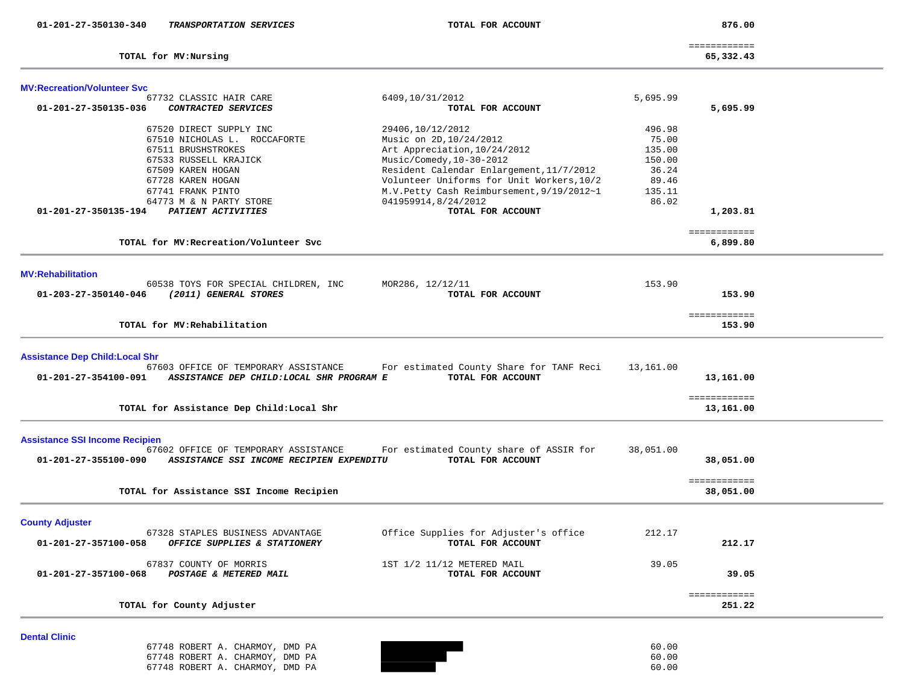| | | | | |
|---|---|---|---|---|
| 01-201-27-350130-340 | *TRANSPORTATION SERVICES* | **TOTAL FOR ACCOUNT** | | **876.00** |
| | | | | ============ |
| | **TOTAL for MV:Nursing** | | | **65,332.43** |

**MV:Recreation/Volunteer Svc**

| | | | | |
|---|---|---|---|---|
| | 67732 CLASSIC HAIR CARE | 6409,10/31/2012 | 5,695.99 | |
| 01-201-27-350135-036 | *CONTRACTED SERVICES* | **TOTAL FOR ACCOUNT** | | **5,695.99** |
| | 67520 DIRECT SUPPLY INC | 29406,10/12/2012 | 496.98 | |
| | 67510 NICHOLAS L. ROCCAFORTE | Music on 2D,10/24/2012 | 75.00 | |
| | 67511 BRUSHSTROKES | Art Appreciation,10/24/2012 | 135.00 | |
| | 67533 RUSSELL KRAJICK | Music/Comedy,10-30-2012 | 150.00 | |
| | 67509 KAREN HOGAN | Resident Calendar Enlargement,11/7/2012 | 36.24 | |
| | 67728 KAREN HOGAN | Volunteer Uniforms for Unit Workers,10/2 | 89.46 | |
| | 67741 FRANK PINTO | M.V.Petty Cash Reimbursement,9/19/2012~1 | 135.11 | |
| | 64773 M & N PARTY STORE | 041959914,8/24/2012 | 86.02 | |
| 01-201-27-350135-194 | *PATIENT ACTIVITIES* | **TOTAL FOR ACCOUNT** | | **1,203.81** |
| | | | | ============ |
| | **TOTAL for MV:Recreation/Volunteer Svc** | | | **6,899.80** |

**MV:Rehabilitation**

| | | | | |
|---|---|---|---|---|
| | 60538 TOYS FOR SPECIAL CHILDREN, INC | MOR286, 12/12/11 | 153.90 | |
| 01-203-27-350140-046 | *(2011) GENERAL STORES* | **TOTAL FOR ACCOUNT** | | **153.90** |
| | | | | ============ |
| | **TOTAL for MV:Rehabilitation** | | | **153.90** |

**Assistance Dep Child:Local Shr**

| | | | | |
|---|---|---|---|---|
| | 67603 OFFICE OF TEMPORARY ASSISTANCE | For estimated County Share for TANF Reci | 13,161.00 | |
| 01-201-27-354100-091 | *ASSISTANCE DEP CHILD:LOCAL SHR PROGRAM E* | **TOTAL FOR ACCOUNT** | | **13,161.00** |
| | | | | ============ |
| | **TOTAL for Assistance Dep Child:Local Shr** | | | **13,161.00** |

**Assistance SSI Income Recipien**

| | | | | |
|---|---|---|---|---|
| | 67602 OFFICE OF TEMPORARY ASSISTANCE | For estimated County share of ASSIR for | 38,051.00 | |
| 01-201-27-355100-090 | *ASSISTANCE SSI INCOME RECIPIEN EXPENDITU* | **TOTAL FOR ACCOUNT** | | **38,051.00** |
| | | | | ============ |
| | **TOTAL for Assistance SSI Income Recipien** | | | **38,051.00** |

**County Adjuster**

| | | | | |
|---|---|---|---|---|
| | 67328 STAPLES BUSINESS ADVANTAGE | Office Supplies for Adjuster's office | 212.17 | |
| 01-201-27-357100-058 | *OFFICE SUPPLIES & STATIONERY* | **TOTAL FOR ACCOUNT** | | **212.17** |
| | 67837 COUNTY OF MORRIS | 1ST 1/2 11/12 METERED MAIL | 39.05 | |
| 01-201-27-357100-068 | *POSTAGE & METERED MAIL* | **TOTAL FOR ACCOUNT** | | **39.05** |
| | | | | ============ |
| | **TOTAL for County Adjuster** | | | **251.22** |

**Dental Clinic**

| | | | | |
|---|---|---|---|---|
| | 67748 ROBERT A. CHARMOY, DMD PA | | 60.00 | |
| | 67748 ROBERT A. CHARMOY, DMD PA | | 60.00 | |
| | 67748 ROBERT A. CHARMOY, DMD PA | | 60.00 | |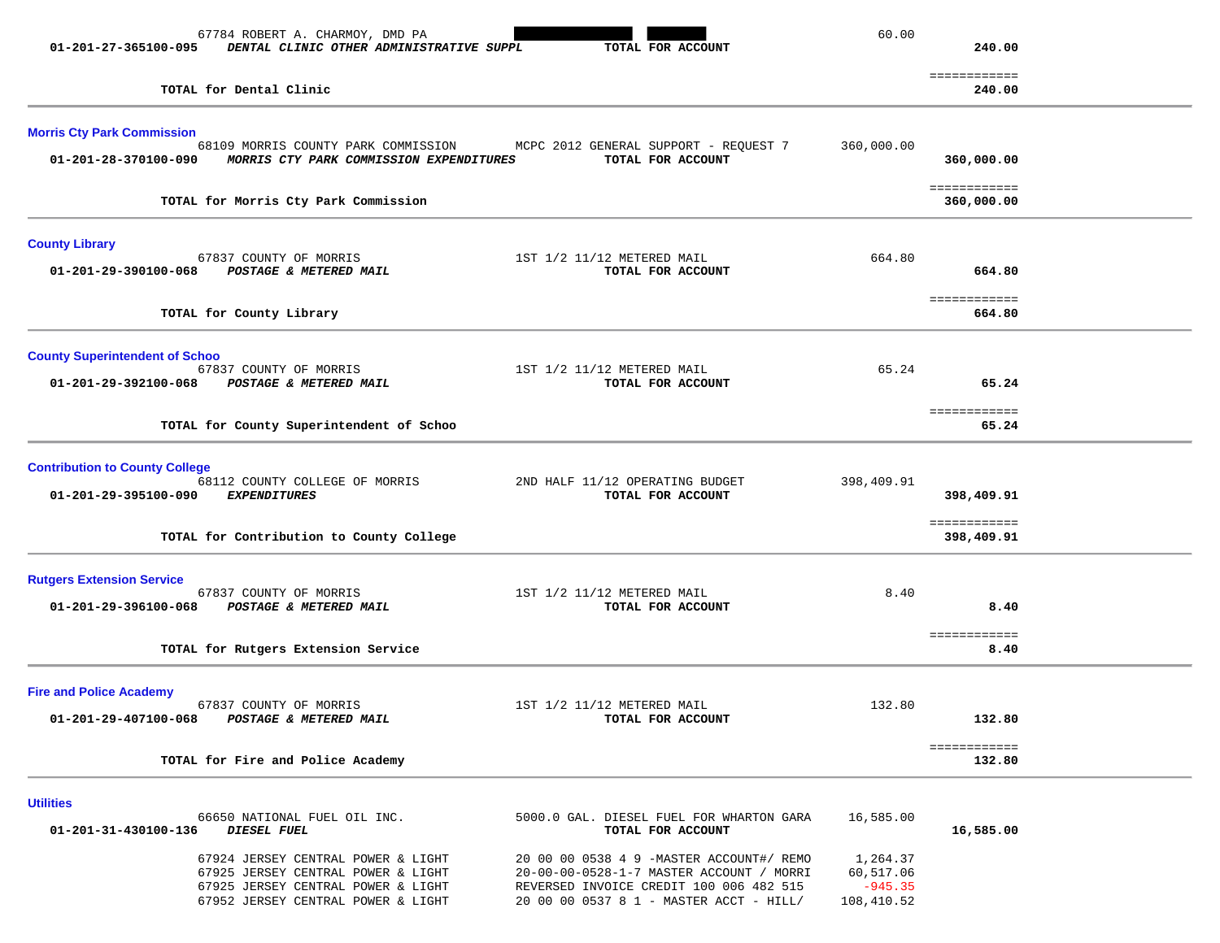| | | | |
|---|---|---|---|
| 67784 ROBERT A. CHARMOY, DMD PA | | 60.00 | |
| 01-201-27-365100-095 ***DENTAL CLINIC OTHER ADMINISTRATIVE SUPPL*** | **TOTAL FOR ACCOUNT** | | **240.00** |
| | | | ============ |
| **TOTAL for Dental Clinic** | | | **240.00** |

**Morris Cty Park Commission**

| | | | |
|---|---|---|---|
| 68109 MORRIS COUNTY PARK COMMISSION | MCPC 2012 GENERAL SUPPORT - REQUEST 7 | 360,000.00 | |
| 01-201-28-370100-090 ***MORRIS CTY PARK COMMISSION EXPENDITURES*** | **TOTAL FOR ACCOUNT** | | **360,000.00** |
| | | | ============ |
| **TOTAL for Morris Cty Park Commission** | | | **360,000.00** |

**County Library**

| | | | |
|---|---|---|---|
| 67837 COUNTY OF MORRIS | 1ST 1/2 11/12 METERED MAIL | 664.80 | |
| 01-201-29-390100-068 ***POSTAGE & METERED MAIL*** | **TOTAL FOR ACCOUNT** | | **664.80** |
| | | | ============ |
| **TOTAL for County Library** | | | **664.80** |

**County Superintendent of Schoo**

| | | | |
|---|---|---|---|
| 67837 COUNTY OF MORRIS | 1ST 1/2 11/12 METERED MAIL | 65.24 | |
| 01-201-29-392100-068 ***POSTAGE & METERED MAIL*** | **TOTAL FOR ACCOUNT** | | **65.24** |
| | | | ============ |
| **TOTAL for County Superintendent of Schoo** | | | **65.24** |

**Contribution to County College**

| | | | |
|---|---|---|---|
| 68112 COUNTY COLLEGE OF MORRIS | 2ND HALF 11/12 OPERATING BUDGET | 398,409.91 | |
| 01-201-29-395100-090 ***EXPENDITURES*** | **TOTAL FOR ACCOUNT** | | **398,409.91** |
| | | | ============ |
| **TOTAL for Contribution to County College** | | | **398,409.91** |

**Rutgers Extension Service**

| | | | |
|---|---|---|---|
| 67837 COUNTY OF MORRIS | 1ST 1/2 11/12 METERED MAIL | 8.40 | |
| 01-201-29-396100-068 ***POSTAGE & METERED MAIL*** | **TOTAL FOR ACCOUNT** | | **8.40** |
| | | | ============ |
| **TOTAL for Rutgers Extension Service** | | | **8.40** |

**Fire and Police Academy**

| | | | |
|---|---|---|---|
| 67837 COUNTY OF MORRIS | 1ST 1/2 11/12 METERED MAIL | 132.80 | |
| 01-201-29-407100-068 ***POSTAGE & METERED MAIL*** | **TOTAL FOR ACCOUNT** | | **132.80** |
| | | | ============ |
| **TOTAL for Fire and Police Academy** | | | **132.80** |

**Utilities**

| | | | |
|---|---|---|---|
| 66650 NATIONAL FUEL OIL INC. | 5000.0 GAL. DIESEL FUEL FOR WHARTON GARA | 16,585.00 | |
| 01-201-31-430100-136 ***DIESEL FUEL*** | **TOTAL FOR ACCOUNT** | | **16,585.00** |
| 67924 JERSEY CENTRAL POWER & LIGHT | 20 00 00 0538 4 9 -MASTER ACCOUNT#/ REMO | 1,264.37 | |
| 67925 JERSEY CENTRAL POWER & LIGHT | 20-00-00-0528-1-7 MASTER ACCOUNT / MORRI | 60,517.06 | |
| 67925 JERSEY CENTRAL POWER & LIGHT | REVERSED INVOICE CREDIT 100 006 482 515 | -945.35 | |
| 67952 JERSEY CENTRAL POWER & LIGHT | 20 00 00 0537 8 1 - MASTER ACCT - HILL/ | 108,410.52 | |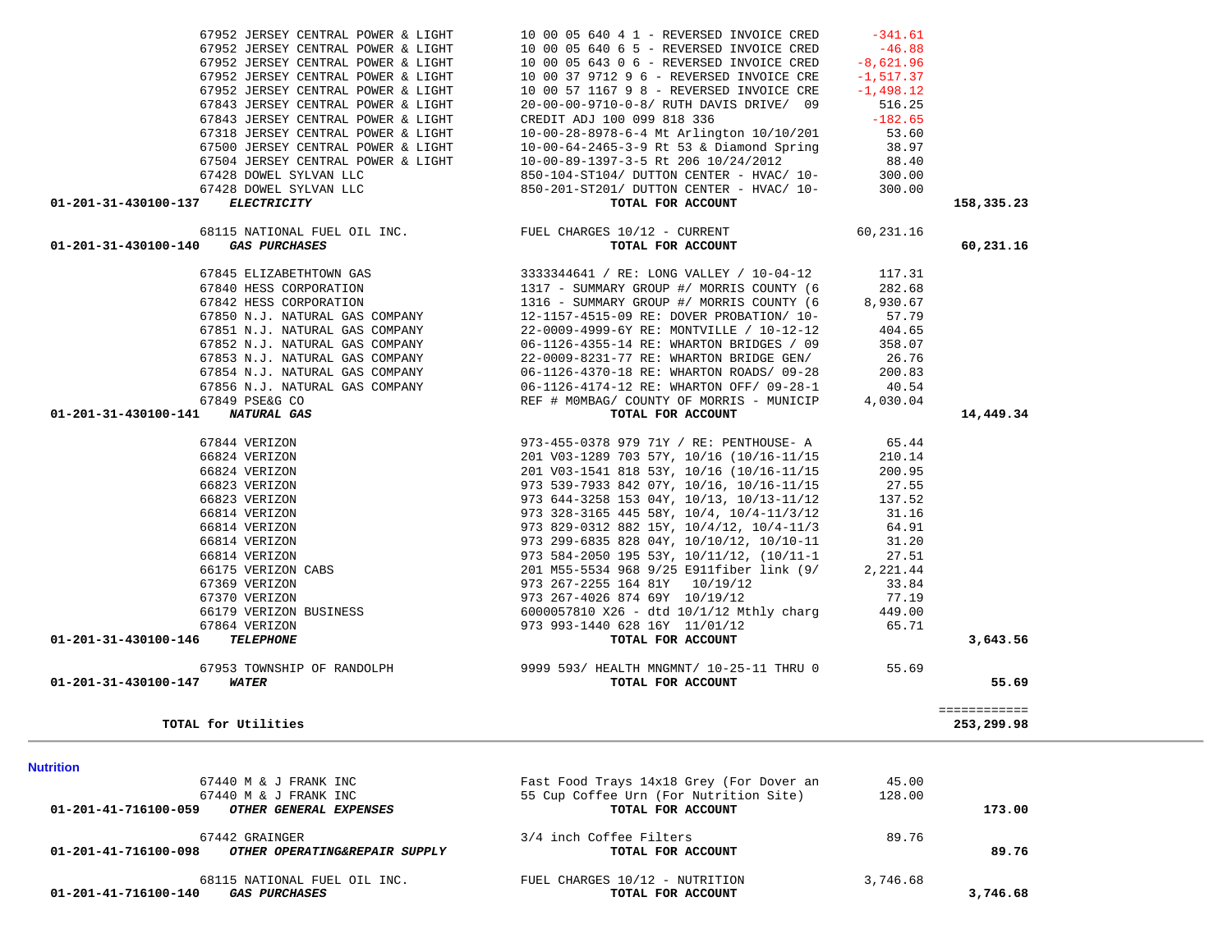| Account | Vendor | Description | Amount | Total |
|---|---|---|---|---|
| | 67952 JERSEY CENTRAL POWER & LIGHT | 10 00 05 640 4 1 - REVERSED INVOICE CRED | -341.61 | |
| | 67952 JERSEY CENTRAL POWER & LIGHT | 10 00 05 640 6 5 - REVERSED INVOICE CRED | -46.88 | |
| | 67952 JERSEY CENTRAL POWER & LIGHT | 10 00 05 643 0 6 - REVERSED INVOICE CRED | -8,621.96 | |
| | 67952 JERSEY CENTRAL POWER & LIGHT | 10 00 37 9712 9 6 - REVERSED INVOICE CRE | -1,517.37 | |
| | 67952 JERSEY CENTRAL POWER & LIGHT | 10 00 57 1167 9 8 - REVERSED INVOICE CRE | -1,498.12 | |
| | 67843 JERSEY CENTRAL POWER & LIGHT | 20-00-00-9710-0-8/ RUTH DAVIS DRIVE/ 09 | 516.25 | |
| | 67843 JERSEY CENTRAL POWER & LIGHT | CREDIT ADJ 100 099 818 336 | -182.65 | |
| | 67318 JERSEY CENTRAL POWER & LIGHT | 10-00-28-8978-6-4 Mt Arlington 10/10/201 | 53.60 | |
| | 67500 JERSEY CENTRAL POWER & LIGHT | 10-00-64-2465-3-9 Rt 53 & Diamond Spring | 38.97 | |
| | 67504 JERSEY CENTRAL POWER & LIGHT | 10-00-89-1397-3-5 Rt 206 10/24/2012 | 88.40 | |
| | 67428 DOWEL SYLVAN LLC | 850-104-ST104/ DUTTON CENTER - HVAC/ 10- | 300.00 | |
| | 67428 DOWEL SYLVAN LLC | 850-201-ST201/ DUTTON CENTER - HVAC/ 10- | 300.00 | |
| **01-201-31-430100-137** | ***ELECTRICITY*** | **TOTAL FOR ACCOUNT** | | **158,335.23** |
| | 68115 NATIONAL FUEL OIL INC. | FUEL CHARGES 10/12 - CURRENT | 60,231.16 | |
| **01-201-31-430100-140** | ***GAS PURCHASES*** | **TOTAL FOR ACCOUNT** | | **60,231.16** |
| | 67845 ELIZABETHTOWN GAS | 3333344641 / RE: LONG VALLEY / 10-04-12 | 117.31 | |
| | 67840 HESS CORPORATION | 1317 - SUMMARY GROUP #/ MORRIS COUNTY (6 | 282.68 | |
| | 67842 HESS CORPORATION | 1316 - SUMMARY GROUP #/ MORRIS COUNTY (6 | 8,930.67 | |
| | 67850 N.J. NATURAL GAS COMPANY | 12-1157-4515-09 RE: DOVER PROBATION/ 10- | 57.79 | |
| | 67851 N.J. NATURAL GAS COMPANY | 22-0009-4999-6Y RE: MONTVILLE / 10-12-12 | 404.65 | |
| | 67852 N.J. NATURAL GAS COMPANY | 06-1126-4355-14 RE: WHARTON BRIDGES / 09 | 358.07 | |
| | 67853 N.J. NATURAL GAS COMPANY | 22-0009-8231-77 RE: WHARTON BRIDGE GEN/ | 26.76 | |
| | 67854 N.J. NATURAL GAS COMPANY | 06-1126-4370-18 RE: WHARTON ROADS/ 09-28 | 200.83 | |
| | 67856 N.J. NATURAL GAS COMPANY | 06-1126-4174-12 RE: WHARTON OFF/ 09-28-1 | 40.54 | |
| | 67849 PSE&G CO | REF # M0MBAG/ COUNTY OF MORRIS - MUNICIP | 4,030.04 | |
| **01-201-31-430100-141** | ***NATURAL GAS*** | **TOTAL FOR ACCOUNT** | | **14,449.34** |
| | 67844 VERIZON | 973-455-0378 979 71Y / RE: PENTHOUSE- A | 65.44 | |
| | 66824 VERIZON | 201 V03-1289 703 57Y, 10/16 (10/16-11/15 | 210.14 | |
| | 66824 VERIZON | 201 V03-1541 818 53Y, 10/16 (10/16-11/15 | 200.95 | |
| | 66823 VERIZON | 973 539-7933 842 07Y, 10/16, 10/16-11/15 | 27.55 | |
| | 66823 VERIZON | 973 644-3258 153 04Y, 10/13, 10/13-11/12 | 137.52 | |
| | 66814 VERIZON | 973 328-3165 445 58Y, 10/4, 10/4-11/3/12 | 31.16 | |
| | 66814 VERIZON | 973 829-0312 882 15Y, 10/4/12, 10/4-11/3 | 64.91 | |
| | 66814 VERIZON | 973 299-6835 828 04Y, 10/10/12, 10/10-11 | 31.20 | |
| | 66814 VERIZON | 973 584-2050 195 53Y, 10/11/12, (10/11-1 | 27.51 | |
| | 66175 VERIZON CABS | 201 M55-5534 968 9/25 E911fiber link (9/ | 2,221.44 | |
| | 67369 VERIZON | 973 267-2255 164 81Y 10/19/12 | 33.84 | |
| | 67370 VERIZON | 973 267-4026 874 69Y 10/19/12 | 77.19 | |
| | 66179 VERIZON BUSINESS | 6000057810 X26 - dtd 10/1/12 Mthly charg | 449.00 | |
| | 67864 VERIZON | 973 993-1440 628 16Y 11/01/12 | 65.71 | |
| **01-201-31-430100-146** | ***TELEPHONE*** | **TOTAL FOR ACCOUNT** | | **3,643.56** |
| | 67953 TOWNSHIP OF RANDOLPH | 9999 593/ HEALTH MNGMNT/ 10-25-11 THRU 0 | 55.69 | |
| **01-201-31-430100-147** | ***WATER*** | **TOTAL FOR ACCOUNT** | | **55.69** |
| | | | | ============ |
| | **TOTAL for Utilities** | | | **253,299.98** |

**Nutrition**

| Account | Vendor | Description | Amount | Total |
|---|---|---|---|---|
| | 67440 M & J FRANK INC | Fast Food Trays 14x18 Grey (For Dover an | 45.00 | |
| | 67440 M & J FRANK INC | 55 Cup Coffee Urn (For Nutrition Site) | 128.00 | |
| **01-201-41-716100-059** | ***OTHER GENERAL EXPENSES*** | **TOTAL FOR ACCOUNT** | | **173.00** |
| | 67442 GRAINGER | 3/4 inch Coffee Filters | 89.76 | |
| **01-201-41-716100-098** | ***OTHER OPERATING&REPAIR SUPPLY*** | **TOTAL FOR ACCOUNT** | | **89.76** |
| | 68115 NATIONAL FUEL OIL INC. | FUEL CHARGES 10/12 - NUTRITION | 3,746.68 | |
| **01-201-41-716100-140** | ***GAS PURCHASES*** | **TOTAL FOR ACCOUNT** | | **3,746.68** |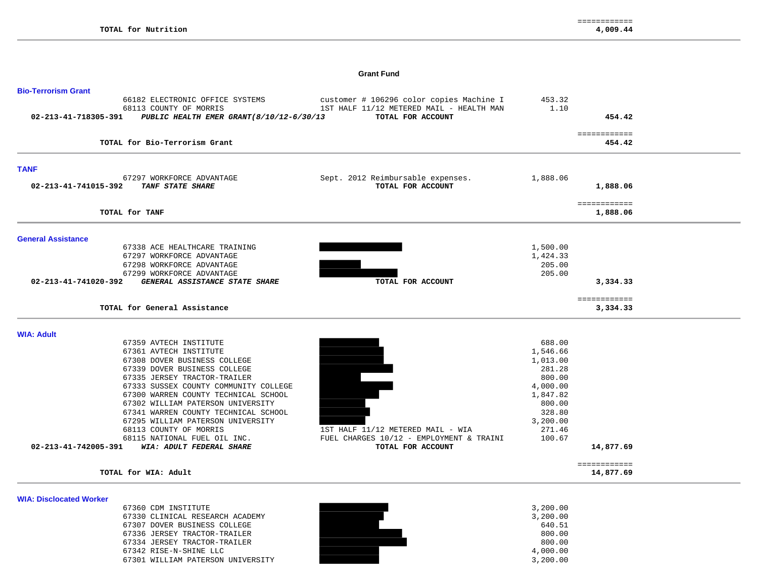| | | | |
|---|---|---|---|
| **TOTAL for Nutrition** | | | ============ **4,009.44** |

**Grant Fund**

### Bio-Terrorism Grant

| | | Description | Amount | Total |
|---|---|---|---|---|
| | 66182 ELECTRONIC OFFICE SYSTEMS | customer # 106296 color copies Machine I | 453.32 | |
| | 68113 COUNTY OF MORRIS | 1ST HALF 11/12 METERED MAIL - HEALTH MAN | 1.10 | |
| **02-213-41-718305-391** | ***PUBLIC HEALTH EMER GRANT(8/10/12-6/30/13*** | **TOTAL FOR ACCOUNT** | | **454.42** |
| | **TOTAL for Bio-Terrorism Grant** | | | ============ **454.42** |

### TANF

| | | Description | Amount | Total |
|---|---|---|---|---|
| | 67297 WORKFORCE ADVANTAGE | Sept. 2012 Reimbursable expenses. | 1,888.06 | |
| **02-213-41-741015-392** | ***TANF STATE SHARE*** | **TOTAL FOR ACCOUNT** | | **1,888.06** |
| | **TOTAL for TANF** | | | ============ **1,888.06** |

### General Assistance

| | | Description | Amount | Total |
|---|---|---|---|---|
| | 67338 ACE HEALTHCARE TRAINING | | 1,500.00 | |
| | 67297 WORKFORCE ADVANTAGE | | 1,424.33 | |
| | 67298 WORKFORCE ADVANTAGE | | 205.00 | |
| | 67299 WORKFORCE ADVANTAGE | | 205.00 | |
| **02-213-41-741020-392** | ***GENERAL ASSISTANCE STATE SHARE*** | **TOTAL FOR ACCOUNT** | | **3,334.33** |
| | **TOTAL for General Assistance** | | | ============ **3,334.33** |

### WIA: Adult

| | | Description | Amount | Total |
|---|---|---|---|---|
| | 67359 AVTECH INSTITUTE | | 688.00 | |
| | 67361 AVTECH INSTITUTE | | 1,546.66 | |
| | 67308 DOVER BUSINESS COLLEGE | | 1,013.00 | |
| | 67339 DOVER BUSINESS COLLEGE | | 281.28 | |
| | 67335 JERSEY TRACTOR-TRAILER | | 800.00 | |
| | 67333 SUSSEX COUNTY COMMUNITY COLLEGE | | 4,000.00 | |
| | 67300 WARREN COUNTY TECHNICAL SCHOOL | | 1,847.82 | |
| | 67302 WILLIAM PATERSON UNIVERSITY | | 800.00 | |
| | 67341 WARREN COUNTY TECHNICAL SCHOOL | | 328.80 | |
| | 67295 WILLIAM PATERSON UNIVERSITY | | 3,200.00 | |
| | 68113 COUNTY OF MORRIS | 1ST HALF 11/12 METERED MAIL - WIA | 271.46 | |
| | 68115 NATIONAL FUEL OIL INC. | FUEL CHARGES 10/12 - EMPLOYMENT & TRAINI | 100.67 | |
| **02-213-41-742005-391** | ***WIA: ADULT FEDERAL SHARE*** | **TOTAL FOR ACCOUNT** | | **14,877.69** |
| | **TOTAL for WIA: Adult** | | | ============ **14,877.69** |

### WIA: Disclocated Worker

| | | Description | Amount | Total |
|---|---|---|---|---|
| | 67360 CDM INSTITUTE | | 3,200.00 | |
| | 67330 CLINICAL RESEARCH ACADEMY | | 3,200.00 | |
| | 67307 DOVER BUSINESS COLLEGE | | 640.51 | |
| | 67336 JERSEY TRACTOR-TRAILER | | 800.00 | |
| | 67334 JERSEY TRACTOR-TRAILER | | 800.00 | |
| | 67342 RISE-N-SHINE LLC | | 4,000.00 | |
| | 67301 WILLIAM PATERSON UNIVERSITY | | 3,200.00 | |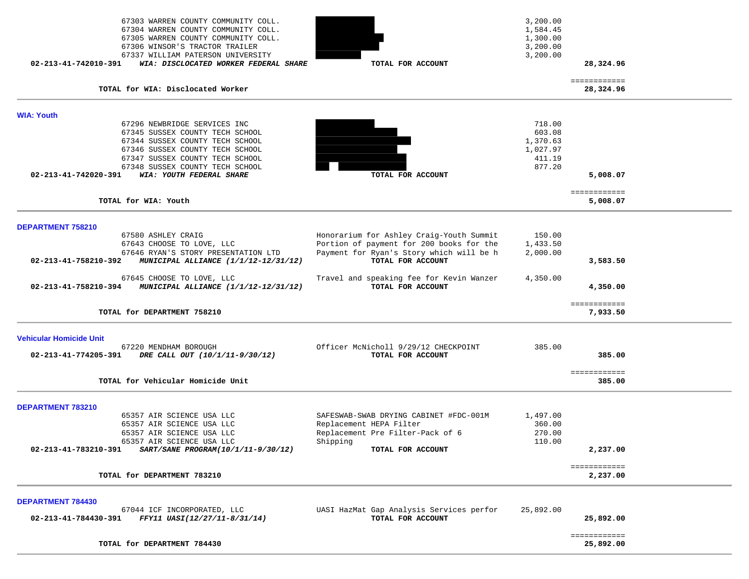| Account | Vendor / Description | Item Description | Amount | Total |
|---|---|---|---|---|
| | 67303 WARREN COUNTY COMMUNITY COLL. | | 3,200.00 | |
| | 67304 WARREN COUNTY COMMUNITY COLL. | | 1,584.45 | |
| | 67305 WARREN COUNTY COMMUNITY COLL. | | 1,300.00 | |
| | 67306 WINSOR'S TRACTOR TRAILER | | 3,200.00 | |
| | 67337 WILLIAM PATERSON UNIVERSITY | | 3,200.00 | |
| **02-213-41-742010-391** | ***WIA: DISCLOCATED WORKER FEDERAL SHARE*** | **TOTAL FOR ACCOUNT** | | **28,324.96** |
| | **TOTAL for WIA: Disclocated Worker** | | | **28,324.96** |

## WIA: Youth

| Account | Vendor / Description | Item Description | Amount | Total |
|---|---|---|---|---|
| | 67296 NEWBRIDGE SERVICES INC | | 718.00 | |
| | 67345 SUSSEX COUNTY TECH SCHOOL | | 603.08 | |
| | 67344 SUSSEX COUNTY TECH SCHOOL | | 1,370.63 | |
| | 67346 SUSSEX COUNTY TECH SCHOOL | | 1,027.97 | |
| | 67347 SUSSEX COUNTY TECH SCHOOL | | 411.19 | |
| | 67348 SUSSEX COUNTY TECH SCHOOL | | 877.20 | |
| **02-213-41-742020-391** | ***WIA: YOUTH FEDERAL SHARE*** | **TOTAL FOR ACCOUNT** | | **5,008.07** |
| | **TOTAL for WIA: Youth** | | | **5,008.07** |

## DEPARTMENT 758210

| Account | Vendor / Description | Item Description | Amount | Total |
|---|---|---|---|---|
| | 67580 ASHLEY CRAIG | Honorarium for Ashley Craig-Youth Summit | 150.00 | |
| | 67643 CHOOSE TO LOVE, LLC | Portion of payment for 200 books for the | 1,433.50 | |
| | 67646 RYAN'S STORY PRESENTATION LTD | Payment for Ryan's Story which will be h | 2,000.00 | |
| **02-213-41-758210-392** | ***MUNICIPAL ALLIANCE (1/1/12-12/31/12)*** | **TOTAL FOR ACCOUNT** | | **3,583.50** |
| | 67645 CHOOSE TO LOVE, LLC | Travel and speaking fee for Kevin Wanzer | 4,350.00 | |
| **02-213-41-758210-394** | ***MUNICIPAL ALLIANCE (1/1/12-12/31/12)*** | **TOTAL FOR ACCOUNT** | | **4,350.00** |
| | **TOTAL for DEPARTMENT 758210** | | | **7,933.50** |

## Vehicular Homicide Unit

| Account | Vendor / Description | Item Description | Amount | Total |
|---|---|---|---|---|
| | 67220 MENDHAM BOROUGH | Officer McNicholl 9/29/12 CHECKPOINT | 385.00 | |
| **02-213-41-774205-391** | ***DRE CALL OUT (10/1/11-9/30/12)*** | **TOTAL FOR ACCOUNT** | | **385.00** |
| | **TOTAL for Vehicular Homicide Unit** | | | **385.00** |

## DEPARTMENT 783210

| Account | Vendor / Description | Item Description | Amount | Total |
|---|---|---|---|---|
| | 65357 AIR SCIENCE USA LLC | SAFESWAB-SWAB DRYING CABINET #FDC-001M | 1,497.00 | |
| | 65357 AIR SCIENCE USA LLC | Replacement HEPA Filter | 360.00 | |
| | 65357 AIR SCIENCE USA LLC | Replacement Pre Filter-Pack of 6 | 270.00 | |
| | 65357 AIR SCIENCE USA LLC | Shipping | 110.00 | |
| **02-213-41-783210-391** | ***SART/SANE PROGRAM(10/1/11-9/30/12)*** | **TOTAL FOR ACCOUNT** | | **2,237.00** |
| | **TOTAL for DEPARTMENT 783210** | | | **2,237.00** |

## DEPARTMENT 784430

| Account | Vendor / Description | Item Description | Amount | Total |
|---|---|---|---|---|
| | 67044 ICF INCORPORATED, LLC | UASI HazMat Gap Analysis Services perfor | 25,892.00 | |
| **02-213-41-784430-391** | ***FFY11 UASI(12/27/11-8/31/14)*** | **TOTAL FOR ACCOUNT** | | **25,892.00** |
| | **TOTAL for DEPARTMENT 784430** | | | **25,892.00** |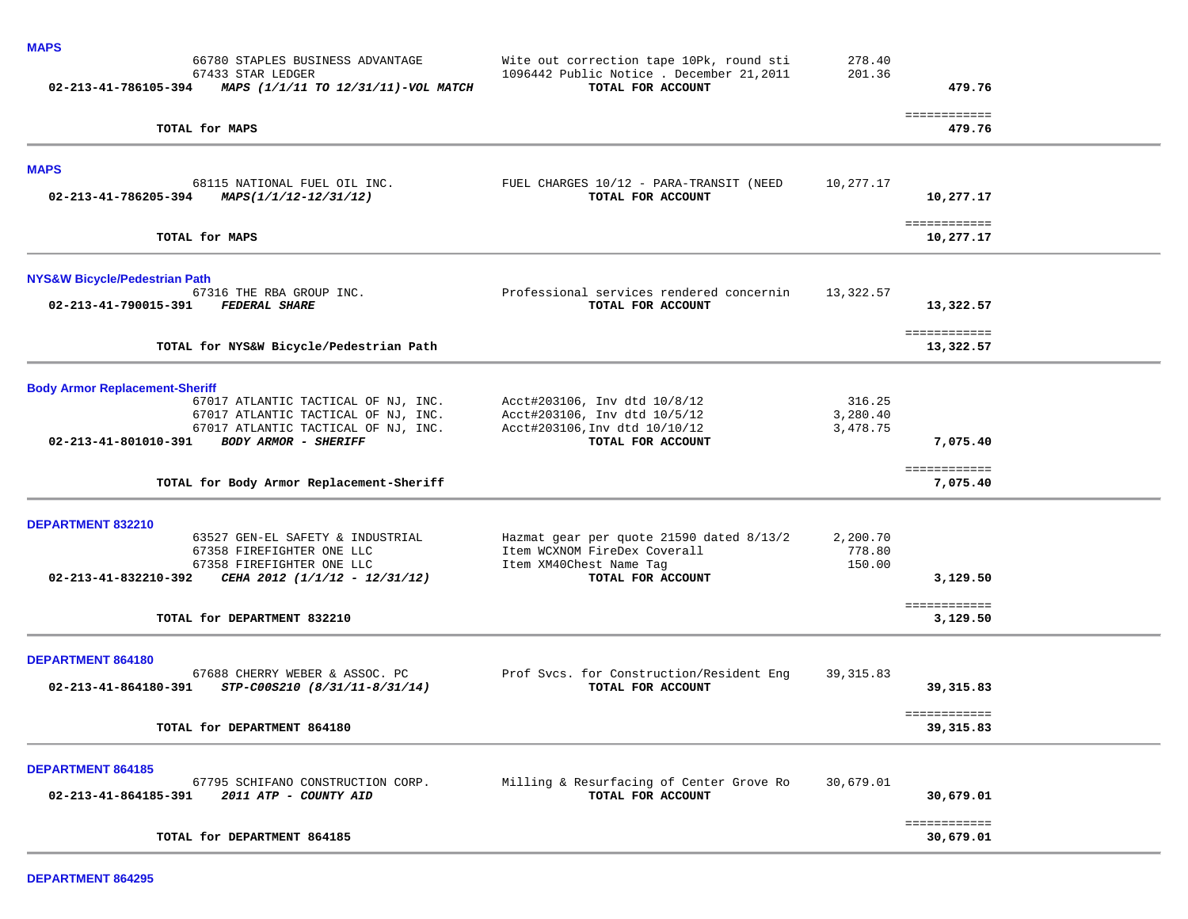**MAPS**

| | Vendor | Description | Amount | Total |
|---|---|---|---|---|
| | 66780 STAPLES BUSINESS ADVANTAGE | Wite out correction tape 10Pk, round sti | 278.40 | |
| | 67433 STAR LEDGER | 1096442 Public Notice . December 21,2011 | 201.36 | |
| **02-213-41-786105-394** | ***MAPS (1/1/11 TO 12/31/11)-VOL MATCH*** | **TOTAL FOR ACCOUNT** | | **479.76** |

**TOTAL for MAPS** — **479.76**

---

**MAPS**

| | Vendor | Description | Amount | Total |
|---|---|---|---|---|
| | 68115 NATIONAL FUEL OIL INC. | FUEL CHARGES 10/12 - PARA-TRANSIT (NEED | 10,277.17 | |
| **02-213-41-786205-394** | ***MAPS(1/1/12-12/31/12)*** | **TOTAL FOR ACCOUNT** | | **10,277.17** |

**TOTAL for MAPS** — **10,277.17**

---

**NYS&W Bicycle/Pedestrian Path**

| | Vendor | Description | Amount | Total |
|---|---|---|---|---|
| | 67316 THE RBA GROUP INC. | Professional services rendered concernin | 13,322.57 | |
| **02-213-41-790015-391** | ***FEDERAL SHARE*** | **TOTAL FOR ACCOUNT** | | **13,322.57** |

**TOTAL for NYS&W Bicycle/Pedestrian Path** — **13,322.57**

---

**Body Armor Replacement-Sheriff**

| | Vendor | Description | Amount | Total |
|---|---|---|---|---|
| | 67017 ATLANTIC TACTICAL OF NJ, INC. | Acct#203106, Inv dtd 10/8/12 | 316.25 | |
| | 67017 ATLANTIC TACTICAL OF NJ, INC. | Acct#203106, Inv dtd 10/5/12 | 3,280.40 | |
| | 67017 ATLANTIC TACTICAL OF NJ, INC. | Acct#203106,Inv dtd 10/10/12 | 3,478.75 | |
| **02-213-41-801010-391** | ***BODY ARMOR - SHERIFF*** | **TOTAL FOR ACCOUNT** | | **7,075.40** |

**TOTAL for Body Armor Replacement-Sheriff** — **7,075.40**

---

**DEPARTMENT 832210**

| | Vendor | Description | Amount | Total |
|---|---|---|---|---|
| | 63527 GEN-EL SAFETY & INDUSTRIAL | Hazmat gear per quote 21590 dated 8/13/2 | 2,200.70 | |
| | 67358 FIREFIGHTER ONE LLC | Item WCXNOM FireDex Coverall | 778.80 | |
| | 67358 FIREFIGHTER ONE LLC | Item XM40Chest Name Tag | 150.00 | |
| **02-213-41-832210-392** | ***CEHA 2012 (1/1/12 - 12/31/12)*** | **TOTAL FOR ACCOUNT** | | **3,129.50** |

**TOTAL for DEPARTMENT 832210** — **3,129.50**

---

**DEPARTMENT 864180**

| | Vendor | Description | Amount | Total |
|---|---|---|---|---|
| | 67688 CHERRY WEBER & ASSOC. PC | Prof Svcs. for Construction/Resident Eng | 39,315.83 | |
| **02-213-41-864180-391** | ***STP-C00S210 (8/31/11-8/31/14)*** | **TOTAL FOR ACCOUNT** | | **39,315.83** |

**TOTAL for DEPARTMENT 864180** — **39,315.83**

---

**DEPARTMENT 864185**

| | Vendor | Description | Amount | Total |
|---|---|---|---|---|
| | 67795 SCHIFANO CONSTRUCTION CORP. | Milling & Resurfacing of Center Grove Ro | 30,679.01 | |
| **02-213-41-864185-391** | ***2011 ATP - COUNTY AID*** | **TOTAL FOR ACCOUNT** | | **30,679.01** |

**TOTAL for DEPARTMENT 864185** — **30,679.01**

---

**DEPARTMENT 864295**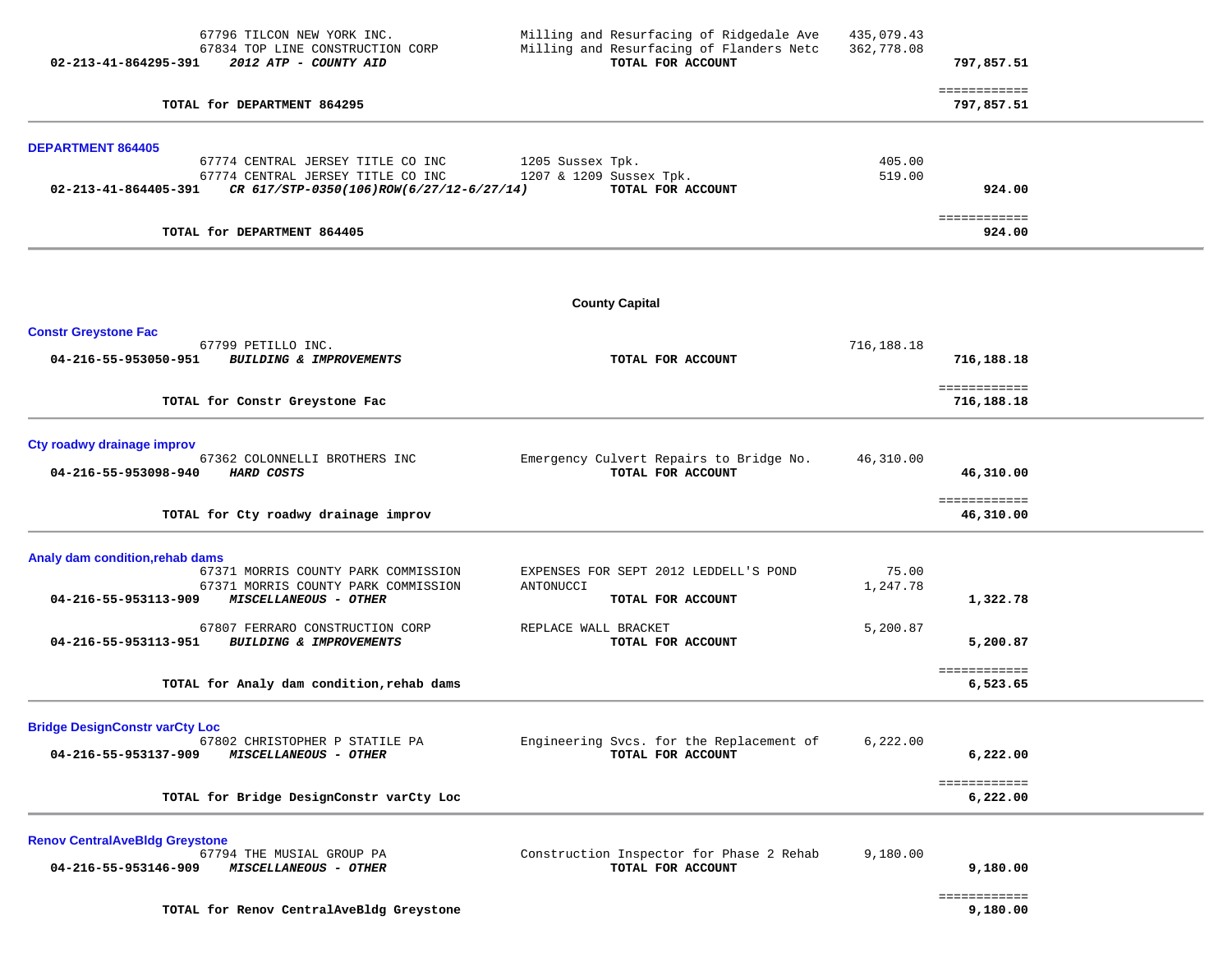| | | | | |
|---|---|---|---|---|
| | 67796 TILCON NEW YORK INC. | Milling and Resurfacing of Ridgedale Ave | 435,079.43 | |
| | 67834 TOP LINE CONSTRUCTION CORP | Milling and Resurfacing of Flanders Netc | 362,778.08 | |
| **02-213-41-864295-391** | ***2012 ATP - COUNTY AID*** | **TOTAL FOR ACCOUNT** | | **797,857.51** |
| | | | | ============ |
| | **TOTAL for DEPARTMENT 864295** | | | **797,857.51** |

**DEPARTMENT 864405**

| | | | | |
|---|---|---|---|---|
| | 67774 CENTRAL JERSEY TITLE CO INC | 1205 Sussex Tpk. | 405.00 | |
| | 67774 CENTRAL JERSEY TITLE CO INC | 1207 & 1209 Sussex Tpk. | 519.00 | |
| **02-213-41-864405-391** | ***CR 617/STP-0350(106)ROW(6/27/12-6/27/14)*** | **TOTAL FOR ACCOUNT** | | **924.00** |
| | | | | ============ |
| | **TOTAL for DEPARTMENT 864405** | | | **924.00** |

## County Capital

**Constr Greystone Fac**

| | | | | |
|---|---|---|---|---|
| | 67799 PETILLO INC. | | 716,188.18 | |
| **04-216-55-953050-951** | ***BUILDING & IMPROVEMENTS*** | **TOTAL FOR ACCOUNT** | | **716,188.18** |
| | | | | ============ |
| | **TOTAL for Constr Greystone Fac** | | | **716,188.18** |

**Cty roadwy drainage improv**

| | | | | |
|---|---|---|---|---|
| | 67362 COLONNELLI BROTHERS INC | Emergency Culvert Repairs to Bridge No. | 46,310.00 | |
| **04-216-55-953098-940** | ***HARD COSTS*** | **TOTAL FOR ACCOUNT** | | **46,310.00** |
| | | | | ============ |
| | **TOTAL for Cty roadwy drainage improv** | | | **46,310.00** |

**Analy dam condition,rehab dams**

| | | | | |
|---|---|---|---|---|
| | 67371 MORRIS COUNTY PARK COMMISSION | EXPENSES FOR SEPT 2012 LEDDELL'S POND | 75.00 | |
| | 67371 MORRIS COUNTY PARK COMMISSION | ANTONUCCI | 1,247.78 | |
| **04-216-55-953113-909** | ***MISCELLANEOUS - OTHER*** | **TOTAL FOR ACCOUNT** | | **1,322.78** |
| | 67807 FERRARO CONSTRUCTION CORP | REPLACE WALL BRACKET | 5,200.87 | |
| **04-216-55-953113-951** | ***BUILDING & IMPROVEMENTS*** | **TOTAL FOR ACCOUNT** | | **5,200.87** |
| | | | | ============ |
| | **TOTAL for Analy dam condition,rehab dams** | | | **6,523.65** |

**Bridge DesignConstr varCty Loc**

| | | | | |
|---|---|---|---|---|
| | 67802 CHRISTOPHER P STATILE PA | Engineering Svcs. for the Replacement of | 6,222.00 | |
| **04-216-55-953137-909** | ***MISCELLANEOUS - OTHER*** | **TOTAL FOR ACCOUNT** | | **6,222.00** |
| | | | | ============ |
| | **TOTAL for Bridge DesignConstr varCty Loc** | | | **6,222.00** |

**Renov CentralAveBldg Greystone**

| | | | | |
|---|---|---|---|---|
| | 67794 THE MUSIAL GROUP PA | Construction Inspector for Phase 2 Rehab | 9,180.00 | |
| **04-216-55-953146-909** | ***MISCELLANEOUS - OTHER*** | **TOTAL FOR ACCOUNT** | | **9,180.00** |
| | | | | ============ |
| | **TOTAL for Renov CentralAveBldg Greystone** | | | **9,180.00** |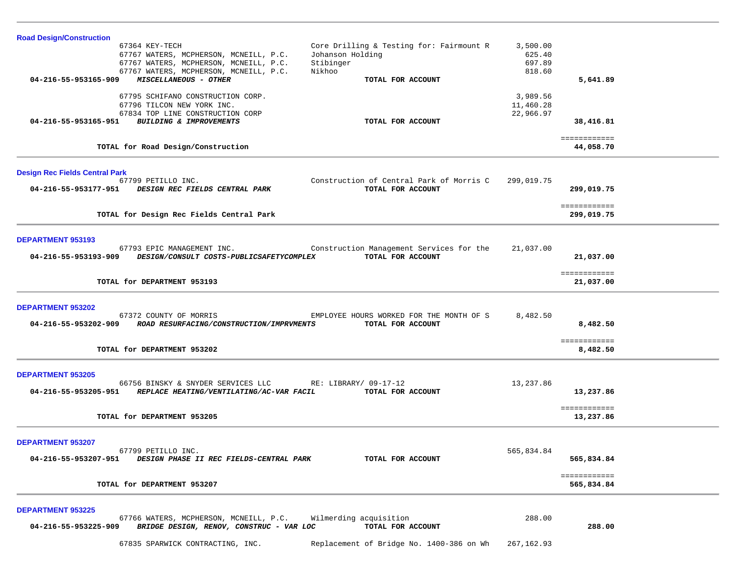**Road Design/Construction**

| Account | Vendor | Description | Amount | Total |
|---|---|---|---|---|
| | 67364 KEY-TECH | Core Drilling & Testing for: Fairmount R | 3,500.00 | |
| | 67767 WATERS, MCPHERSON, MCNEILL, P.C. | Johanson Holding | 625.40 | |
| | 67767 WATERS, MCPHERSON, MCNEILL, P.C. | Stibinger | 697.89 | |
| | 67767 WATERS, MCPHERSON, MCNEILL, P.C. | Nikhoo | 818.60 | |
| **04-216-55-953165-909** | ***MISCELLANEOUS - OTHER*** | **TOTAL FOR ACCOUNT** | | **5,641.89** |
| | 67795 SCHIFANO CONSTRUCTION CORP. | | 3,989.56 | |
| | 67796 TILCON NEW YORK INC. | | 11,460.28 | |
| | 67834 TOP LINE CONSTRUCTION CORP | | 22,966.97 | |
| **04-216-55-953165-951** | ***BUILDING & IMPROVEMENTS*** | **TOTAL FOR ACCOUNT** | | **38,416.81** |
| | **TOTAL for Road Design/Construction** | | | **44,058.70** |

**Design Rec Fields Central Park**

| Account | Vendor | Description | Amount | Total |
|---|---|---|---|---|
| | 67799 PETILLO INC. | Construction of Central Park of Morris C | 299,019.75 | |
| **04-216-55-953177-951** | ***DESIGN REC FIELDS CENTRAL PARK*** | **TOTAL FOR ACCOUNT** | | **299,019.75** |
| | **TOTAL for Design Rec Fields Central Park** | | | **299,019.75** |

**DEPARTMENT 953193**

| Account | Vendor | Description | Amount | Total |
|---|---|---|---|---|
| | 67793 EPIC MANAGEMENT INC. | Construction Management Services for the | 21,037.00 | |
| **04-216-55-953193-909** | ***DESIGN/CONSULT COSTS-PUBLICSAFETYCOMPLEX*** | **TOTAL FOR ACCOUNT** | | **21,037.00** |
| | **TOTAL for DEPARTMENT 953193** | | | **21,037.00** |

**DEPARTMENT 953202**

| Account | Vendor | Description | Amount | Total |
|---|---|---|---|---|
| | 67372 COUNTY OF MORRIS | EMPLOYEE HOURS WORKED FOR THE MONTH OF S | 8,482.50 | |
| **04-216-55-953202-909** | ***ROAD RESURFACING/CONSTRUCTION/IMPRVMENTS*** | **TOTAL FOR ACCOUNT** | | **8,482.50** |
| | **TOTAL for DEPARTMENT 953202** | | | **8,482.50** |

**DEPARTMENT 953205**

| Account | Vendor | Description | Amount | Total |
|---|---|---|---|---|
| | 66756 BINSKY & SNYDER SERVICES LLC | RE: LIBRARY/ 09-17-12 | 13,237.86 | |
| **04-216-55-953205-951** | ***REPLACE HEATING/VENTILATING/AC-VAR FACIL*** | **TOTAL FOR ACCOUNT** | | **13,237.86** |
| | **TOTAL for DEPARTMENT 953205** | | | **13,237.86** |

**DEPARTMENT 953207**

| Account | Vendor | Description | Amount | Total |
|---|---|---|---|---|
| | 67799 PETILLO INC. | | 565,834.84 | |
| **04-216-55-953207-951** | ***DESIGN PHASE II REC FIELDS-CENTRAL PARK*** | **TOTAL FOR ACCOUNT** | | **565,834.84** |
| | **TOTAL for DEPARTMENT 953207** | | | **565,834.84** |

**DEPARTMENT 953225**

| Account | Vendor | Description | Amount | Total |
|---|---|---|---|---|
| | 67766 WATERS, MCPHERSON, MCNEILL, P.C. | Wilmerding acquisition | 288.00 | |
| **04-216-55-953225-909** | ***BRIDGE DESIGN, RENOV, CONSTRUC - VAR LOC*** | **TOTAL FOR ACCOUNT** | | **288.00** |
| | 67835 SPARWICK CONTRACTING, INC. | Replacement of Bridge No. 1400-386 on Wh | 267,162.93 | |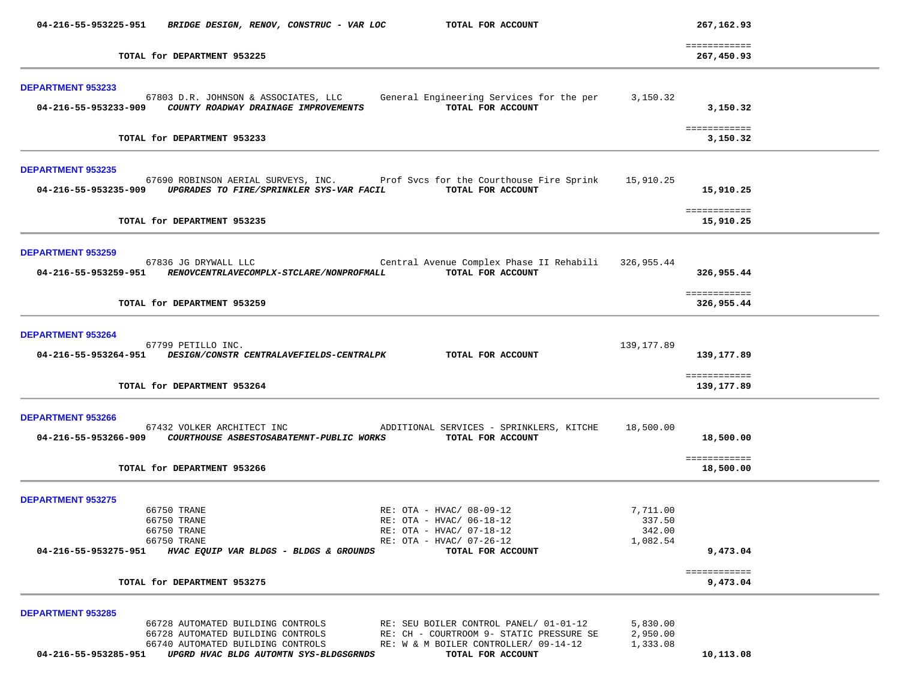**04-216-55-953225-951** ***BRIDGE DESIGN, RENOV, CONSTRUC - VAR LOC*** **TOTAL FOR ACCOUNT** **267,162.93**

============

**TOTAL for DEPARTMENT 953225** **267,450.93**

---

## DEPARTMENT 953233

| PO / Vendor | Description | Amount | Total |
|---|---|---|---|
| 67803 D.R. JOHNSON & ASSOCIATES, LLC | General Engineering Services for the per | 3,150.32 | |
| **04-216-55-953233-909** ***COUNTY ROADWAY DRAINAGE IMPROVEMENTS*** | **TOTAL FOR ACCOUNT** | | **3,150.32** |

============

**TOTAL for DEPARTMENT 953233** **3,150.32**

---

## DEPARTMENT 953235

| PO / Vendor | Description | Amount | Total |
|---|---|---|---|
| 67690 ROBINSON AERIAL SURVEYS, INC. | Prof Svcs for the Courthouse Fire Sprink | 15,910.25 | |
| **04-216-55-953235-909** ***UPGRADES TO FIRE/SPRINKLER SYS-VAR FACIL*** | **TOTAL FOR ACCOUNT** | | **15,910.25** |

============

**TOTAL for DEPARTMENT 953235** **15,910.25**

---

## DEPARTMENT 953259

| PO / Vendor | Description | Amount | Total |
|---|---|---|---|
| 67836 JG DRYWALL LLC | Central Avenue Complex Phase II Rehabili | 326,955.44 | |
| **04-216-55-953259-951** ***RENOVCENTRLAVECOMPLX-STCLARE/NONPROFMALL*** | **TOTAL FOR ACCOUNT** | | **326,955.44** |

============

**TOTAL for DEPARTMENT 953259** **326,955.44**

---

## DEPARTMENT 953264

| PO / Vendor | Description | Amount | Total |
|---|---|---|---|
| 67799 PETILLO INC. | | 139,177.89 | |
| **04-216-55-953264-951** ***DESIGN/CONSTR CENTRALAVEFIELDS-CENTRALPK*** | **TOTAL FOR ACCOUNT** | | **139,177.89** |

============

**TOTAL for DEPARTMENT 953264** **139,177.89**

---

## DEPARTMENT 953266

| PO / Vendor | Description | Amount | Total |
|---|---|---|---|
| 67432 VOLKER ARCHITECT INC | ADDITIONAL SERVICES - SPRINKLERS, KITCHE | 18,500.00 | |
| **04-216-55-953266-909** ***COURTHOUSE ASBESTOSABATEMNT-PUBLIC WORKS*** | **TOTAL FOR ACCOUNT** | | **18,500.00** |

============

**TOTAL for DEPARTMENT 953266** **18,500.00**

---

## DEPARTMENT 953275

| PO / Vendor | Description | Amount | Total |
|---|---|---|---|
| 66750 TRANE | RE: OTA - HVAC/ 08-09-12 | 7,711.00 | |
| 66750 TRANE | RE: OTA - HVAC/ 06-18-12 | 337.50 | |
| 66750 TRANE | RE: OTA - HVAC/ 07-18-12 | 342.00 | |
| 66750 TRANE | RE: OTA - HVAC/ 07-26-12 | 1,082.54 | |
| **04-216-55-953275-951** ***HVAC EQUIP VAR BLDGS - BLDGS & GROUNDS*** | **TOTAL FOR ACCOUNT** | | **9,473.04** |

============

**TOTAL for DEPARTMENT 953275** **9,473.04**

---

## DEPARTMENT 953285

| PO / Vendor | Description | Amount | Total |
|---|---|---|---|
| 66728 AUTOMATED BUILDING CONTROLS | RE: SEU BOILER CONTROL PANEL/ 01-01-12 | 5,830.00 | |
| 66728 AUTOMATED BUILDING CONTROLS | RE: CH - COURTROOM 9- STATIC PRESSURE SE | 2,950.00 | |
| 66740 AUTOMATED BUILDING CONTROLS | RE: W & M BOILER CONTROLLER/ 09-14-12 | 1,333.08 | |
| **04-216-55-953285-951** ***UPGRD HVAC BLDG AUTOMTN SYS-BLDGSGRNDS*** | **TOTAL FOR ACCOUNT** | | **10,113.08** |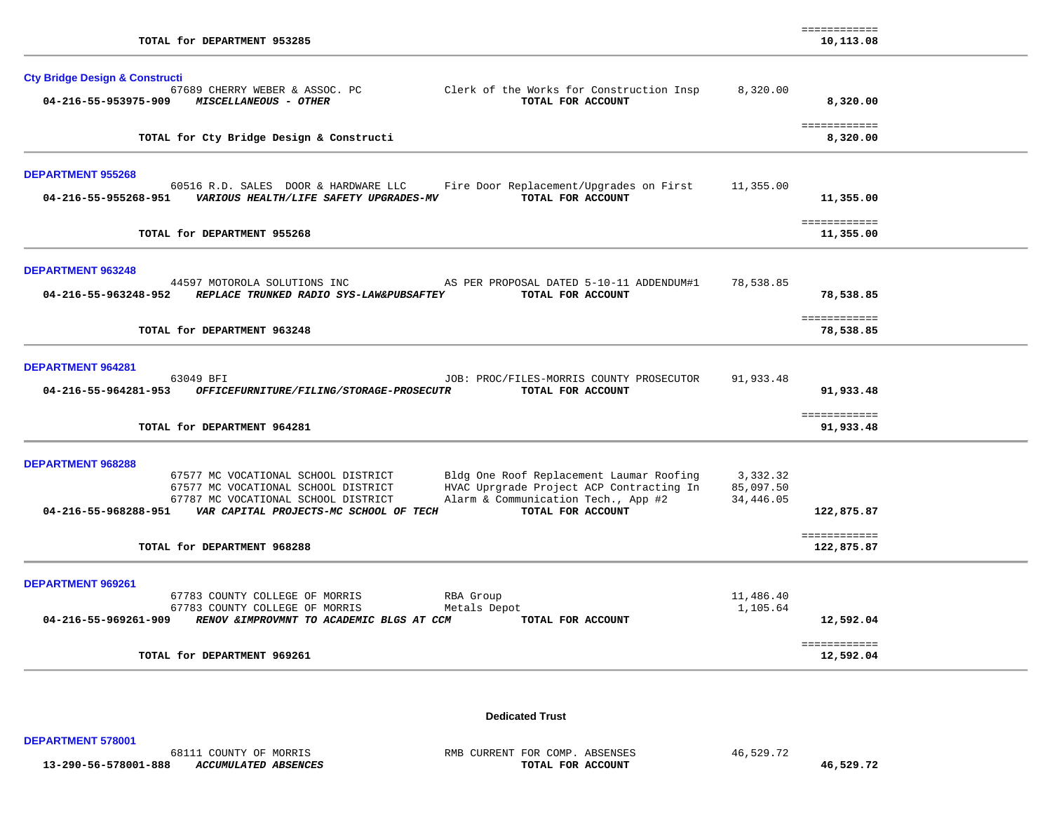| | | | | |
|---|---|---|---|---|
| | **TOTAL for DEPARTMENT 953285** | | | **10,113.08** |

**Cty Bridge Design & Constructi**

| | | | | |
|---|---|---|---|---|
| | 67689 CHERRY WEBER & ASSOC. PC | Clerk of the Works for Construction Insp | 8,320.00 | |
| **04-216-55-953975-909** | ***MISCELLANEOUS - OTHER*** | **TOTAL FOR ACCOUNT** | | **8,320.00** |
| | **TOTAL for Cty Bridge Design & Constructi** | | | **8,320.00** |

**DEPARTMENT 955268**

| | | | | |
|---|---|---|---|---|
| | 60516 R.D. SALES DOOR & HARDWARE LLC | Fire Door Replacement/Upgrades on First | 11,355.00 | |
| **04-216-55-955268-951** | ***VARIOUS HEALTH/LIFE SAFETY UPGRADES-MV*** | **TOTAL FOR ACCOUNT** | | **11,355.00** |
| | **TOTAL for DEPARTMENT 955268** | | | **11,355.00** |

**DEPARTMENT 963248**

| | | | | |
|---|---|---|---|---|
| | 44597 MOTOROLA SOLUTIONS INC | AS PER PROPOSAL DATED 5-10-11 ADDENDUM#1 | 78,538.85 | |
| **04-216-55-963248-952** | ***REPLACE TRUNKED RADIO SYS-LAW&PUBSAFTEY*** | **TOTAL FOR ACCOUNT** | | **78,538.85** |
| | **TOTAL for DEPARTMENT 963248** | | | **78,538.85** |

**DEPARTMENT 964281**

| | | | | |
|---|---|---|---|---|
| | 63049 BFI | JOB: PROC/FILES-MORRIS COUNTY PROSECUTOR | 91,933.48 | |
| **04-216-55-964281-953** | ***OFFICEFURNITURE/FILING/STORAGE-PROSECUTR*** | **TOTAL FOR ACCOUNT** | | **91,933.48** |
| | **TOTAL for DEPARTMENT 964281** | | | **91,933.48** |

**DEPARTMENT 968288**

| | | | | |
|---|---|---|---|---|
| | 67577 MC VOCATIONAL SCHOOL DISTRICT | Bldg One Roof Replacement Laumar Roofing | 3,332.32 | |
| | 67577 MC VOCATIONAL SCHOOL DISTRICT | HVAC Uprgrade Project ACP Contracting In | 85,097.50 | |
| | 67787 MC VOCATIONAL SCHOOL DISTRICT | Alarm & Communication Tech., App #2 | 34,446.05 | |
| **04-216-55-968288-951** | ***VAR CAPITAL PROJECTS-MC SCHOOL OF TECH*** | **TOTAL FOR ACCOUNT** | | **122,875.87** |
| | **TOTAL for DEPARTMENT 968288** | | | **122,875.87** |

**DEPARTMENT 969261**

| | | | | |
|---|---|---|---|---|
| | 67783 COUNTY COLLEGE OF MORRIS | RBA Group | 11,486.40 | |
| | 67783 COUNTY COLLEGE OF MORRIS | Metals Depot | 1,105.64 | |
| **04-216-55-969261-909** | ***RENOV &IMPROVMNT TO ACADEMIC BLGS AT CCM*** | **TOTAL FOR ACCOUNT** | | **12,592.04** |
| | **TOTAL for DEPARTMENT 969261** | | | **12,592.04** |

## Dedicated Trust

**DEPARTMENT 578001**

| | | | | |
|---|---|---|---|---|
| | 68111 COUNTY OF MORRIS | RMB CURRENT FOR COMP. ABSENSES | 46,529.72 | |
| **13-290-56-578001-888** | ***ACCUMULATED ABSENCES*** | **TOTAL FOR ACCOUNT** | | **46,529.72** |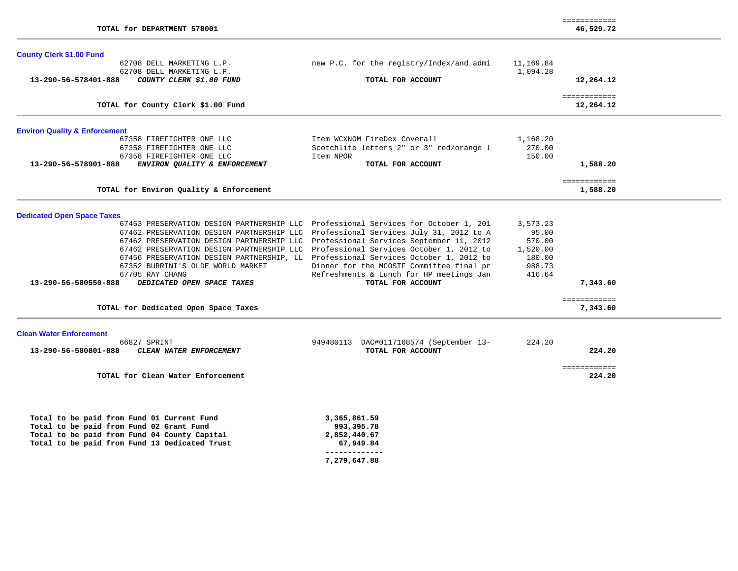| | | | | |
|---|---|---|---|---|
| | **TOTAL for DEPARTMENT 578001** | | | ============ **46,529.72** |

**County Clerk $1.00 Fund**

| | | | | |
|---|---|---|---|---|
| | 62708 DELL MARKETING L.P. | new P.C. for the registry/Index/and admi | 11,169.84 | |
| | 62708 DELL MARKETING L.P. | | 1,094.28 | |
| **13-290-56-578401-888** | ***COUNTY CLERK $1.00 FUND*** | **TOTAL FOR ACCOUNT** | | **12,264.12** |
| | **TOTAL for County Clerk $1.00 Fund** | | | ============ **12,264.12** |

**Environ Quality & Enforcement**

| | | | | |
|---|---|---|---|---|
| | 67358 FIREFIGHTER ONE LLC | Item WCXNOM FireDex Coverall | 1,168.20 | |
| | 67358 FIREFIGHTER ONE LLC | Scotchlite letters 2" or 3" red/orange l | 270.00 | |
| | 67358 FIREFIGHTER ONE LLC | Item NPOR | 150.00 | |
| **13-290-56-578901-888** | ***ENVIRON QUALITY & ENFORCEMENT*** | **TOTAL FOR ACCOUNT** | | **1,588.20** |
| | **TOTAL for Environ Quality & Enforcement** | | | ============ **1,588.20** |

**Dedicated Open Space Taxes**

| | | | | |
|---|---|---|---|---|
| | 67453 PRESERVATION DESIGN PARTNERSHIP LLC | Professional Services for October 1, 201 | 3,573.23 | |
| | 67462 PRESERVATION DESIGN PARTNERSHIP LLC | Professional Services July 31, 2012 to A | 95.00 | |
| | 67462 PRESERVATION DESIGN PARTNERSHIP LLC | Professional Services September 11, 2012 | 570.00 | |
| | 67462 PRESERVATION DESIGN PARTNERSHIP LLC | Professional Services October 1, 2012 to | 1,520.00 | |
| | 67456 PRESERVATION DESIGN PARTNERSHIP, LL | Professional Services October 1, 2012 to | 180.00 | |
| | 67352 BURRINI'S OLDE WORLD MARKET | Dinner for the MCOSTF Committee final pr | 988.73 | |
| | 67705 RAY CHANG | Refreshments & Lunch for HP meetings Jan | 416.64 | |
| **13-290-56-580550-888** | ***DEDICATED OPEN SPACE TAXES*** | **TOTAL FOR ACCOUNT** | | **7,343.60** |
| | **TOTAL for Dedicated Open Space Taxes** | | | ============ **7,343.60** |

**Clean Water Enforcement**

| | | | | |
|---|---|---|---|---|
| | 66827 SPRINT | 949480113 DAC#0117168574 (September 13- | 224.20 | |
| **13-290-56-580801-888** | ***CLEAN WATER ENFORCEMENT*** | **TOTAL FOR ACCOUNT** | | **224.20** |
| | **TOTAL for Clean Water Enforcement** | | | ============ **224.20** |

| | |
|---|---|
| **Total to be paid from Fund 01 Current Fund** | **3,365,861.59** |
| **Total to be paid from Fund 02 Grant Fund** | **993,395.78** |
| **Total to be paid from Fund 04 County Capital** | **2,852,440.67** |
| **Total to be paid from Fund 13 Dedicated Trust** | **67,949.84** |
| | ------------- |
| | **7,279,647.88** |